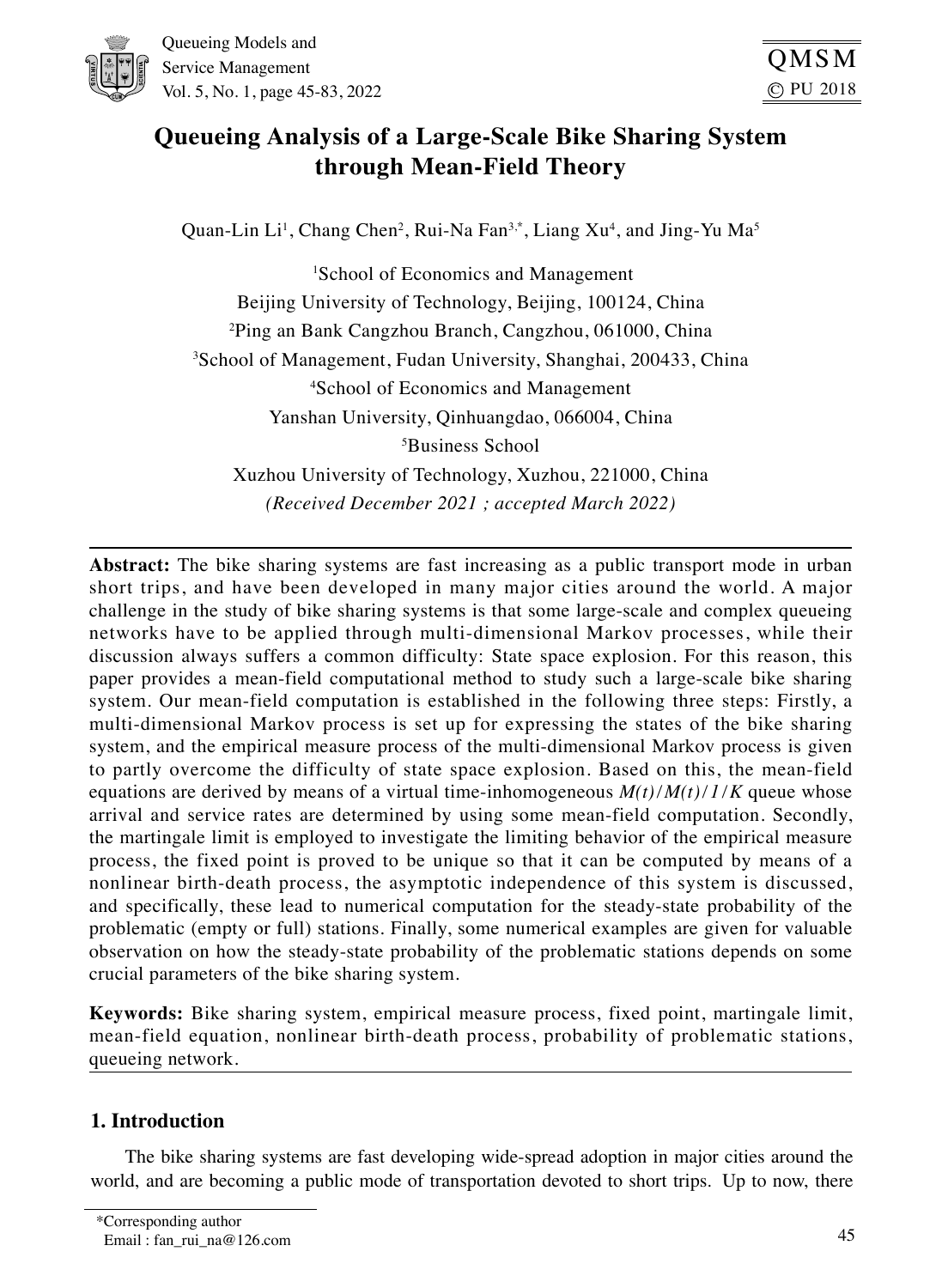# Queueing Analysis of a Large-Scale Bike Sharing System through Mean-Field Theory

Quan-Lin Li[1], Chang Chen[2], Rui-Na Fan[3,*], Liang Xu[4], and Jing-Yu Ma[5]

[1]School of Economics and Management
Beijing University of Technology, Beijing, 100124, China
[2]Ping an Bank Cangzhou Branch, Cangzhou, 061000, China
[3]School of Management, Fudan University, Shanghai, 200433, China
[4]School of Economics and Management
Yanshan University, Qinhuangdao, 066004, China
[5]Business School
Xuzhou University of Technology, Xuzhou, 221000, China
*(Received December 2021 ; accepted March 2022)*

---

**Abstract:** The bike sharing systems are fast increasing as a public transport mode in urban short trips, and have been developed in many major cities around the world. A major challenge in the study of bike sharing systems is that some large-scale and complex queueing networks have to be applied through multi-dimensional Markov processes, while their discussion always suffers a common difficulty: State space explosion. For this reason, this paper provides a mean-field computational method to study such a large-scale bike sharing system. Our mean-field computation is established in the following three steps: Firstly, a multi-dimensional Markov process is set up for expressing the states of the bike sharing system, and the empirical measure process of the multi-dimensional Markov process is given to partly overcome the difficulty of state space explosion. Based on this, the mean-field equations are derived by means of a virtual time-inhomogeneous $M(t)/M(t)/1/K$ queue whose arrival and service rates are determined by using some mean-field computation. Secondly, the martingale limit is employed to investigate the limiting behavior of the empirical measure process, the fixed point is proved to be unique so that it can be computed by means of a nonlinear birth-death process, the asymptotic independence of this system is discussed, and specifically, these lead to numerical computation for the steady-state probability of the problematic (empty or full) stations. Finally, some numerical examples are given for valuable observation on how the steady-state probability of the problematic stations depends on some crucial parameters of the bike sharing system.

**Keywords:** Bike sharing system, empirical measure process, fixed point, martingale limit, mean-field equation, nonlinear birth-death process, probability of problematic stations, queueing network.

---

## 1. Introduction

The bike sharing systems are fast developing wide-spread adoption in major cities around the world, and are becoming a public mode of transportation devoted to short trips. Up to now, there

*Corresponding author
Email : fan_rui_na@126.com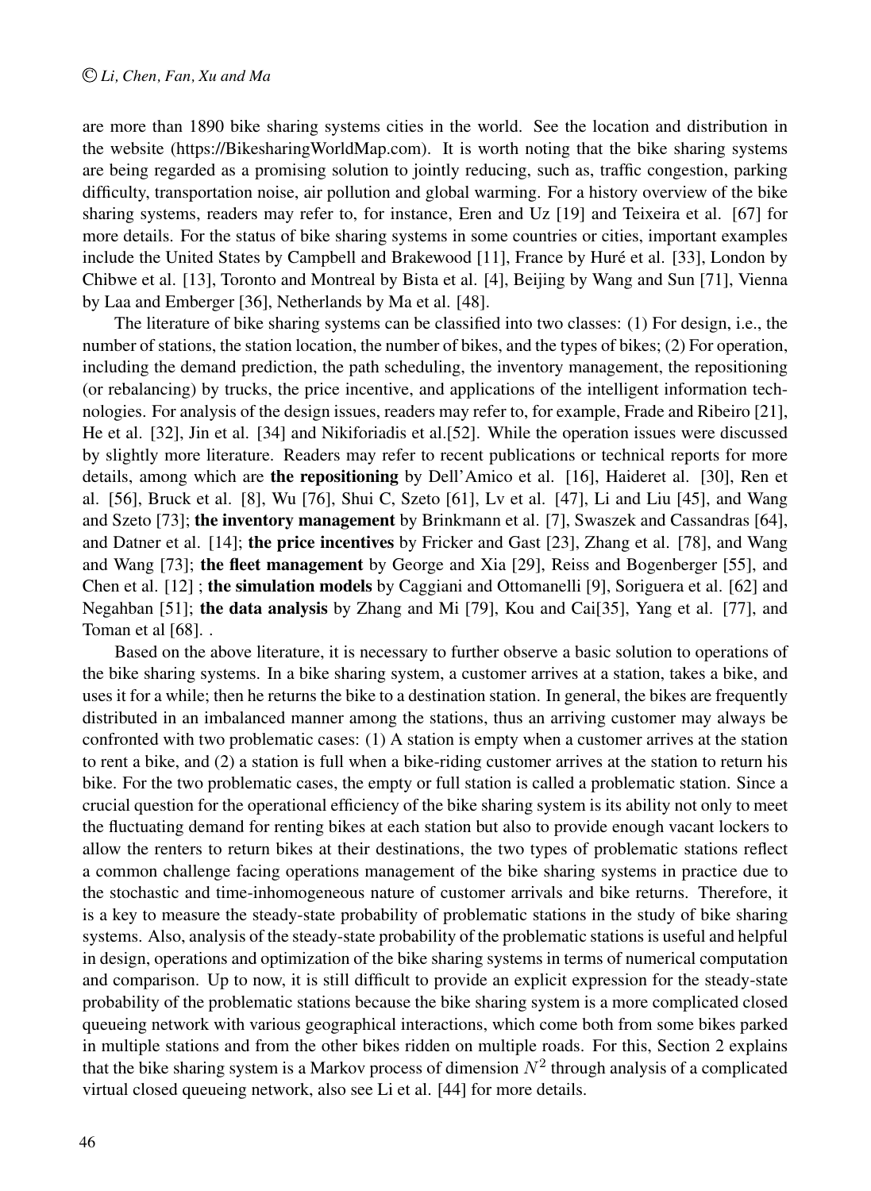are more than 1890 bike sharing systems cities in the world. See the location and distribution in the website (https://BikesharingWorldMap.com). It is worth noting that the bike sharing systems are being regarded as a promising solution to jointly reducing, such as, traffic congestion, parking difficulty, transportation noise, air pollution and global warming. For a history overview of the bike sharing systems, readers may refer to, for instance, Eren and Uz [19] and Teixeira et al. [67] for more details. For the status of bike sharing systems in some countries or cities, important examples include the United States by Campbell and Brakewood [11], France by Huré et al. [33], London by Chibwe et al. [13], Toronto and Montreal by Bista et al. [4], Beijing by Wang and Sun [71], Vienna by Laa and Emberger [36], Netherlands by Ma et al. [48].

The literature of bike sharing systems can be classified into two classes: (1) For design, i.e., the number of stations, the station location, the number of bikes, and the types of bikes; (2) For operation, including the demand prediction, the path scheduling, the inventory management, the repositioning (or rebalancing) by trucks, the price incentive, and applications of the intelligent information technologies. For analysis of the design issues, readers may refer to, for example, Frade and Ribeiro [21], He et al. [32], Jin et al. [34] and Nikiforiadis et al.[52]. While the operation issues were discussed by slightly more literature. Readers may refer to recent publications or technical reports for more details, among which are **the repositioning** by Dell'Amico et al. [16], Haideret al. [30], Ren et al. [56], Bruck et al. [8], Wu [76], Shui C, Szeto [61], Lv et al. [47], Li and Liu [45], and Wang and Szeto [73]; **the inventory management** by Brinkmann et al. [7], Swaszek and Cassandras [64], and Datner et al. [14]; **the price incentives** by Fricker and Gast [23], Zhang et al. [78], and Wang and Wang [73]; **the fleet management** by George and Xia [29], Reiss and Bogenberger [55], and Chen et al. [12] ; **the simulation models** by Caggiani and Ottomanelli [9], Soriguera et al. [62] and Negahban [51]; **the data analysis** by Zhang and Mi [79], Kou and Cai[35], Yang et al. [77], and Toman et al [68]. .

Based on the above literature, it is necessary to further observe a basic solution to operations of the bike sharing systems. In a bike sharing system, a customer arrives at a station, takes a bike, and uses it for a while; then he returns the bike to a destination station. In general, the bikes are frequently distributed in an imbalanced manner among the stations, thus an arriving customer may always be confronted with two problematic cases: (1) A station is empty when a customer arrives at the station to rent a bike, and (2) a station is full when a bike-riding customer arrives at the station to return his bike. For the two problematic cases, the empty or full station is called a problematic station. Since a crucial question for the operational efficiency of the bike sharing system is its ability not only to meet the fluctuating demand for renting bikes at each station but also to provide enough vacant lockers to allow the renters to return bikes at their destinations, the two types of problematic stations reflect a common challenge facing operations management of the bike sharing systems in practice due to the stochastic and time-inhomogeneous nature of customer arrivals and bike returns. Therefore, it is a key to measure the steady-state probability of problematic stations in the study of bike sharing systems. Also, analysis of the steady-state probability of the problematic stations is useful and helpful in design, operations and optimization of the bike sharing systems in terms of numerical computation and comparison. Up to now, it is still difficult to provide an explicit expression for the steady-state probability of the problematic stations because the bike sharing system is a more complicated closed queueing network with various geographical interactions, which come both from some bikes parked in multiple stations and from the other bikes ridden on multiple roads. For this, Section 2 explains that the bike sharing system is a Markov process of dimension $N^2$ through analysis of a complicated virtual closed queueing network, also see Li et al. [44] for more details.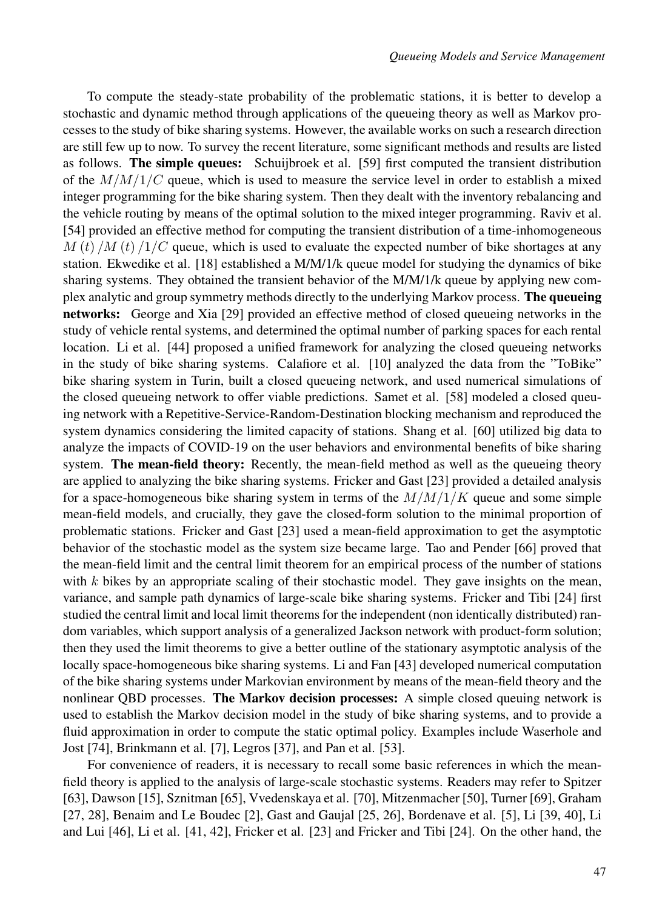To compute the steady-state probability of the problematic stations, it is better to develop a stochastic and dynamic method through applications of the queueing theory as well as Markov processes to the study of bike sharing systems. However, the available works on such a research direction are still few up to now. To survey the recent literature, some significant methods and results are listed as follows. **The simple queues:** Schuijbroek et al. [59] first computed the transient distribution of the $M/M/1/C$ queue, which is used to measure the service level in order to establish a mixed integer programming for the bike sharing system. Then they dealt with the inventory rebalancing and the vehicle routing by means of the optimal solution to the mixed integer programming. Raviv et al. [54] provided an effective method for computing the transient distribution of a time-inhomogeneous $M(t)/M(t)/1/C$ queue, which is used to evaluate the expected number of bike shortages at any station. Ekwedike et al. [18] established a M/M/1/k queue model for studying the dynamics of bike sharing systems. They obtained the transient behavior of the M/M/1/k queue by applying new complex analytic and group symmetry methods directly to the underlying Markov process. **The queueing networks:** George and Xia [29] provided an effective method of closed queueing networks in the study of vehicle rental systems, and determined the optimal number of parking spaces for each rental location. Li et al. [44] proposed a unified framework for analyzing the closed queueing networks in the study of bike sharing systems. Calafiore et al. [10] analyzed the data from the "ToBike" bike sharing system in Turin, built a closed queueing network, and used numerical simulations of the closed queueing network to offer viable predictions. Samet et al. [58] modeled a closed queuing network with a Repetitive-Service-Random-Destination blocking mechanism and reproduced the system dynamics considering the limited capacity of stations. Shang et al. [60] utilized big data to analyze the impacts of COVID-19 on the user behaviors and environmental benefits of bike sharing system. **The mean-field theory:** Recently, the mean-field method as well as the queueing theory are applied to analyzing the bike sharing systems. Fricker and Gast [23] provided a detailed analysis for a space-homogeneous bike sharing system in terms of the $M/M/1/K$ queue and some simple mean-field models, and crucially, they gave the closed-form solution to the minimal proportion of problematic stations. Fricker and Gast [23] used a mean-field approximation to get the asymptotic behavior of the stochastic model as the system size became large. Tao and Pender [66] proved that the mean-field limit and the central limit theorem for an empirical process of the number of stations with $k$ bikes by an appropriate scaling of their stochastic model. They gave insights on the mean, variance, and sample path dynamics of large-scale bike sharing systems. Fricker and Tibi [24] first studied the central limit and local limit theorems for the independent (non identically distributed) random variables, which support analysis of a generalized Jackson network with product-form solution; then they used the limit theorems to give a better outline of the stationary asymptotic analysis of the locally space-homogeneous bike sharing systems. Li and Fan [43] developed numerical computation of the bike sharing systems under Markovian environment by means of the mean-field theory and the nonlinear QBD processes. **The Markov decision processes:** A simple closed queuing network is used to establish the Markov decision model in the study of bike sharing systems, and to provide a fluid approximation in order to compute the static optimal policy. Examples include Waserhole and Jost [74], Brinkmann et al. [7], Legros [37], and Pan et al. [53].

For convenience of readers, it is necessary to recall some basic references in which the mean-field theory is applied to the analysis of large-scale stochastic systems. Readers may refer to Spitzer [63], Dawson [15], Sznitman [65], Vvedenskaya et al. [70], Mitzenmacher [50], Turner [69], Graham [27, 28], Benaim and Le Boudec [2], Gast and Gaujal [25, 26], Bordenave et al. [5], Li [39, 40], Li and Lui [46], Li et al. [41, 42], Fricker et al. [23] and Fricker and Tibi [24]. On the other hand, the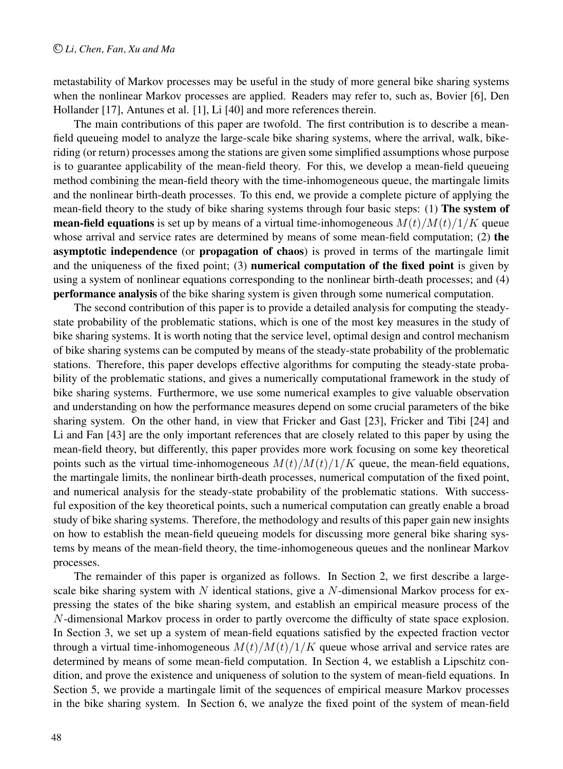metastability of Markov processes may be useful in the study of more general bike sharing systems when the nonlinear Markov processes are applied. Readers may refer to, such as, Bovier [6], Den Hollander [17], Antunes et al. [1], Li [40] and more references therein.

The main contributions of this paper are twofold. The first contribution is to describe a mean-field queueing model to analyze the large-scale bike sharing systems, where the arrival, walk, bike-riding (or return) processes among the stations are given some simplified assumptions whose purpose is to guarantee applicability of the mean-field theory. For this, we develop a mean-field queueing method combining the mean-field theory with the time-inhomogeneous queue, the martingale limits and the nonlinear birth-death processes. To this end, we provide a complete picture of applying the mean-field theory to the study of bike sharing systems through four basic steps: (1) **The system of mean-field equations** is set up by means of a virtual time-inhomogeneous $M(t)/M(t)/1/K$ queue whose arrival and service rates are determined by means of some mean-field computation; (2) **the asymptotic independence** (or **propagation of chaos**) is proved in terms of the martingale limit and the uniqueness of the fixed point; (3) **numerical computation of the fixed point** is given by using a system of nonlinear equations corresponding to the nonlinear birth-death processes; and (4) **performance analysis** of the bike sharing system is given through some numerical computation.

The second contribution of this paper is to provide a detailed analysis for computing the steady-state probability of the problematic stations, which is one of the most key measures in the study of bike sharing systems. It is worth noting that the service level, optimal design and control mechanism of bike sharing systems can be computed by means of the steady-state probability of the problematic stations. Therefore, this paper develops effective algorithms for computing the steady-state probability of the problematic stations, and gives a numerically computational framework in the study of bike sharing systems. Furthermore, we use some numerical examples to give valuable observation and understanding on how the performance measures depend on some crucial parameters of the bike sharing system. On the other hand, in view that Fricker and Gast [23], Fricker and Tibi [24] and Li and Fan [43] are the only important references that are closely related to this paper by using the mean-field theory, but differently, this paper provides more work focusing on some key theoretical points such as the virtual time-inhomogeneous $M(t)/M(t)/1/K$ queue, the mean-field equations, the martingale limits, the nonlinear birth-death processes, numerical computation of the fixed point, and numerical analysis for the steady-state probability of the problematic stations. With successful exposition of the key theoretical points, such a numerical computation can greatly enable a broad study of bike sharing systems. Therefore, the methodology and results of this paper gain new insights on how to establish the mean-field queueing models for discussing more general bike sharing systems by means of the mean-field theory, the time-inhomogeneous queues and the nonlinear Markov processes.

The remainder of this paper is organized as follows. In Section 2, we first describe a large-scale bike sharing system with $N$ identical stations, give a $N$-dimensional Markov process for expressing the states of the bike sharing system, and establish an empirical measure process of the $N$-dimensional Markov process in order to partly overcome the difficulty of state space explosion. In Section 3, we set up a system of mean-field equations satisfied by the expected fraction vector through a virtual time-inhomogeneous $M(t)/M(t)/1/K$ queue whose arrival and service rates are determined by means of some mean-field computation. In Section 4, we establish a Lipschitz condition, and prove the existence and uniqueness of solution to the system of mean-field equations. In Section 5, we provide a martingale limit of the sequences of empirical measure Markov processes in the bike sharing system. In Section 6, we analyze the fixed point of the system of mean-field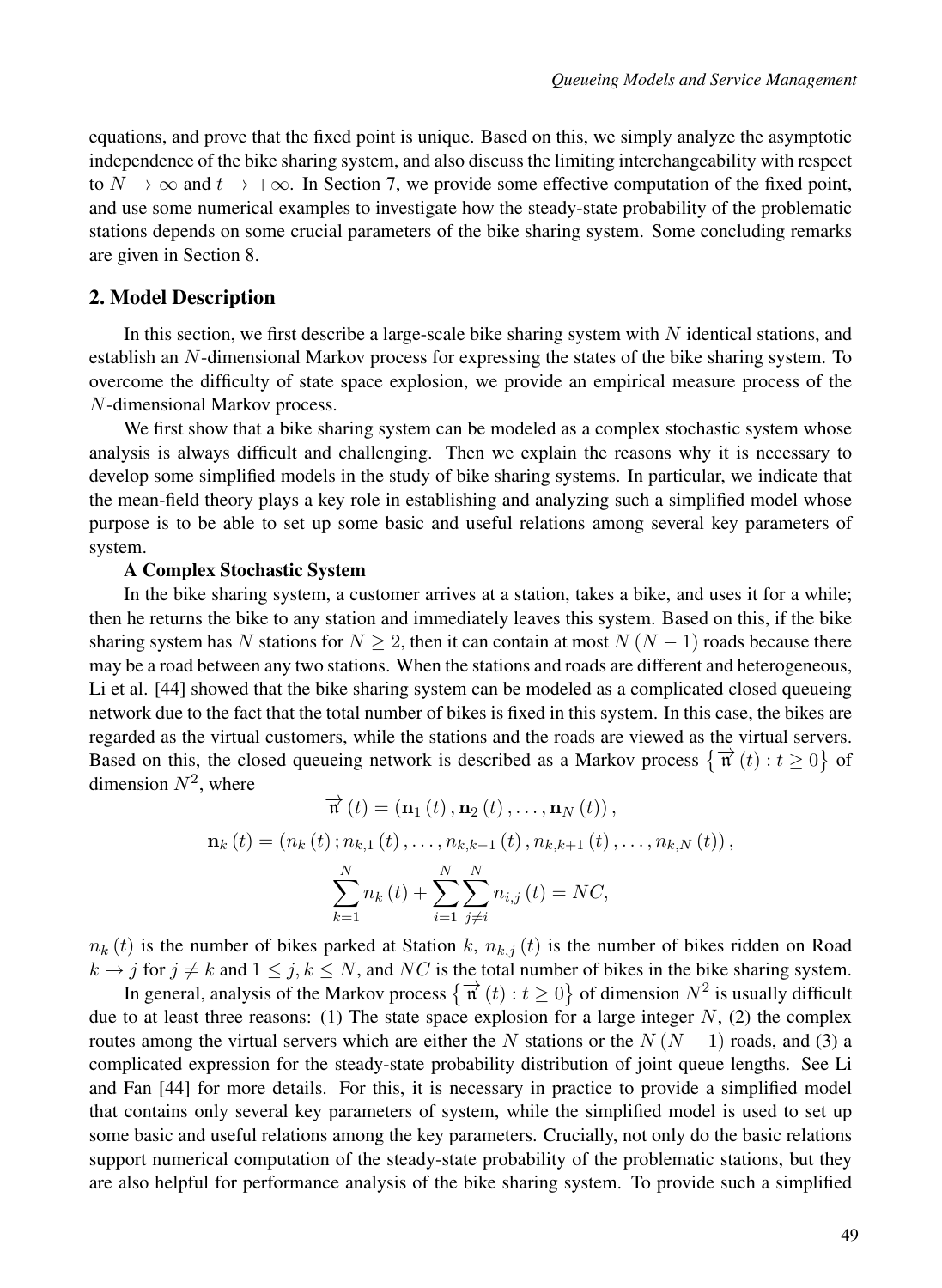equations, and prove that the fixed point is unique. Based on this, we simply analyze the asymptotic independence of the bike sharing system, and also discuss the limiting interchangeability with respect to $N \to \infty$ and $t \to +\infty$. In Section 7, we provide some effective computation of the fixed point, and use some numerical examples to investigate how the steady-state probability of the problematic stations depends on some crucial parameters of the bike sharing system. Some concluding remarks are given in Section 8.

## 2. Model Description

In this section, we first describe a large-scale bike sharing system with $N$ identical stations, and establish an $N$-dimensional Markov process for expressing the states of the bike sharing system. To overcome the difficulty of state space explosion, we provide an empirical measure process of the $N$-dimensional Markov process.

We first show that a bike sharing system can be modeled as a complex stochastic system whose analysis is always difficult and challenging. Then we explain the reasons why it is necessary to develop some simplified models in the study of bike sharing systems. In particular, we indicate that the mean-field theory plays a key role in establishing and analyzing such a simplified model whose purpose is to be able to set up some basic and useful relations among several key parameters of system.

**A Complex Stochastic System**

In the bike sharing system, a customer arrives at a station, takes a bike, and uses it for a while; then he returns the bike to any station and immediately leaves this system. Based on this, if the bike sharing system has $N$ stations for $N \geq 2$, then it can contain at most $N(N-1)$ roads because there may be a road between any two stations. When the stations and roads are different and heterogeneous, Li et al. [44] showed that the bike sharing system can be modeled as a complicated closed queueing network due to the fact that the total number of bikes is fixed in this system. In this case, the bikes are regarded as the virtual customers, while the stations and the roads are viewed as the virtual servers. Based on this, the closed queueing network is described as a Markov process $\left\{ \overrightarrow{\mathfrak{n}}(t) : t \geq 0 \right\}$ of dimension $N^2$, where

$$\overrightarrow{\mathfrak{n}}(t) = (\mathbf{n}_1(t), \mathbf{n}_2(t), \ldots, \mathbf{n}_N(t)),$$

$$\mathbf{n}_k(t) = (n_k(t); n_{k,1}(t), \ldots, n_{k,k-1}(t), n_{k,k+1}(t), \ldots, n_{k,N}(t)),$$

$$\sum_{k=1}^{N} n_k(t) + \sum_{i=1}^{N} \sum_{j \neq i}^{N} n_{i,j}(t) = NC,$$

$n_k(t)$ is the number of bikes parked at Station $k$, $n_{k,j}(t)$ is the number of bikes ridden on Road $k \to j$ for $j \neq k$ and $1 \leq j, k \leq N$, and $NC$ is the total number of bikes in the bike sharing system.

In general, analysis of the Markov process $\left\{ \overrightarrow{\mathfrak{n}}(t) : t \geq 0 \right\}$ of dimension $N^2$ is usually difficult due to at least three reasons: (1) The state space explosion for a large integer $N$, (2) the complex routes among the virtual servers which are either the $N$ stations or the $N(N-1)$ roads, and (3) a complicated expression for the steady-state probability distribution of joint queue lengths. See Li and Fan [44] for more details. For this, it is necessary in practice to provide a simplified model that contains only several key parameters of system, while the simplified model is used to set up some basic and useful relations among the key parameters. Crucially, not only do the basic relations support numerical computation of the steady-state probability of the problematic stations, but they are also helpful for performance analysis of the bike sharing system. To provide such a simplified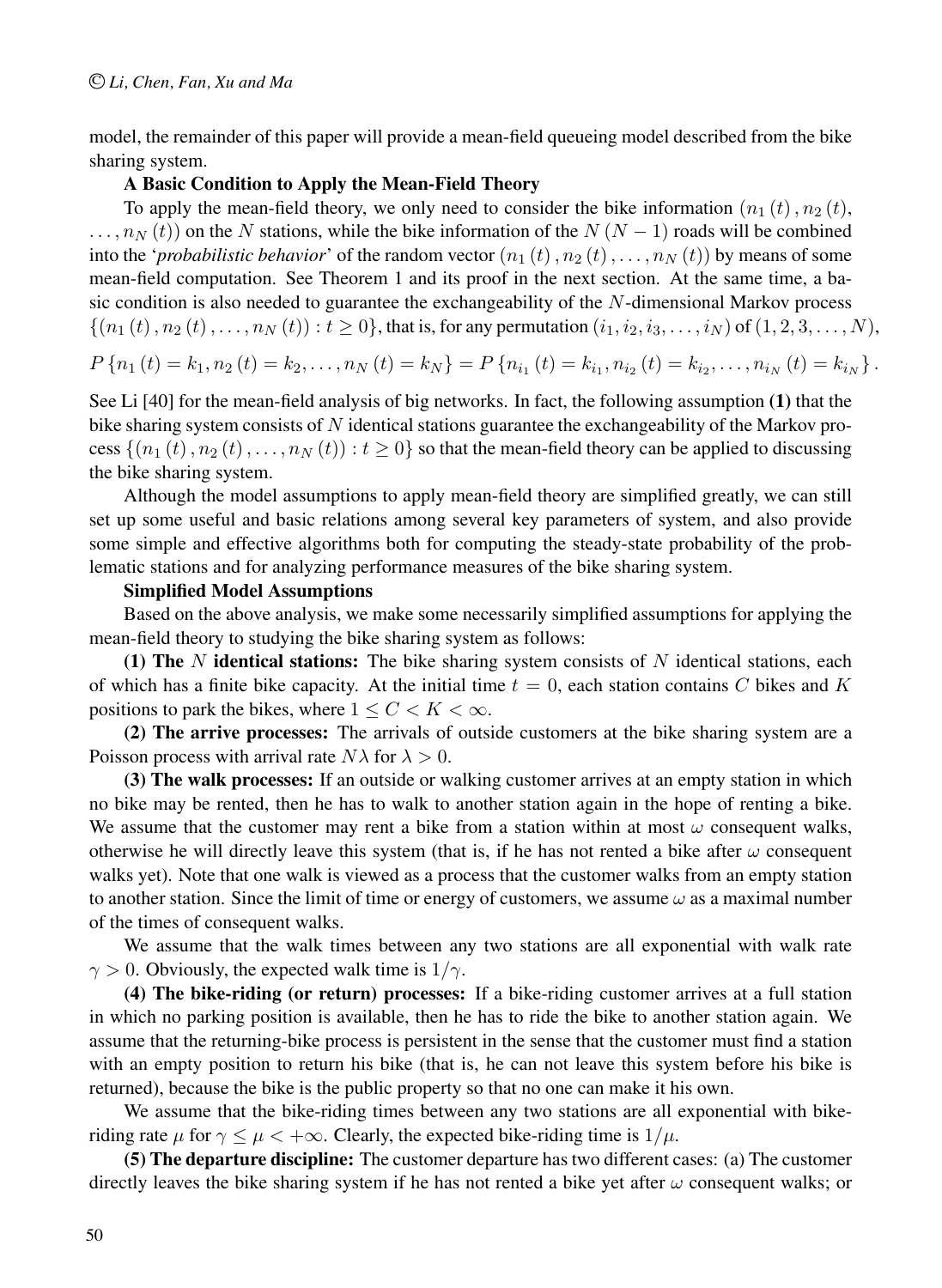model, the remainder of this paper will provide a mean-field queueing model described from the bike sharing system.

**A Basic Condition to Apply the Mean-Field Theory**

To apply the mean-field theory, we only need to consider the bike information $(n_1(t), n_2(t), \ldots, n_N(t))$ on the $N$ stations, while the bike information of the $N(N-1)$ roads will be combined into the '*probabilistic behavior*' of the random vector $(n_1(t), n_2(t), \ldots, n_N(t))$ by means of some mean-field computation. See Theorem 1 and its proof in the next section. At the same time, a basic condition is also needed to guarantee the exchangeability of the $N$-dimensional Markov process $\{(n_1(t), n_2(t), \ldots, n_N(t)) : t \geq 0\}$, that is, for any permutation $(i_1, i_2, i_3, \ldots, i_N)$ of $(1, 2, 3, \ldots, N)$,

$$P\{n_1(t) = k_1, n_2(t) = k_2, \ldots, n_N(t) = k_N\} = P\{n_{i_1}(t) = k_{i_1}, n_{i_2}(t) = k_{i_2}, \ldots, n_{i_N}(t) = k_{i_N}\}.$$

See Li [40] for the mean-field analysis of big networks. In fact, the following assumption **(1)** that the bike sharing system consists of $N$ identical stations guarantee the exchangeability of the Markov process $\{(n_1(t), n_2(t), \ldots, n_N(t)) : t \geq 0\}$ so that the mean-field theory can be applied to discussing the bike sharing system.

Although the model assumptions to apply mean-field theory are simplified greatly, we can still set up some useful and basic relations among several key parameters of system, and also provide some simple and effective algorithms both for computing the steady-state probability of the problematic stations and for analyzing performance measures of the bike sharing system.

**Simplified Model Assumptions**

Based on the above analysis, we make some necessarily simplified assumptions for applying the mean-field theory to studying the bike sharing system as follows:

**(1) The $N$ identical stations:** The bike sharing system consists of $N$ identical stations, each of which has a finite bike capacity. At the initial time $t = 0$, each station contains $C$ bikes and $K$ positions to park the bikes, where $1 \leq C < K < \infty$.

**(2) The arrive processes:** The arrivals of outside customers at the bike sharing system are a Poisson process with arrival rate $N\lambda$ for $\lambda > 0$.

**(3) The walk processes:** If an outside or walking customer arrives at an empty station in which no bike may be rented, then he has to walk to another station again in the hope of renting a bike. We assume that the customer may rent a bike from a station within at most $\omega$ consequent walks, otherwise he will directly leave this system (that is, if he has not rented a bike after $\omega$ consequent walks yet). Note that one walk is viewed as a process that the customer walks from an empty station to another station. Since the limit of time or energy of customers, we assume $\omega$ as a maximal number of the times of consequent walks.

We assume that the walk times between any two stations are all exponential with walk rate $\gamma > 0$. Obviously, the expected walk time is $1/\gamma$.

**(4) The bike-riding (or return) processes:** If a bike-riding customer arrives at a full station in which no parking position is available, then he has to ride the bike to another station again. We assume that the returning-bike process is persistent in the sense that the customer must find a station with an empty position to return his bike (that is, he can not leave this system before his bike is returned), because the bike is the public property so that no one can make it his own.

We assume that the bike-riding times between any two stations are all exponential with bike-riding rate $\mu$ for $\gamma \leq \mu < +\infty$. Clearly, the expected bike-riding time is $1/\mu$.

**(5) The departure discipline:** The customer departure has two different cases: (a) The customer directly leaves the bike sharing system if he has not rented a bike yet after $\omega$ consequent walks; or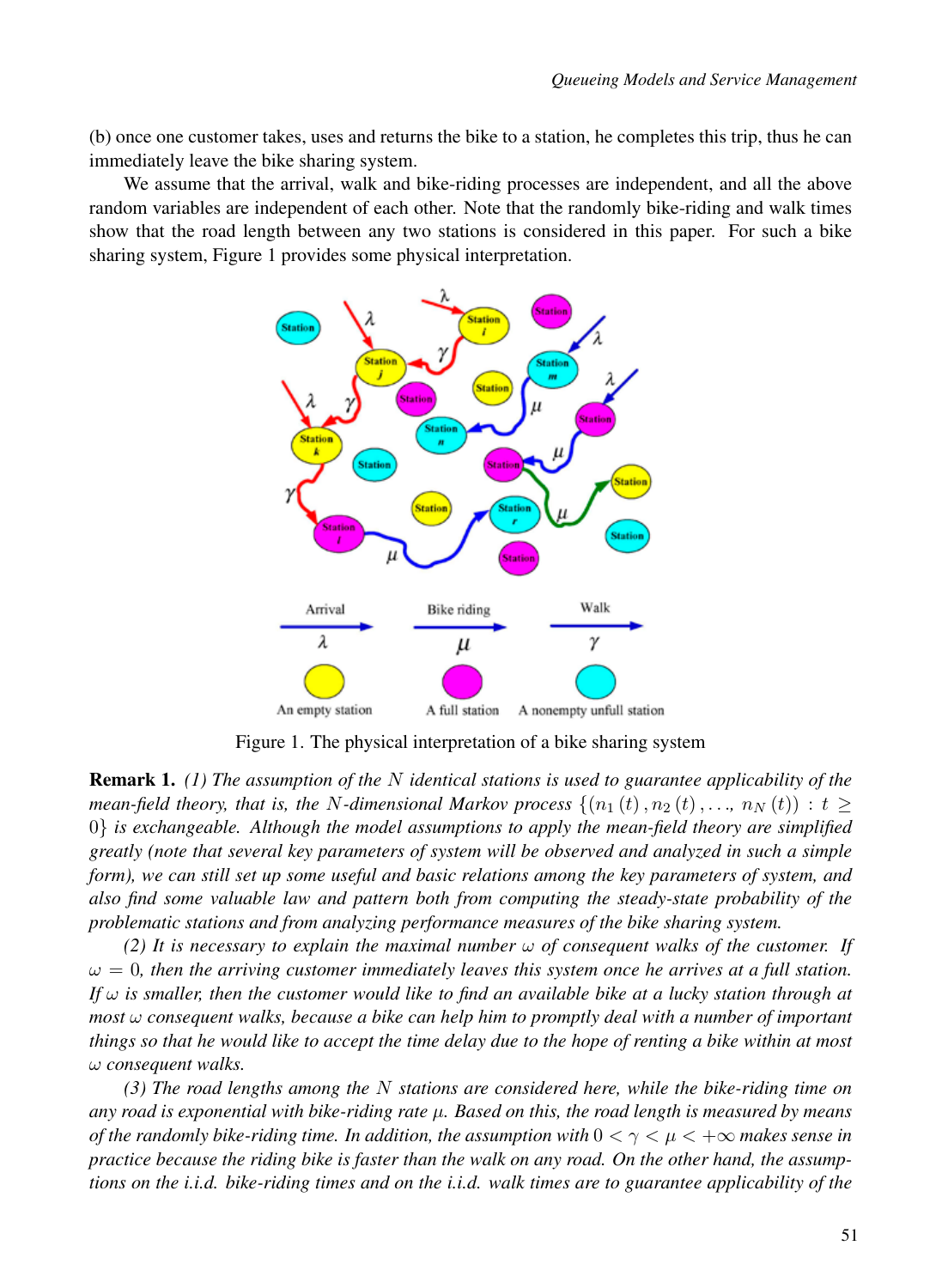(b) once one customer takes, uses and returns the bike to a station, he completes this trip, thus he can immediately leave the bike sharing system.

We assume that the arrival, walk and bike-riding processes are independent, and all the above random variables are independent of each other. Note that the randomly bike-riding and walk times show that the road length between any two stations is considered in this paper. For such a bike sharing system, Figure 1 provides some physical interpretation.

Figure 1. The physical interpretation of a bike sharing system

**Remark 1.** *(1) The assumption of the $N$ identical stations is used to guarantee applicability of the mean-field theory, that is, the $N$-dimensional Markov process $\{(n_1(t), n_2(t), \ldots, n_N(t)) : t \geq 0\}$ is exchangeable. Although the model assumptions to apply the mean-field theory are simplified greatly (note that several key parameters of system will be observed and analyzed in such a simple form), we can still set up some useful and basic relations among the key parameters of system, and also find some valuable law and pattern both from computing the steady-state probability of the problematic stations and from analyzing performance measures of the bike sharing system.*

*(2) It is necessary to explain the maximal number $\omega$ of consequent walks of the customer. If $\omega = 0$, then the arriving customer immediately leaves this system once he arrives at a full station. If $\omega$ is smaller, then the customer would like to find an available bike at a lucky station through at most $\omega$ consequent walks, because a bike can help him to promptly deal with a number of important things so that he would like to accept the time delay due to the hope of renting a bike within at most $\omega$ consequent walks.*

*(3) The road lengths among the $N$ stations are considered here, while the bike-riding time on any road is exponential with bike-riding rate $\mu$. Based on this, the road length is measured by means of the randomly bike-riding time. In addition, the assumption with $0 < \gamma < \mu < +\infty$ makes sense in practice because the riding bike is faster than the walk on any road. On the other hand, the assumptions on the i.i.d. bike-riding times and on the i.i.d. walk times are to guarantee applicability of the*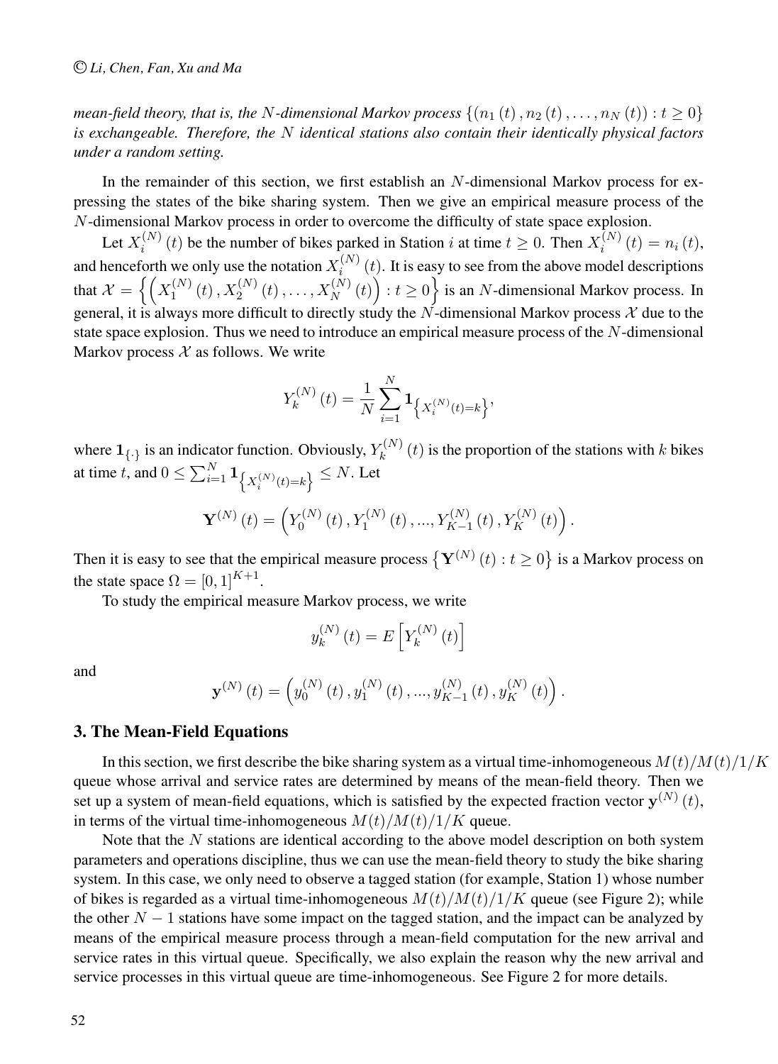*mean-field theory, that is, the $N$-dimensional Markov process $\{(n_1(t), n_2(t), \ldots, n_N(t)) : t \geq 0\}$ is exchangeable. Therefore, the $N$ identical stations also contain their identically physical factors under a random setting.*

In the remainder of this section, we first establish an $N$-dimensional Markov process for expressing the states of the bike sharing system. Then we give an empirical measure process of the $N$-dimensional Markov process in order to overcome the difficulty of state space explosion.

Let $X_i^{(N)}(t)$ be the number of bikes parked in Station $i$ at time $t \geq 0$. Then $X_i^{(N)}(t) = n_i(t)$, and henceforth we only use the notation $X_i^{(N)}(t)$. It is easy to see from the above model descriptions that $\mathcal{X} = \left\{ \left( X_1^{(N)}(t), X_2^{(N)}(t), \ldots, X_N^{(N)}(t) \right) : t \geq 0 \right\}$ is an $N$-dimensional Markov process. In general, it is always more difficult to directly study the $N$-dimensional Markov process $\mathcal{X}$ due to the state space explosion. Thus we need to introduce an empirical measure process of the $N$-dimensional Markov process $\mathcal{X}$ as follows. We write

$$Y_k^{(N)}(t) = \frac{1}{N} \sum_{i=1}^{N} \mathbf{1}_{\left\{ X_i^{(N)}(t) = k \right\}},$$

where $\mathbf{1}_{\{\cdot\}}$ is an indicator function. Obviously, $Y_k^{(N)}(t)$ is the proportion of the stations with $k$ bikes at time $t$, and $0 \leq \sum_{i=1}^{N} \mathbf{1}_{\left\{ X_i^{(N)}(t) = k \right\}} \leq N$. Let

$$\mathbf{Y}^{(N)}(t) = \left( Y_0^{(N)}(t), Y_1^{(N)}(t), ..., Y_{K-1}^{(N)}(t), Y_K^{(N)}(t) \right).$$

Then it is easy to see that the empirical measure process $\left\{ \mathbf{Y}^{(N)}(t) : t \geq 0 \right\}$ is a Markov process on the state space $\Omega = [0, 1]^{K+1}$.

To study the empirical measure Markov process, we write

$$y_k^{(N)}(t) = E\left[ Y_k^{(N)}(t) \right]$$

and

$$\mathbf{y}^{(N)}(t) = \left( y_0^{(N)}(t), y_1^{(N)}(t), ..., y_{K-1}^{(N)}(t), y_K^{(N)}(t) \right).$$

## 3. The Mean-Field Equations

In this section, we first describe the bike sharing system as a virtual time-inhomogeneous $M(t)/M(t)/1/K$ queue whose arrival and service rates are determined by means of the mean-field theory. Then we set up a system of mean-field equations, which is satisfied by the expected fraction vector $\mathbf{y}^{(N)}(t)$, in terms of the virtual time-inhomogeneous $M(t)/M(t)/1/K$ queue.

Note that the $N$ stations are identical according to the above model description on both system parameters and operations discipline, thus we can use the mean-field theory to study the bike sharing system. In this case, we only need to observe a tagged station (for example, Station 1) whose number of bikes is regarded as a virtual time-inhomogeneous $M(t)/M(t)/1/K$ queue (see Figure 2); while the other $N-1$ stations have some impact on the tagged station, and the impact can be analyzed by means of the empirical measure process through a mean-field computation for the new arrival and service rates in this virtual queue. Specifically, we also explain the reason why the new arrival and service processes in this virtual queue are time-inhomogeneous. See Figure 2 for more details.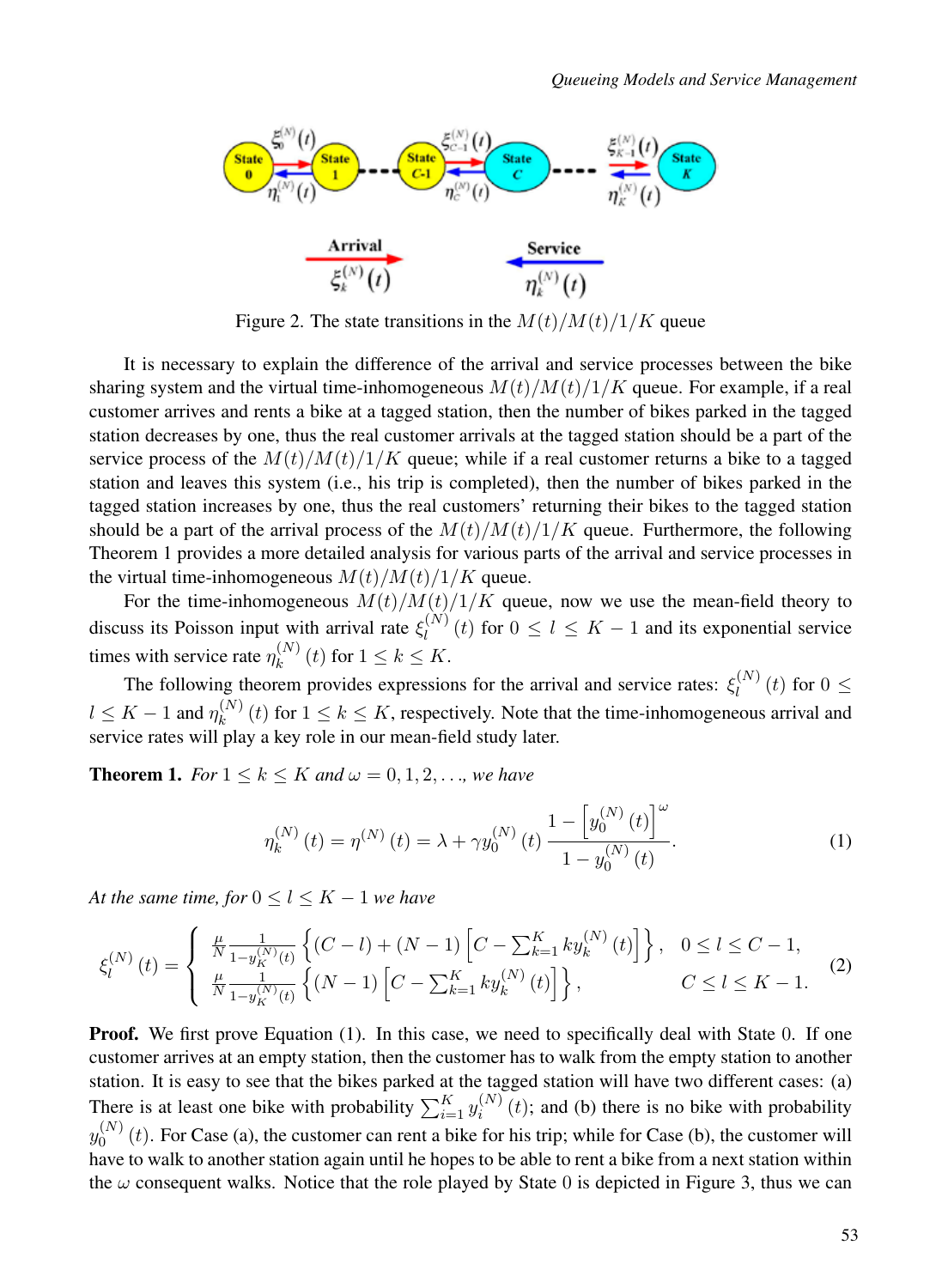Figure 2. The state transitions in the $M(t)/M(t)/1/K$ queue

It is necessary to explain the difference of the arrival and service processes between the bike sharing system and the virtual time-inhomogeneous $M(t)/M(t)/1/K$ queue. For example, if a real customer arrives and rents a bike at a tagged station, then the number of bikes parked in the tagged station decreases by one, thus the real customer arrivals at the tagged station should be a part of the service process of the $M(t)/M(t)/1/K$ queue; while if a real customer returns a bike to a tagged station and leaves this system (i.e., his trip is completed), then the number of bikes parked in the tagged station increases by one, thus the real customers' returning their bikes to the tagged station should be a part of the arrival process of the $M(t)/M(t)/1/K$ queue. Furthermore, the following Theorem 1 provides a more detailed analysis for various parts of the arrival and service processes in the virtual time-inhomogeneous $M(t)/M(t)/1/K$ queue.

For the time-inhomogeneous $M(t)/M(t)/1/K$ queue, now we use the mean-field theory to discuss its Poisson input with arrival rate $\xi_l^{(N)}(t)$ for $0 \leq l \leq K-1$ and its exponential service times with service rate $\eta_k^{(N)}(t)$ for $1 \leq k \leq K$.

The following theorem provides expressions for the arrival and service rates: $\xi_l^{(N)}(t)$ for $0 \leq l \leq K-1$ and $\eta_k^{(N)}(t)$ for $1 \leq k \leq K$, respectively. Note that the time-inhomogeneous arrival and service rates will play a key role in our mean-field study later.

**Theorem 1.** *For $1 \leq k \leq K$ and $\omega = 0, 1, 2, \ldots$, we have*

$$\eta_k^{(N)}(t) = \eta^{(N)}(t) = \lambda + \gamma y_0^{(N)}(t) \frac{1 - \left[y_0^{(N)}(t)\right]^{\omega}}{1 - y_0^{(N)}(t)}. \tag{1}$$

*At the same time, for $0 \leq l \leq K-1$ we have*

$$\xi_l^{(N)}(t) = \begin{cases} \frac{\mu}{N} \frac{1}{1-y_K^{(N)}(t)} \left\{ (C-l) + (N-1)\left[C - \sum_{k=1}^{K} k y_k^{(N)}(t)\right] \right\}, & 0 \leq l \leq C-1, \\ \frac{\mu}{N} \frac{1}{1-y_K^{(N)}(t)} \left\{ (N-1)\left[C - \sum_{k=1}^{K} k y_k^{(N)}(t)\right] \right\}, & C \leq l \leq K-1. \end{cases} \tag{2}$$

**Proof.** We first prove Equation (1). In this case, we need to specifically deal with State 0. If one customer arrives at an empty station, then the customer has to walk from the empty station to another station. It is easy to see that the bikes parked at the tagged station will have two different cases: (a) There is at least one bike with probability $\sum_{i=1}^{K} y_i^{(N)}(t)$; and (b) there is no bike with probability $y_0^{(N)}(t)$. For Case (a), the customer can rent a bike for his trip; while for Case (b), the customer will have to walk to another station again until he hopes to be able to rent a bike from a next station within the $\omega$ consequent walks. Notice that the role played by State 0 is depicted in Figure 3, thus we can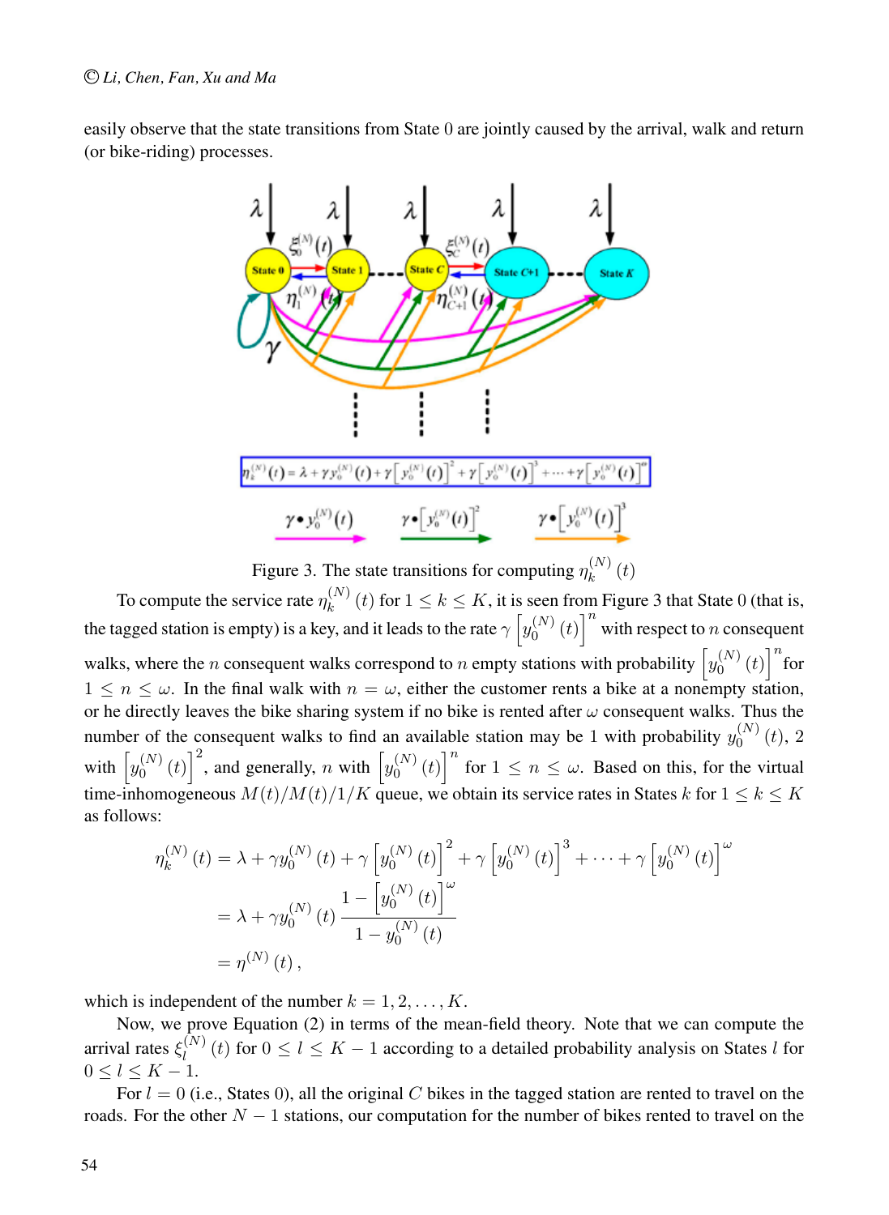easily observe that the state transitions from State 0 are jointly caused by the arrival, walk and return (or bike-riding) processes.

Figure 3. The state transitions for computing $\eta_k^{(N)}(t)$

To compute the service rate $\eta_k^{(N)}(t)$ for $1 \le k \le K$, it is seen from Figure 3 that State 0 (that is, the tagged station is empty) is a key, and it leads to the rate $\gamma\left[y_0^{(N)}(t)\right]^n$ with respect to $n$ consequent walks, where the $n$ consequent walks correspond to $n$ empty stations with probability $\left[y_0^{(N)}(t)\right]^n$ for $1 \le n \le \omega$. In the final walk with $n = \omega$, either the customer rents a bike at a nonempty station, or he directly leaves the bike sharing system if no bike is rented after $\omega$ consequent walks. Thus the number of the consequent walks to find an available station may be 1 with probability $y_0^{(N)}(t)$, 2 with $\left[y_0^{(N)}(t)\right]^2$, and generally, $n$ with $\left[y_0^{(N)}(t)\right]^n$ for $1 \le n \le \omega$. Based on this, for the virtual time-inhomogeneous $M(t)/M(t)/1/K$ queue, we obtain its service rates in States $k$ for $1 \le k \le K$ as follows:

$$
\begin{aligned}
\eta_k^{(N)}(t) &= \lambda + \gamma y_0^{(N)}(t) + \gamma\left[y_0^{(N)}(t)\right]^2 + \gamma\left[y_0^{(N)}(t)\right]^3 + \cdots + \gamma\left[y_0^{(N)}(t)\right]^\omega \\
&= \lambda + \gamma y_0^{(N)}(t)\,\frac{1-\left[y_0^{(N)}(t)\right]^\omega}{1-y_0^{(N)}(t)} \\
&= \eta^{(N)}(t),
\end{aligned}
$$

which is independent of the number $k = 1, 2, \ldots, K$.

Now, we prove Equation (2) in terms of the mean-field theory. Note that we can compute the arrival rates $\xi_l^{(N)}(t)$ for $0 \le l \le K-1$ according to a detailed probability analysis on States $l$ for $0 \le l \le K-1$.

For $l = 0$ (i.e., States 0), all the original $C$ bikes in the tagged station are rented to travel on the roads. For the other $N-1$ stations, our computation for the number of bikes rented to travel on the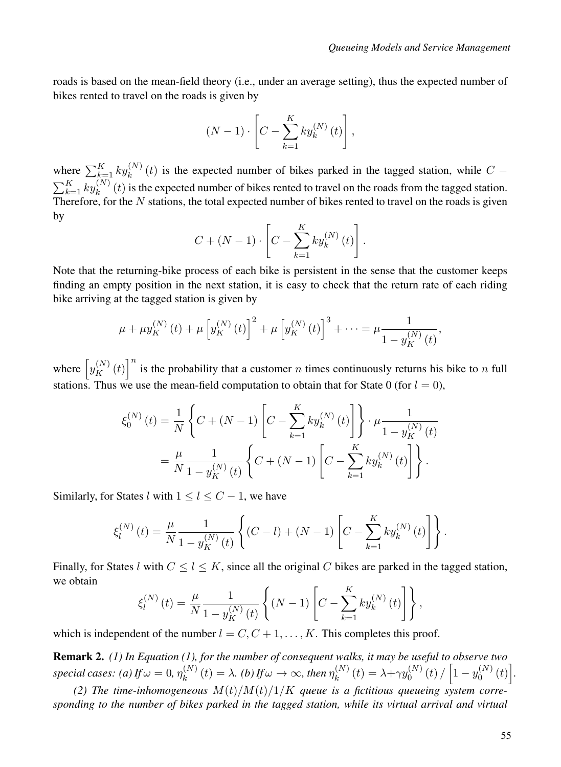roads is based on the mean-field theory (i.e., under an average setting), thus the expected number of bikes rented to travel on the roads is given by

$$(N-1)\cdot\left[C-\sum_{k=1}^{K}ky_k^{(N)}(t)\right],$$

where $\sum_{k=1}^{K}ky_k^{(N)}(t)$ is the expected number of bikes parked in the tagged station, while $C-\sum_{k=1}^{K}ky_k^{(N)}(t)$ is the expected number of bikes rented to travel on the roads from the tagged station. Therefore, for the $N$ stations, the total expected number of bikes rented to travel on the roads is given by

$$C+(N-1)\cdot\left[C-\sum_{k=1}^{K}ky_k^{(N)}(t)\right].$$

Note that the returning-bike process of each bike is persistent in the sense that the customer keeps finding an empty position in the next station, it is easy to check that the return rate of each riding bike arriving at the tagged station is given by

$$\mu+\mu y_K^{(N)}(t)+\mu\left[y_K^{(N)}(t)\right]^2+\mu\left[y_K^{(N)}(t)\right]^3+\cdots=\mu\frac{1}{1-y_K^{(N)}(t)},$$

where $\left[y_K^{(N)}(t)\right]^n$ is the probability that a customer $n$ times continuously returns his bike to $n$ full stations. Thus we use the mean-field computation to obtain that for State 0 (for $l=0$),

$$\begin{aligned}\xi_0^{(N)}(t)&=\frac{1}{N}\left\{C+(N-1)\left[C-\sum_{k=1}^{K}ky_k^{(N)}(t)\right]\right\}\cdot\mu\frac{1}{1-y_K^{(N)}(t)}\\&=\frac{\mu}{N}\frac{1}{1-y_K^{(N)}(t)}\left\{C+(N-1)\left[C-\sum_{k=1}^{K}ky_k^{(N)}(t)\right]\right\}.\end{aligned}$$

Similarly, for States $l$ with $1\le l\le C-1$, we have

$$\xi_l^{(N)}(t)=\frac{\mu}{N}\frac{1}{1-y_K^{(N)}(t)}\left\{(C-l)+(N-1)\left[C-\sum_{k=1}^{K}ky_k^{(N)}(t)\right]\right\}.$$

Finally, for States $l$ with $C\le l\le K$, since all the original $C$ bikes are parked in the tagged station, we obtain

$$\xi_l^{(N)}(t)=\frac{\mu}{N}\frac{1}{1-y_K^{(N)}(t)}\left\{(N-1)\left[C-\sum_{k=1}^{K}ky_k^{(N)}(t)\right]\right\},$$

which is independent of the number $l=C,C+1,\ldots,K$. This completes this proof.

**Remark 2.** *(1) In Equation (1), for the number of consequent walks, it may be useful to observe two special cases: (a) If $\omega=0$, $\eta_k^{(N)}(t)=\lambda$. (b) If $\omega\to\infty$, then $\eta_k^{(N)}(t)=\lambda+\gamma y_0^{(N)}(t)/\left[1-y_0^{(N)}(t)\right]$.*

*(2) The time-inhomogeneous $M(t)/M(t)/1/K$ queue is a fictitious queueing system corresponding to the number of bikes parked in the tagged station, while its virtual arrival and virtual*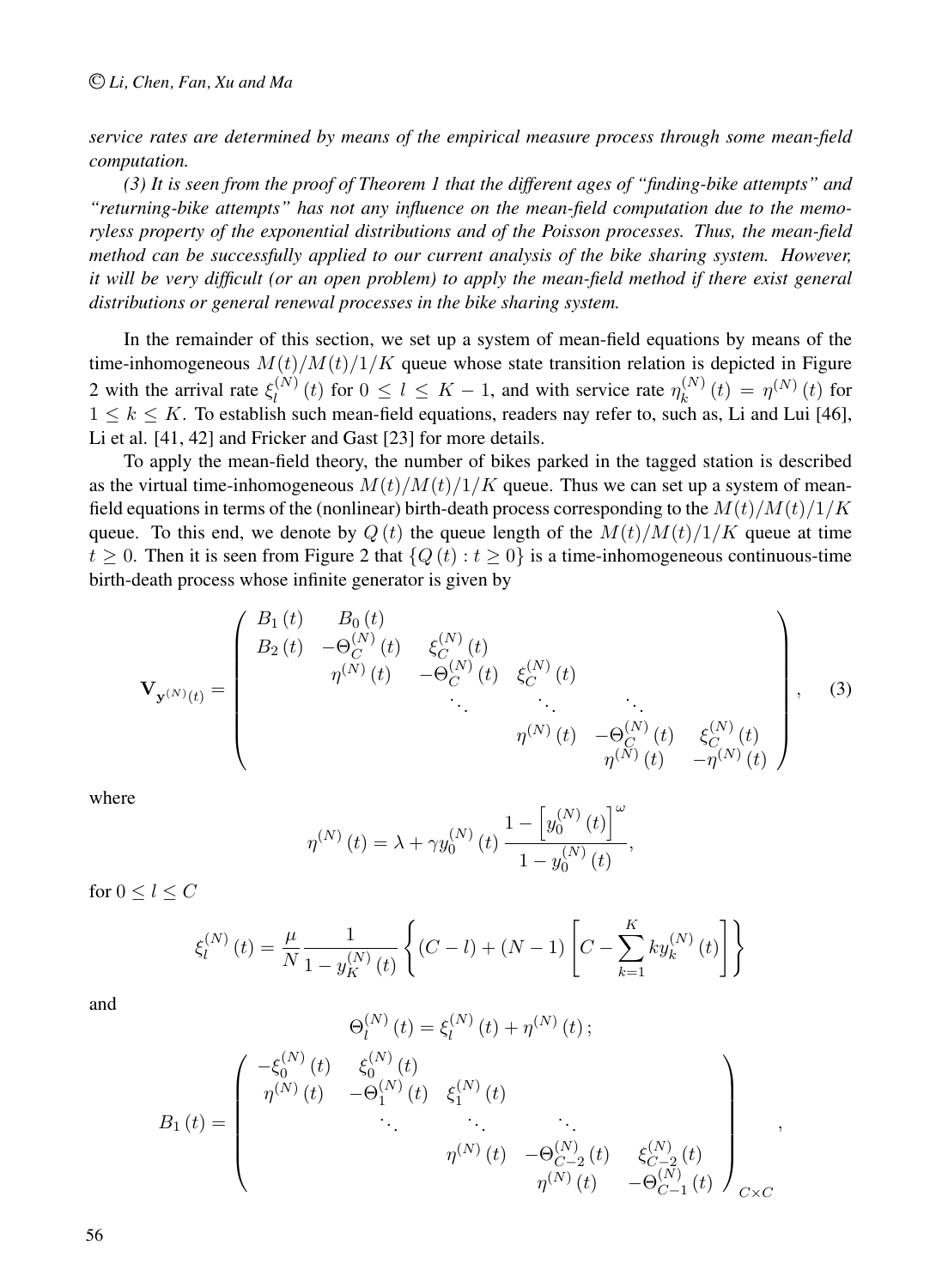*service rates are determined by means of the empirical measure process through some mean-field computation.*

*(3) It is seen from the proof of Theorem 1 that the different ages of "finding-bike attempts" and "returning-bike attempts" has not any influence on the mean-field computation due to the memoryless property of the exponential distributions and of the Poisson processes. Thus, the mean-field method can be successfully applied to our current analysis of the bike sharing system. However, it will be very difficult (or an open problem) to apply the mean-field method if there exist general distributions or general renewal processes in the bike sharing system.*

In the remainder of this section, we set up a system of mean-field equations by means of the time-inhomogeneous $M(t)/M(t)/1/K$ queue whose state transition relation is depicted in Figure 2 with the arrival rate $\xi_l^{(N)}(t)$ for $0 \leq l \leq K-1$, and with service rate $\eta_k^{(N)}(t) = \eta^{(N)}(t)$ for $1 \leq k \leq K$. To establish such mean-field equations, readers nay refer to, such as, Li and Lui [46], Li et al. [41, 42] and Fricker and Gast [23] for more details.

To apply the mean-field theory, the number of bikes parked in the tagged station is described as the virtual time-inhomogeneous $M(t)/M(t)/1/K$ queue. Thus we can set up a system of mean-field equations in terms of the (nonlinear) birth-death process corresponding to the $M(t)/M(t)/1/K$ queue. To this end, we denote by $Q(t)$ the queue length of the $M(t)/M(t)/1/K$ queue at time $t \geq 0$. Then it is seen from Figure 2 that $\{Q(t) : t \geq 0\}$ is a time-inhomogeneous continuous-time birth-death process whose infinite generator is given by

$$
\mathbf{V}_{\mathbf{y}^{(N)}(t)} = \begin{pmatrix}
B_1(t) & B_0(t) & & & & \\
B_2(t) & -\Theta_C^{(N)}(t) & \xi_C^{(N)}(t) & & & \\
 & \eta^{(N)}(t) & -\Theta_C^{(N)}(t) & \xi_C^{(N)}(t) & & \\
 & & \ddots & \ddots & \ddots & \\
 & & & \eta^{(N)}(t) & -\Theta_C^{(N)}(t) & \xi_C^{(N)}(t) \\
 & & & & \eta^{(N)}(t) & -\eta^{(N)}(t)
\end{pmatrix}, \quad (3)
$$

where

$$
\eta^{(N)}(t) = \lambda + \gamma y_0^{(N)}(t) \frac{1 - \left[y_0^{(N)}(t)\right]^{\omega}}{1 - y_0^{(N)}(t)},
$$

for $0 \leq l \leq C$

$$
\xi_l^{(N)}(t) = \frac{\mu}{N} \frac{1}{1 - y_K^{(N)}(t)} \left\{ (C - l) + (N - 1)\left[ C - \sum_{k=1}^{K} k y_k^{(N)}(t) \right] \right\}
$$

and

$$
\Theta_l^{(N)}(t) = \xi_l^{(N)}(t) + \eta^{(N)}(t);
$$

$$
B_1(t) = \begin{pmatrix}
-\xi_0^{(N)}(t) & \xi_0^{(N)}(t) & & & \\
\eta^{(N)}(t) & -\Theta_1^{(N)}(t) & \xi_1^{(N)}(t) & & \\
 & \ddots & \ddots & \ddots & \\
 & & \eta^{(N)}(t) & -\Theta_{C-2}^{(N)}(t) & \xi_{C-2}^{(N)}(t) \\
 & & & \eta^{(N)}(t) & -\Theta_{C-1}^{(N)}(t)
\end{pmatrix}_{C \times C},
$$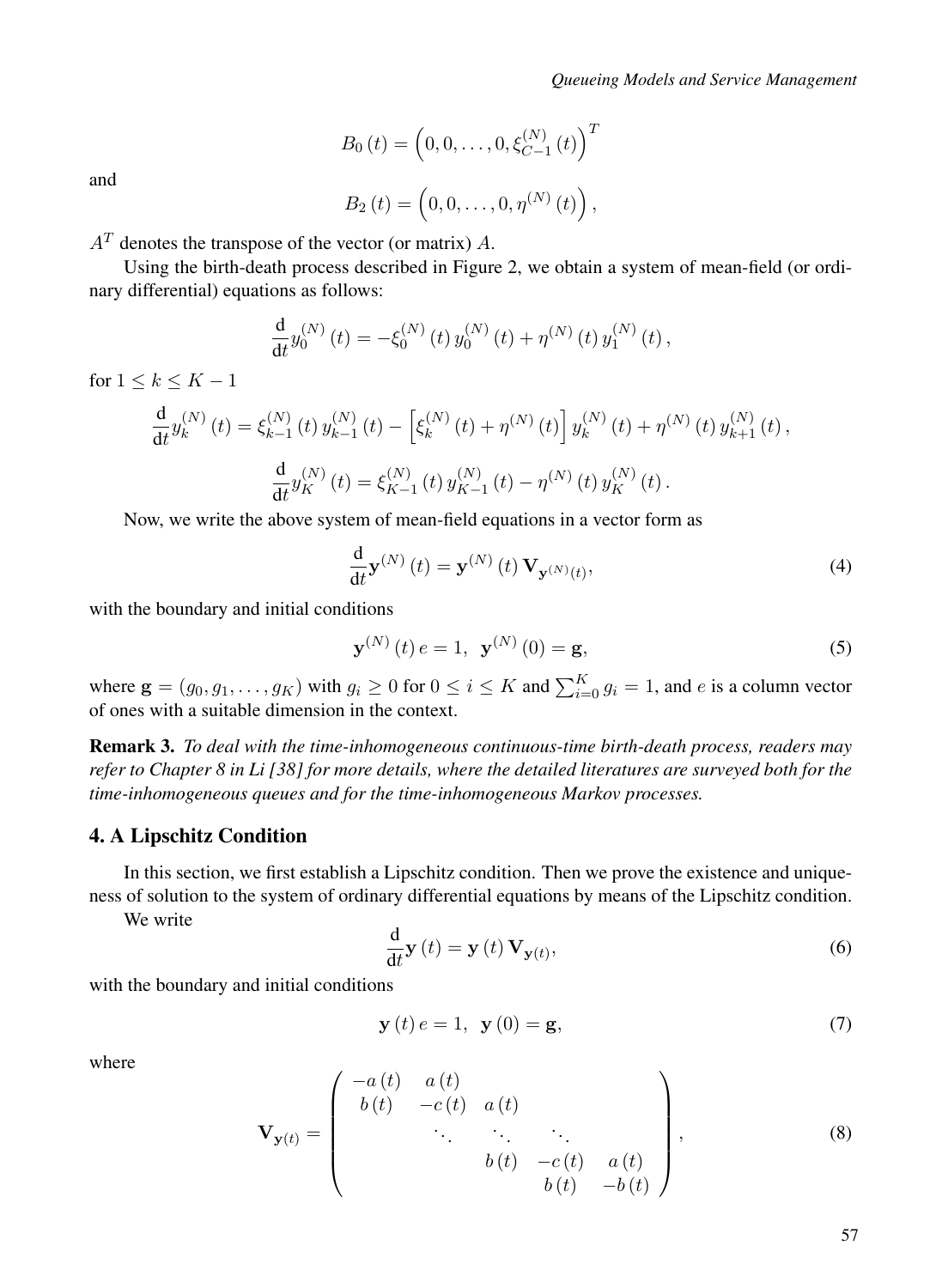$$B_0(t) = \left(0, 0, \ldots, 0, \xi_{C-1}^{(N)}(t)\right)^T$$

and

$$B_2(t) = \left(0, 0, \ldots, 0, \eta^{(N)}(t)\right),$$

$A^T$ denotes the transpose of the vector (or matrix) $A$.

Using the birth-death process described in Figure 2, we obtain a system of mean-field (or ordinary differential) equations as follows:

$$\frac{\mathrm{d}}{\mathrm{d}t} y_0^{(N)}(t) = -\xi_0^{(N)}(t)\, y_0^{(N)}(t) + \eta^{(N)}(t)\, y_1^{(N)}(t),$$

for $1 \leq k \leq K-1$

$$\frac{\mathrm{d}}{\mathrm{d}t} y_k^{(N)}(t) = \xi_{k-1}^{(N)}(t)\, y_{k-1}^{(N)}(t) - \left[\xi_k^{(N)}(t) + \eta^{(N)}(t)\right] y_k^{(N)}(t) + \eta^{(N)}(t)\, y_{k+1}^{(N)}(t),$$

$$\frac{\mathrm{d}}{\mathrm{d}t} y_K^{(N)}(t) = \xi_{K-1}^{(N)}(t)\, y_{K-1}^{(N)}(t) - \eta^{(N)}(t)\, y_K^{(N)}(t).$$

Now, we write the above system of mean-field equations in a vector form as

$$\frac{\mathrm{d}}{\mathrm{d}t} \mathbf{y}^{(N)}(t) = \mathbf{y}^{(N)}(t)\, \mathbf{V}_{\mathbf{y}^{(N)}(t)}, \tag{4}$$

with the boundary and initial conditions

$$\mathbf{y}^{(N)}(t)\, e = 1, \ \ \mathbf{y}^{(N)}(0) = \mathbf{g}, \tag{5}$$

where $\mathbf{g} = (g_0, g_1, \ldots, g_K)$ with $g_i \geq 0$ for $0 \leq i \leq K$ and $\sum_{i=0}^{K} g_i = 1$, and $e$ is a column vector of ones with a suitable dimension in the context.

**Remark 3.** *To deal with the time-inhomogeneous continuous-time birth-death process, readers may refer to Chapter 8 in Li [38] for more details, where the detailed literatures are surveyed both for the time-inhomogeneous queues and for the time-inhomogeneous Markov processes.*

## 4. A Lipschitz Condition

In this section, we first establish a Lipschitz condition. Then we prove the existence and uniqueness of solution to the system of ordinary differential equations by means of the Lipschitz condition.

We write

$$\frac{\mathrm{d}}{\mathrm{d}t} \mathbf{y}(t) = \mathbf{y}(t)\, \mathbf{V}_{\mathbf{y}(t)}, \tag{6}$$

with the boundary and initial conditions

$$\mathbf{y}(t)\, e = 1, \ \ \mathbf{y}(0) = \mathbf{g}, \tag{7}$$

where

$$\mathbf{V}_{\mathbf{y}(t)} = \begin{pmatrix} -a(t) & a(t) & & & \\ b(t) & -c(t) & a(t) & & \\ & \ddots & \ddots & \ddots & \\ & & b(t) & -c(t) & a(t) \\ & & & b(t) & -b(t) \end{pmatrix}, \tag{8}$$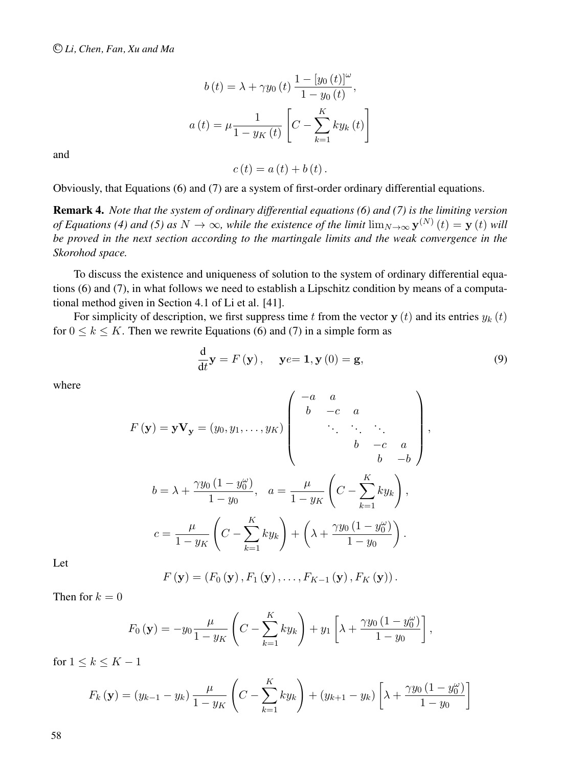$$b(t) = \lambda + \gamma y_0(t) \frac{1 - [y_0(t)]^{\omega}}{1 - y_0(t)},$$

$$a(t) = \mu \frac{1}{1 - y_K(t)} \left[ C - \sum_{k=1}^{K} k y_k(t) \right]$$

and

$$c(t) = a(t) + b(t).$$

Obviously, that Equations (6) and (7) are a system of first-order ordinary differential equations.

**Remark 4.** *Note that the system of ordinary differential equations (6) and (7) is the limiting version of Equations (4) and (5) as $N \to \infty$, while the existence of the limit $\lim_{N\to\infty} \mathbf{y}^{(N)}(t) = \mathbf{y}(t)$ will be proved in the next section according to the martingale limits and the weak convergence in the Skorohod space.*

To discuss the existence and uniqueness of solution to the system of ordinary differential equations (6) and (7), in what follows we need to establish a Lipschitz condition by means of a computational method given in Section 4.1 of Li et al. [41].

For simplicity of description, we first suppress time $t$ from the vector $\mathbf{y}(t)$ and its entries $y_k(t)$ for $0 \leq k \leq K$. Then we rewrite Equations (6) and (7) in a simple form as

$$\frac{\mathrm{d}}{\mathrm{d}t} \mathbf{y} = F(\mathbf{y}), \quad \mathbf{y}e = \mathbf{1}, \mathbf{y}(0) = \mathbf{g}, \tag{9}$$

where

$$F(\mathbf{y}) = \mathbf{y} \mathbf{V}_{\mathbf{y}} = (y_0, y_1, \ldots, y_K) \begin{pmatrix} -a & a & & & \\ b & -c & a & & \\ & \ddots & \ddots & \ddots & \\ & & b & -c & a \\ & & & b & -b \end{pmatrix},$$

$$b = \lambda + \frac{\gamma y_0 (1 - y_0^{\omega})}{1 - y_0}, \quad a = \frac{\mu}{1 - y_K} \left( C - \sum_{k=1}^{K} k y_k \right),$$

$$c = \frac{\mu}{1 - y_K} \left( C - \sum_{k=1}^{K} k y_k \right) + \left( \lambda + \frac{\gamma y_0 (1 - y_0^{\omega})}{1 - y_0} \right).$$

Let

$$F(\mathbf{y}) = (F_0(\mathbf{y}), F_1(\mathbf{y}), \ldots, F_{K-1}(\mathbf{y}), F_K(\mathbf{y})).$$

Then for $k = 0$

$$F_0(\mathbf{y}) = -y_0 \frac{\mu}{1 - y_K} \left( C - \sum_{k=1}^{K} k y_k \right) + y_1 \left[ \lambda + \frac{\gamma y_0 (1 - y_0^{\omega})}{1 - y_0} \right],$$

for $1 \leq k \leq K - 1$

$$F_k(\mathbf{y}) = (y_{k-1} - y_k) \frac{\mu}{1 - y_K} \left( C - \sum_{k=1}^{K} k y_k \right) + (y_{k+1} - y_k) \left[ \lambda + \frac{\gamma y_0 (1 - y_0^{\omega})}{1 - y_0} \right]$$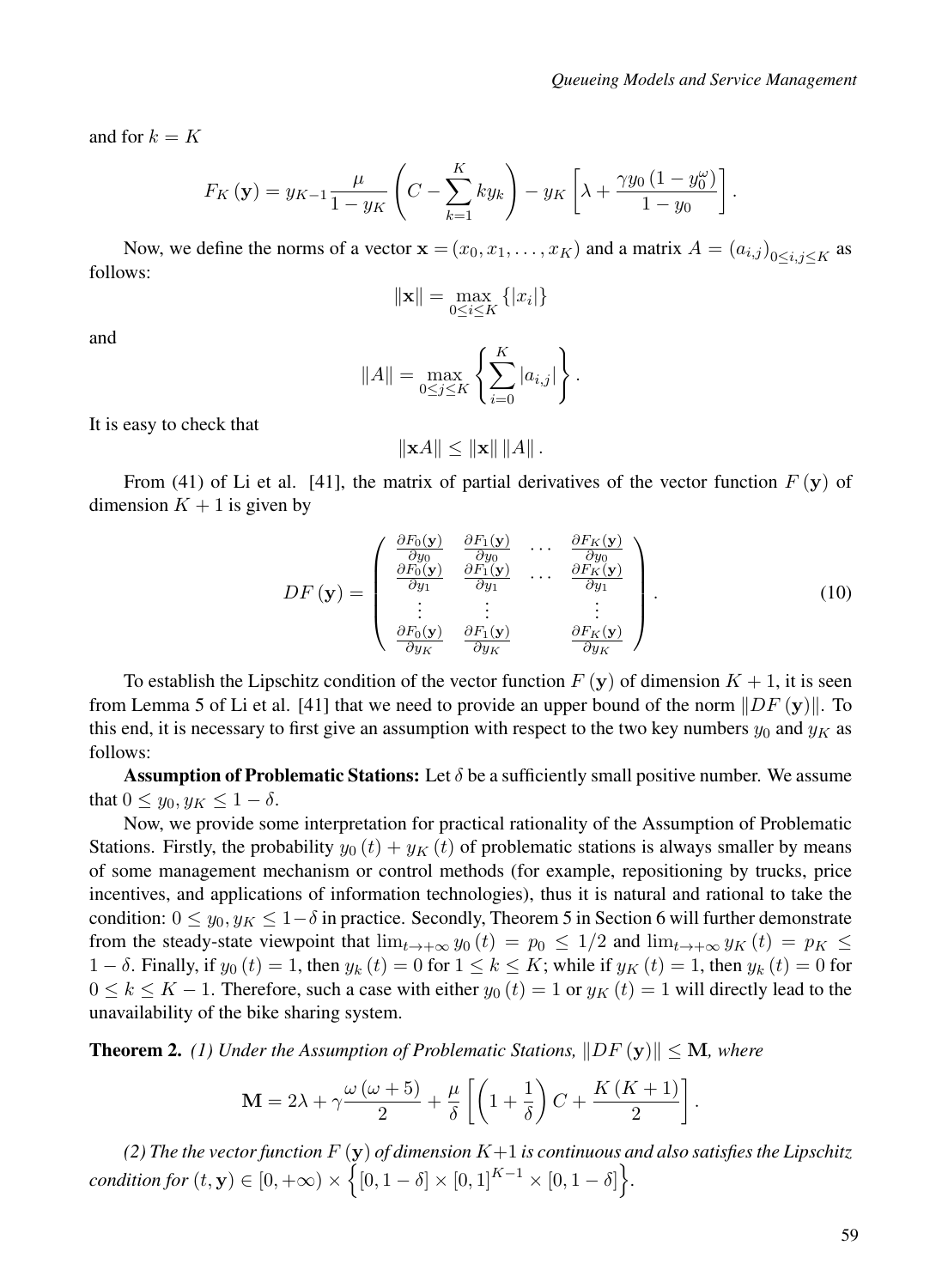and for $k = K$

$$F_K(\mathbf{y}) = y_{K-1}\frac{\mu}{1-y_K}\left(C - \sum_{k=1}^{K} k y_k\right) - y_K\left[\lambda + \frac{\gamma y_0\left(1-y_0^{\omega}\right)}{1-y_0}\right].$$

Now, we define the norms of a vector $\mathbf{x} = (x_0, x_1, \ldots, x_K)$ and a matrix $A = (a_{i,j})_{0\leq i,j\leq K}$ as follows:

$$\|\mathbf{x}\| = \max_{0\leq i\leq K}\{|x_i|\}$$

and

$$\|A\| = \max_{0\leq j\leq K}\left\{\sum_{i=0}^{K}|a_{i,j}|\right\}.$$

It is easy to check that

$$\|\mathbf{x}A\| \leq \|\mathbf{x}\|\,\|A\|.$$

From (41) of Li et al. [41], the matrix of partial derivatives of the vector function $F(\mathbf{y})$ of dimension $K+1$ is given by

$$DF(\mathbf{y}) = \begin{pmatrix} \frac{\partial F_0(\mathbf{y})}{\partial y_0} & \frac{\partial F_1(\mathbf{y})}{\partial y_0} & \cdots & \frac{\partial F_K(\mathbf{y})}{\partial y_0} \\ \frac{\partial F_0(\mathbf{y})}{\partial y_1} & \frac{\partial F_1(\mathbf{y})}{\partial y_1} & \cdots & \frac{\partial F_K(\mathbf{y})}{\partial y_1} \\ \vdots & \vdots & & \vdots \\ \frac{\partial F_0(\mathbf{y})}{\partial y_K} & \frac{\partial F_1(\mathbf{y})}{\partial y_K} & & \frac{\partial F_K(\mathbf{y})}{\partial y_K} \end{pmatrix}. \tag{10}$$

To establish the Lipschitz condition of the vector function $F(\mathbf{y})$ of dimension $K+1$, it is seen from Lemma 5 of Li et al. [41] that we need to provide an upper bound of the norm $\|DF(\mathbf{y})\|$. To this end, it is necessary to first give an assumption with respect to the two key numbers $y_0$ and $y_K$ as follows:

**Assumption of Problematic Stations:** Let $\delta$ be a sufficiently small positive number. We assume that $0 \leq y_0, y_K \leq 1-\delta$.

Now, we provide some interpretation for practical rationality of the Assumption of Problematic Stations. Firstly, the probability $y_0(t) + y_K(t)$ of problematic stations is always smaller by means of some management mechanism or control methods (for example, repositioning by trucks, price incentives, and applications of information technologies), thus it is natural and rational to take the condition: $0 \leq y_0, y_K \leq 1-\delta$ in practice. Secondly, Theorem 5 in Section 6 will further demonstrate from the steady-state viewpoint that $\lim_{t\to+\infty} y_0(t) = p_0 \leq 1/2$ and $\lim_{t\to+\infty} y_K(t) = p_K \leq 1-\delta$. Finally, if $y_0(t) = 1$, then $y_k(t) = 0$ for $1 \leq k \leq K$; while if $y_K(t) = 1$, then $y_k(t) = 0$ for $0 \leq k \leq K-1$. Therefore, such a case with either $y_0(t) = 1$ or $y_K(t) = 1$ will directly lead to the unavailability of the bike sharing system.

**Theorem 2.** *(1) Under the Assumption of Problematic Stations, $\|DF(\mathbf{y})\| \leq \mathbf{M}$, where*

$$\mathbf{M} = 2\lambda + \gamma\frac{\omega(\omega+5)}{2} + \frac{\mu}{\delta}\left[\left(1+\frac{1}{\delta}\right)C + \frac{K(K+1)}{2}\right].$$

*(2) The the vector function $F(\mathbf{y})$ of dimension $K+1$ is continuous and also satisfies the Lipschitz condition for $(t,\mathbf{y}) \in [0,+\infty) \times \left\{[0,1-\delta]\times[0,1]^{K-1}\times[0,1-\delta]\right\}$.*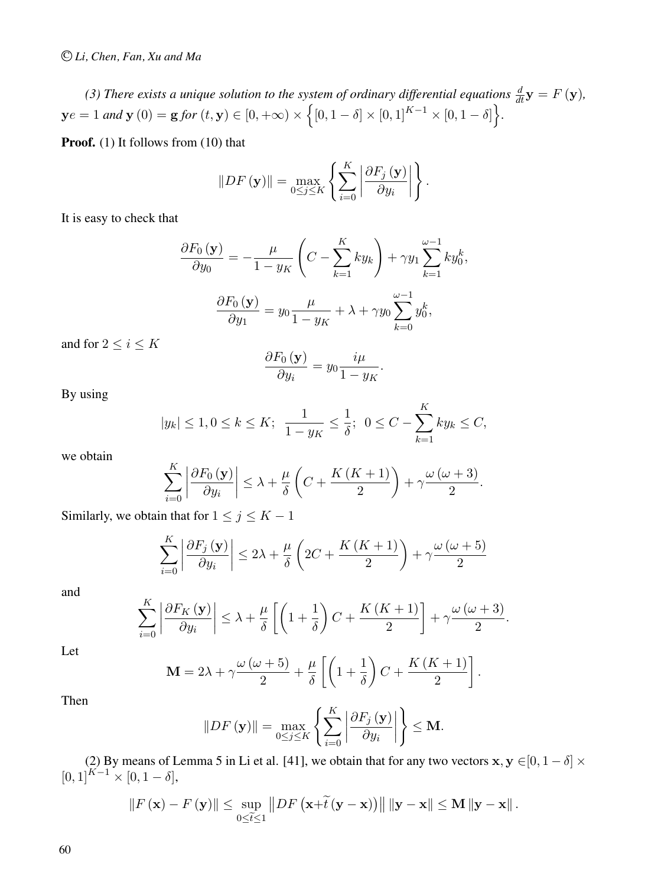*(3) There exists a unique solution to the system of ordinary differential equations $\frac{d}{dt}\mathbf{y} = F(\mathbf{y})$, $\mathbf{y}e = 1$ and $\mathbf{y}(0) = \mathbf{g}$ for $(t, \mathbf{y}) \in [0, +\infty) \times \left\{[0, 1-\delta] \times [0,1]^{K-1} \times [0, 1-\delta]\right\}$.*

**Proof.** (1) It follows from (10) that

$$\|DF(\mathbf{y})\| = \max_{0 \le j \le K} \left\{ \sum_{i=0}^{K} \left| \frac{\partial F_j(\mathbf{y})}{\partial y_i} \right| \right\}.$$

It is easy to check that

$$\frac{\partial F_0(\mathbf{y})}{\partial y_0} = -\frac{\mu}{1-y_K}\left(C - \sum_{k=1}^{K} k y_k\right) + \gamma y_1 \sum_{k=1}^{\omega-1} k y_0^k,$$

$$\frac{\partial F_0(\mathbf{y})}{\partial y_1} = y_0 \frac{\mu}{1-y_K} + \lambda + \gamma y_0 \sum_{k=0}^{\omega-1} y_0^k,$$

and for $2 \le i \le K$

$$\frac{\partial F_0(\mathbf{y})}{\partial y_i} = y_0 \frac{i\mu}{1-y_K}.$$

By using

$$|y_k| \le 1, 0 \le k \le K; \;\; \frac{1}{1-y_K} \le \frac{1}{\delta}; \;\; 0 \le C - \sum_{k=1}^{K} k y_k \le C,$$

we obtain

$$\sum_{i=0}^{K} \left| \frac{\partial F_0(\mathbf{y})}{\partial y_i} \right| \le \lambda + \frac{\mu}{\delta}\left(C + \frac{K(K+1)}{2}\right) + \gamma \frac{\omega(\omega+3)}{2}.$$

Similarly, we obtain that for $1 \le j \le K-1$

$$\sum_{i=0}^{K} \left| \frac{\partial F_j(\mathbf{y})}{\partial y_i} \right| \le 2\lambda + \frac{\mu}{\delta}\left(2C + \frac{K(K+1)}{2}\right) + \gamma \frac{\omega(\omega+5)}{2}$$

and

$$\sum_{i=0}^{K} \left| \frac{\partial F_K(\mathbf{y})}{\partial y_i} \right| \le \lambda + \frac{\mu}{\delta}\left[\left(1 + \frac{1}{\delta}\right)C + \frac{K(K+1)}{2}\right] + \gamma \frac{\omega(\omega+3)}{2}.$$

Let

$$\mathbf{M} = 2\lambda + \gamma \frac{\omega(\omega+5)}{2} + \frac{\mu}{\delta}\left[\left(1 + \frac{1}{\delta}\right)C + \frac{K(K+1)}{2}\right].$$

Then

$$\|DF(\mathbf{y})\| = \max_{0 \le j \le K} \left\{ \sum_{i=0}^{K} \left| \frac{\partial F_j(\mathbf{y})}{\partial y_i} \right| \right\} \le \mathbf{M}.$$

(2) By means of Lemma 5 in Li et al. [41], we obtain that for any two vectors $\mathbf{x}, \mathbf{y} \in [0, 1-\delta] \times [0,1]^{K-1} \times [0, 1-\delta]$,

$$\|F(\mathbf{x}) - F(\mathbf{y})\| \le \sup_{0 \le \widetilde{t} \le 1} \left\| DF\left(\mathbf{x} + \widetilde{t}(\mathbf{y} - \mathbf{x})\right) \right\| \|\mathbf{y} - \mathbf{x}\| \le \mathbf{M} \|\mathbf{y} - \mathbf{x}\|.$$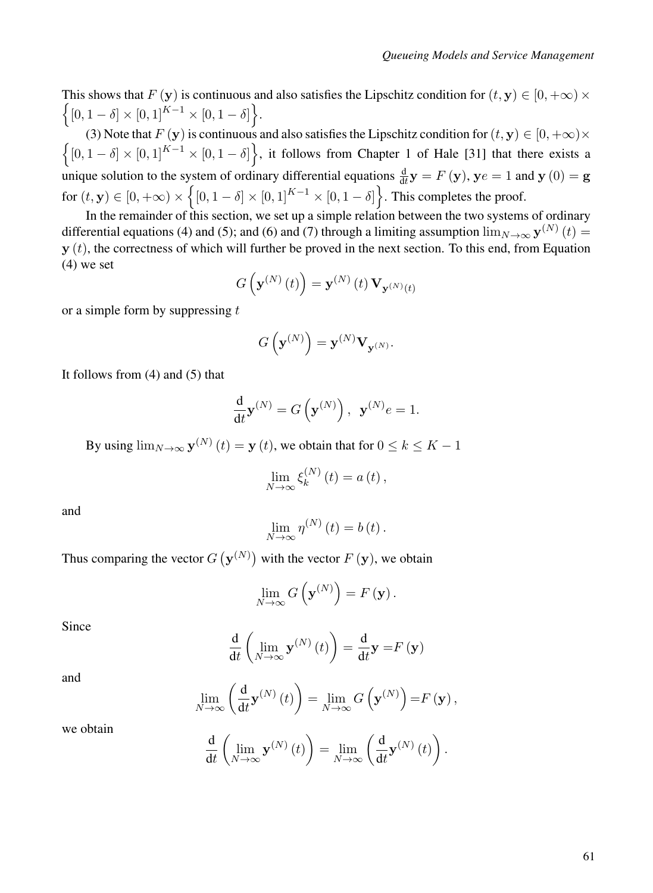This shows that $F(\mathbf{y})$ is continuous and also satisfies the Lipschitz condition for $(t, \mathbf{y}) \in [0, +\infty) \times \left\{ [0, 1-\delta] \times [0,1]^{K-1} \times [0, 1-\delta] \right\}$.

(3) Note that $F(\mathbf{y})$ is continuous and also satisfies the Lipschitz condition for $(t, \mathbf{y}) \in [0, +\infty) \times \left\{ [0, 1-\delta] \times [0,1]^{K-1} \times [0, 1-\delta] \right\}$, it follows from Chapter 1 of Hale [31] that there exists a unique solution to the system of ordinary differential equations $\frac{\mathrm{d}}{\mathrm{d}t}\mathbf{y} = F(\mathbf{y})$, $\mathbf{y}e = 1$ and $\mathbf{y}(0) = \mathbf{g}$ for $(t, \mathbf{y}) \in [0, +\infty) \times \left\{ [0, 1-\delta] \times [0,1]^{K-1} \times [0, 1-\delta] \right\}$. This completes the proof.

In the remainder of this section, we set up a simple relation between the two systems of ordinary differential equations (4) and (5); and (6) and (7) through a limiting assumption $\lim_{N \to \infty} \mathbf{y}^{(N)}(t) = \mathbf{y}(t)$, the correctness of which will further be proved in the next section. To this end, from Equation (4) we set

$$G\left(\mathbf{y}^{(N)}(t)\right) = \mathbf{y}^{(N)}(t) \mathbf{V}_{\mathbf{y}^{(N)}(t)}$$

or a simple form by suppressing $t$

$$G\left(\mathbf{y}^{(N)}\right) = \mathbf{y}^{(N)} \mathbf{V}_{\mathbf{y}^{(N)}}.$$

It follows from (4) and (5) that

$$\frac{\mathrm{d}}{\mathrm{d}t}\mathbf{y}^{(N)} = G\left(\mathbf{y}^{(N)}\right), \ \ \mathbf{y}^{(N)}e = 1.$$

By using $\lim_{N \to \infty} \mathbf{y}^{(N)}(t) = \mathbf{y}(t)$, we obtain that for $0 \le k \le K-1$

$$\lim_{N \to \infty} \xi_k^{(N)}(t) = a(t),$$

and

$$\lim_{N \to \infty} \eta^{(N)}(t) = b(t).$$

Thus comparing the vector $G\left(\mathbf{y}^{(N)}\right)$ with the vector $F(\mathbf{y})$, we obtain

$$\lim_{N \to \infty} G\left(\mathbf{y}^{(N)}\right) = F(\mathbf{y}).$$

Since

$$\frac{\mathrm{d}}{\mathrm{d}t}\left(\lim_{N \to \infty} \mathbf{y}^{(N)}(t)\right) = \frac{\mathrm{d}}{\mathrm{d}t}\mathbf{y} = F(\mathbf{y})$$

and

$$\lim_{N \to \infty}\left(\frac{\mathrm{d}}{\mathrm{d}t}\mathbf{y}^{(N)}(t)\right) = \lim_{N \to \infty} G\left(\mathbf{y}^{(N)}\right) = F(\mathbf{y}),$$

we obtain

$$\frac{\mathrm{d}}{\mathrm{d}t}\left(\lim_{N \to \infty} \mathbf{y}^{(N)}(t)\right) = \lim_{N \to \infty}\left(\frac{\mathrm{d}}{\mathrm{d}t}\mathbf{y}^{(N)}(t)\right).$$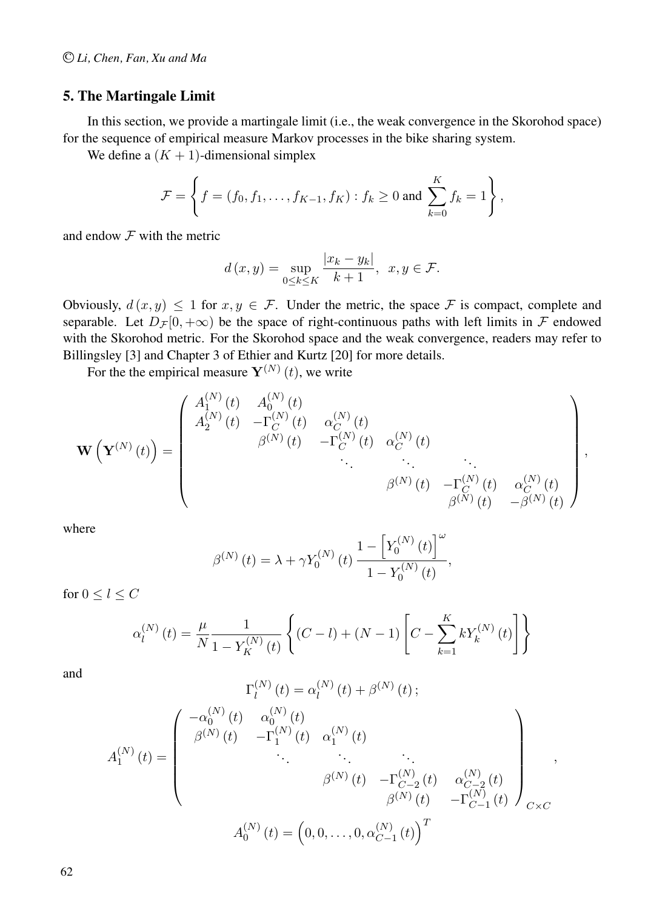## 5. The Martingale Limit

In this section, we provide a martingale limit (i.e., the weak convergence in the Skorohod space) for the sequence of empirical measure Markov processes in the bike sharing system.

We define a $(K+1)$-dimensional simplex

$$\mathcal{F}=\left\{ f=(f_0,f_1,\ldots,f_{K-1},f_K): f_k\geq 0 \text{ and } \sum_{k=0}^{K} f_k=1\right\},$$

and endow $\mathcal{F}$ with the metric

$$d(x,y)=\sup_{0\leq k\leq K}\frac{|x_k-y_k|}{k+1},\ \ x,y\in\mathcal{F}.$$

Obviously, $d(x,y)\leq 1$ for $x,y\in\mathcal{F}$. Under the metric, the space $\mathcal{F}$ is compact, complete and separable. Let $D_{\mathcal{F}}[0,+\infty)$ be the space of right-continuous paths with left limits in $\mathcal{F}$ endowed with the Skorohod metric. For the Skorohod space and the weak convergence, readers may refer to Billingsley [3] and Chapter 3 of Ethier and Kurtz [20] for more details.

For the the empirical measure $\mathbf{Y}^{(N)}(t)$, we write

$$\mathbf{W}\left(\mathbf{Y}^{(N)}(t)\right)=\begin{pmatrix} A_1^{(N)}(t) & A_0^{(N)}(t) & & & & \\ A_2^{(N)}(t) & -\Gamma_C^{(N)}(t) & \alpha_C^{(N)}(t) & & & \\ & \beta^{(N)}(t) & -\Gamma_C^{(N)}(t) & \alpha_C^{(N)}(t) & & \\ & & \ddots & \ddots & \ddots & \\ & & & \beta^{(N)}(t) & -\Gamma_C^{(N)}(t) & \alpha_C^{(N)}(t) \\ & & & & \beta^{(N)}(t) & -\beta^{(N)}(t) \end{pmatrix},$$

where

$$\beta^{(N)}(t)=\lambda+\gamma Y_0^{(N)}(t)\frac{1-\left[Y_0^{(N)}(t)\right]^{\omega}}{1-Y_0^{(N)}(t)},$$

for $0\leq l\leq C$

$$\alpha_l^{(N)}(t)=\frac{\mu}{N}\frac{1}{1-Y_K^{(N)}(t)}\left\{(C-l)+(N-1)\left[C-\sum_{k=1}^{K}kY_k^{(N)}(t)\right]\right\}$$

and

$$\Gamma_l^{(N)}(t)=\alpha_l^{(N)}(t)+\beta^{(N)}(t);$$

$$A_1^{(N)}(t)=\begin{pmatrix} -\alpha_0^{(N)}(t) & \alpha_0^{(N)}(t) & & & \\ \beta^{(N)}(t) & -\Gamma_1^{(N)}(t) & \alpha_1^{(N)}(t) & & \\ & \ddots & \ddots & \ddots & \\ & & \beta^{(N)}(t) & -\Gamma_{C-2}^{(N)}(t) & \alpha_{C-2}^{(N)}(t) \\ & & & \beta^{(N)}(t) & -\Gamma_{C-1}^{(N)}(t) \end{pmatrix}_{C\times C},$$

$$A_0^{(N)}(t)=\left(0,0,\ldots,0,\alpha_{C-1}^{(N)}(t)\right)^T$$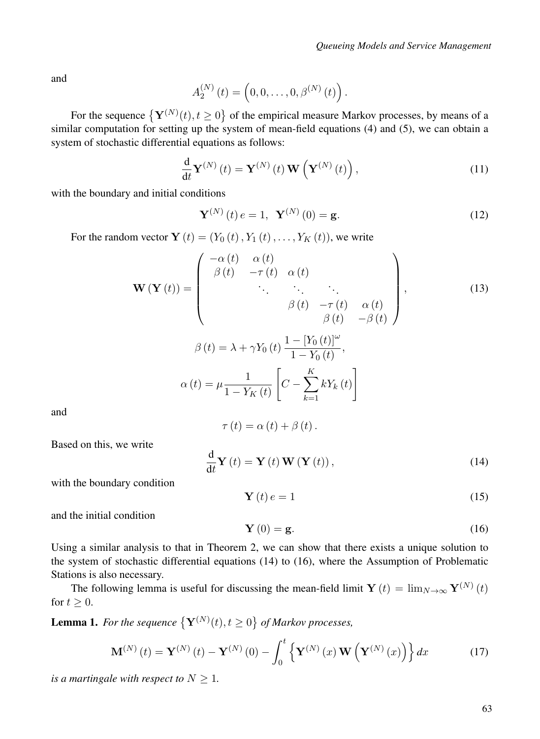and

$$A_2^{(N)}(t) = \left(0, 0, \ldots, 0, \beta^{(N)}(t)\right).$$

For the sequence $\left\{\mathbf{Y}^{(N)}(t), t \geq 0\right\}$ of the empirical measure Markov processes, by means of a similar computation for setting up the system of mean-field equations (4) and (5), we can obtain a system of stochastic differential equations as follows:

$$\frac{\mathrm{d}}{\mathrm{d}t}\mathbf{Y}^{(N)}(t) = \mathbf{Y}^{(N)}(t)\,\mathbf{W}\left(\mathbf{Y}^{(N)}(t)\right), \tag{11}$$

with the boundary and initial conditions

$$\mathbf{Y}^{(N)}(t)\,e = 1, \quad \mathbf{Y}^{(N)}(0) = \mathbf{g}. \tag{12}$$

For the random vector $\mathbf{Y}(t) = (Y_0(t), Y_1(t), \ldots, Y_K(t))$, we write

$$\mathbf{W}(\mathbf{Y}(t)) = \begin{pmatrix} -\alpha(t) & \alpha(t) & & & \\ \beta(t) & -\tau(t) & \alpha(t) & & \\ & \ddots & \ddots & \ddots & \\ & & \beta(t) & -\tau(t) & \alpha(t) \\ & & & \beta(t) & -\beta(t) \end{pmatrix}, \tag{13}$$

$$\beta(t) = \lambda + \gamma Y_0(t)\,\frac{1 - [Y_0(t)]^{\omega}}{1 - Y_0(t)},$$

$$\alpha(t) = \mu \frac{1}{1 - Y_K(t)}\left[C - \sum_{k=1}^{K} k Y_k(t)\right]$$

and

$$\tau(t) = \alpha(t) + \beta(t).$$

Based on this, we write

$$\frac{\mathrm{d}}{\mathrm{d}t}\mathbf{Y}(t) = \mathbf{Y}(t)\,\mathbf{W}(\mathbf{Y}(t)), \tag{14}$$

with the boundary condition

$$\mathbf{Y}(t)\,e = 1 \tag{15}$$

and the initial condition

$$\mathbf{Y}(0) = \mathbf{g}. \tag{16}$$

Using a similar analysis to that in Theorem 2, we can show that there exists a unique solution to the system of stochastic differential equations (14) to (16), where the Assumption of Problematic Stations is also necessary.

The following lemma is useful for discussing the mean-field limit $\mathbf{Y}(t) = \lim_{N\to\infty} \mathbf{Y}^{(N)}(t)$ for $t \geq 0$.

**Lemma 1.** *For the sequence $\left\{\mathbf{Y}^{(N)}(t), t \geq 0\right\}$ of Markov processes,*

$$\mathbf{M}^{(N)}(t) = \mathbf{Y}^{(N)}(t) - \mathbf{Y}^{(N)}(0) - \int_0^t \left\{\mathbf{Y}^{(N)}(x)\,\mathbf{W}\left(\mathbf{Y}^{(N)}(x)\right)\right\} dx \tag{17}$$

*is a martingale with respect to $N \geq 1$.*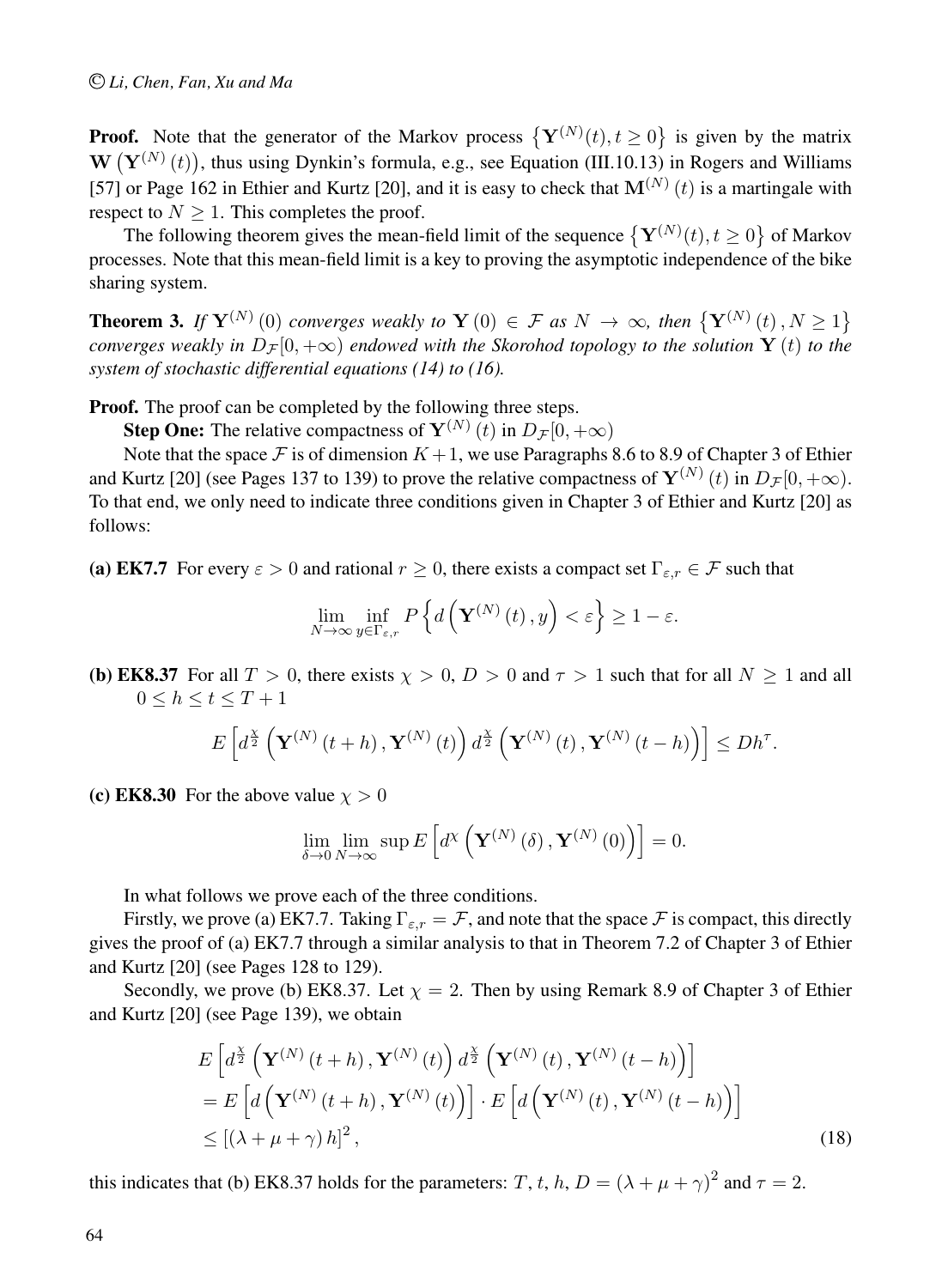**Proof.** Note that the generator of the Markov process $\left\{\mathbf{Y}^{(N)}(t), t \geq 0\right\}$ is given by the matrix $\mathbf{W}\left(\mathbf{Y}^{(N)}(t)\right)$, thus using Dynkin's formula, e.g., see Equation (III.10.13) in Rogers and Williams [57] or Page 162 in Ethier and Kurtz [20], and it is easy to check that $\mathbf{M}^{(N)}(t)$ is a martingale with respect to $N \geq 1$. This completes the proof.

The following theorem gives the mean-field limit of the sequence $\left\{\mathbf{Y}^{(N)}(t), t \geq 0\right\}$ of Markov processes. Note that this mean-field limit is a key to proving the asymptotic independence of the bike sharing system.

**Theorem 3.** *If $\mathbf{Y}^{(N)}(0)$ converges weakly to $\mathbf{Y}(0) \in \mathcal{F}$ as $N \to \infty$, then $\left\{\mathbf{Y}^{(N)}(t), N \geq 1\right\}$ converges weakly in $D_{\mathcal{F}}[0, +\infty)$ endowed with the Skorohod topology to the solution $\mathbf{Y}(t)$ to the system of stochastic differential equations (14) to (16).*

**Proof.** The proof can be completed by the following three steps.

**Step One:** The relative compactness of $\mathbf{Y}^{(N)}(t)$ in $D_{\mathcal{F}}[0, +\infty)$

Note that the space $\mathcal{F}$ is of dimension $K+1$, we use Paragraphs 8.6 to 8.9 of Chapter 3 of Ethier and Kurtz [20] (see Pages 137 to 139) to prove the relative compactness of $\mathbf{Y}^{(N)}(t)$ in $D_{\mathcal{F}}[0, +\infty)$. To that end, we only need to indicate three conditions given in Chapter 3 of Ethier and Kurtz [20] as follows:

**(a) EK7.7** For every $\varepsilon > 0$ and rational $r \geq 0$, there exists a compact set $\Gamma_{\varepsilon,r} \in \mathcal{F}$ such that

$$\lim_{N \to \infty} \inf_{y \in \Gamma_{\varepsilon,r}} P\left\{d\left(\mathbf{Y}^{(N)}(t), y\right) < \varepsilon\right\} \geq 1 - \varepsilon.$$

**(b) EK8.37** For all $T > 0$, there exists $\chi > 0$, $D > 0$ and $\tau > 1$ such that for all $N \geq 1$ and all $0 \leq h \leq t \leq T+1$

$$E\left[d^{\frac{\chi}{2}}\left(\mathbf{Y}^{(N)}(t+h), \mathbf{Y}^{(N)}(t)\right) d^{\frac{\chi}{2}}\left(\mathbf{Y}^{(N)}(t), \mathbf{Y}^{(N)}(t-h)\right)\right] \leq D h^{\tau}.$$

**(c) EK8.30** For the above value $\chi > 0$

$$\lim_{\delta \to 0} \lim_{N \to \infty} \sup E\left[d^{\chi}\left(\mathbf{Y}^{(N)}(\delta), \mathbf{Y}^{(N)}(0)\right)\right] = 0.$$

In what follows we prove each of the three conditions.

Firstly, we prove (a) EK7.7. Taking $\Gamma_{\varepsilon,r} = \mathcal{F}$, and note that the space $\mathcal{F}$ is compact, this directly gives the proof of (a) EK7.7 through a similar analysis to that in Theorem 7.2 of Chapter 3 of Ethier and Kurtz [20] (see Pages 128 to 129).

Secondly, we prove (b) EK8.37. Let $\chi = 2$. Then by using Remark 8.9 of Chapter 3 of Ethier and Kurtz [20] (see Page 139), we obtain

$$\begin{aligned}
&E\left[d^{\frac{\chi}{2}}\left(\mathbf{Y}^{(N)}(t+h), \mathbf{Y}^{(N)}(t)\right) d^{\frac{\chi}{2}}\left(\mathbf{Y}^{(N)}(t), \mathbf{Y}^{(N)}(t-h)\right)\right] \\
&= E\left[d\left(\mathbf{Y}^{(N)}(t+h), \mathbf{Y}^{(N)}(t)\right)\right] \cdot E\left[d\left(\mathbf{Y}^{(N)}(t), \mathbf{Y}^{(N)}(t-h)\right)\right] \\
&\leq \left[(\lambda + \mu + \gamma) h\right]^2, \qquad (18)
\end{aligned}$$

this indicates that (b) EK8.37 holds for the parameters: $T$, $t$, $h$, $D = (\lambda + \mu + \gamma)^2$ and $\tau = 2$.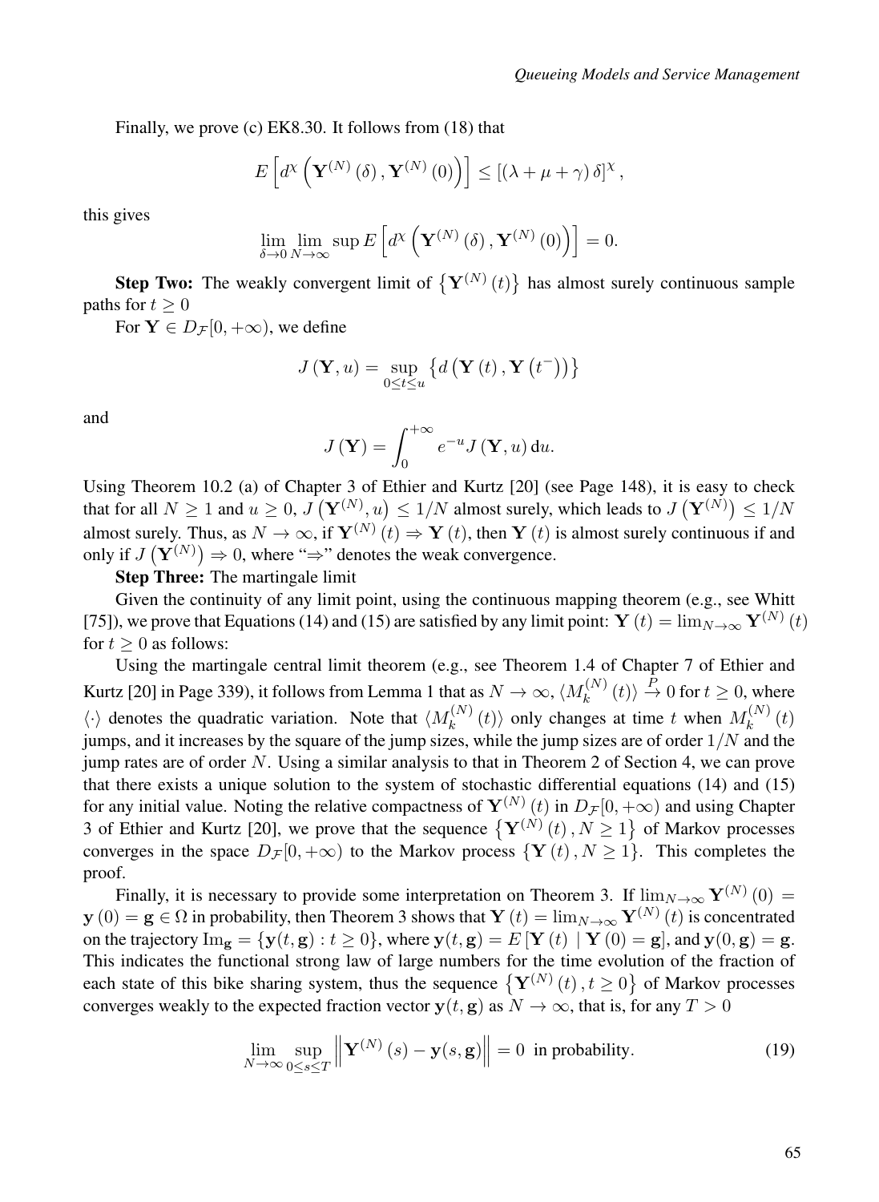Finally, we prove (c) EK8.30. It follows from (18) that

$$E\left[d^{\chi}\left(\mathbf{Y}^{(N)}(\delta), \mathbf{Y}^{(N)}(0)\right)\right] \leq [(\lambda+\mu+\gamma)\delta]^{\chi},$$

this gives

$$\lim_{\delta \to 0} \lim_{N \to \infty} \sup E\left[d^{\chi}\left(\mathbf{Y}^{(N)}(\delta), \mathbf{Y}^{(N)}(0)\right)\right] = 0.$$

**Step Two:** The weakly convergent limit of $\left\{\mathbf{Y}^{(N)}(t)\right\}$ has almost surely continuous sample paths for $t \geq 0$

For $\mathbf{Y} \in D_{\mathcal{F}}[0,+\infty)$, we define

$$J(\mathbf{Y}, u) = \sup_{0 \leq t \leq u} \left\{d\left(\mathbf{Y}(t), \mathbf{Y}\left(t^{-}\right)\right)\right\}$$

and

$$J(\mathbf{Y}) = \int_{0}^{+\infty} e^{-u} J(\mathbf{Y}, u)\, \mathrm{d}u.$$

Using Theorem 10.2 (a) of Chapter 3 of Ethier and Kurtz [20] (see Page 148), it is easy to check that for all $N \geq 1$ and $u \geq 0$, $J\left(\mathbf{Y}^{(N)}, u\right) \leq 1/N$ almost surely, which leads to $J\left(\mathbf{Y}^{(N)}\right) \leq 1/N$ almost surely. Thus, as $N \to \infty$, if $\mathbf{Y}^{(N)}(t) \Rightarrow \mathbf{Y}(t)$, then $\mathbf{Y}(t)$ is almost surely continuous if and only if $J\left(\mathbf{Y}^{(N)}\right) \Rightarrow 0$, where "$\Rightarrow$" denotes the weak convergence.

**Step Three:** The martingale limit

Given the continuity of any limit point, using the continuous mapping theorem (e.g., see Whitt [75]), we prove that Equations (14) and (15) are satisfied by any limit point: $\mathbf{Y}(t) = \lim_{N \to \infty} \mathbf{Y}^{(N)}(t)$ for $t \geq 0$ as follows:

Using the martingale central limit theorem (e.g., see Theorem 1.4 of Chapter 7 of Ethier and Kurtz [20] in Page 339), it follows from Lemma 1 that as $N \to \infty$, $\langle M_{k}^{(N)}(t)\rangle \stackrel{P}{\to} 0$ for $t \geq 0$, where $\langle \cdot \rangle$ denotes the quadratic variation. Note that $\langle M_{k}^{(N)}(t)\rangle$ only changes at time $t$ when $M_{k}^{(N)}(t)$ jumps, and it increases by the square of the jump sizes, while the jump sizes are of order $1/N$ and the jump rates are of order $N$. Using a similar analysis to that in Theorem 2 of Section 4, we can prove that there exists a unique solution to the system of stochastic differential equations (14) and (15) for any initial value. Noting the relative compactness of $\mathbf{Y}^{(N)}(t)$ in $D_{\mathcal{F}}[0,+\infty)$ and using Chapter 3 of Ethier and Kurtz [20], we prove that the sequence $\left\{\mathbf{Y}^{(N)}(t), N \geq 1\right\}$ of Markov processes converges in the space $D_{\mathcal{F}}[0,+\infty)$ to the Markov process $\{\mathbf{Y}(t), N \geq 1\}$. This completes the proof.

Finally, it is necessary to provide some interpretation on Theorem 3. If $\lim_{N\to\infty} \mathbf{Y}^{(N)}(0) = \mathbf{y}(0) = \mathbf{g} \in \Omega$ in probability, then Theorem 3 shows that $\mathbf{Y}(t) = \lim_{N \to \infty} \mathbf{Y}^{(N)}(t)$ is concentrated on the trajectory $\mathrm{Im}_{\mathbf{g}} = \{\mathbf{y}(t, \mathbf{g}) : t \geq 0\}$, where $\mathbf{y}(t, \mathbf{g}) = E[\mathbf{Y}(t) \mid \mathbf{Y}(0) = \mathbf{g}]$, and $\mathbf{y}(0, \mathbf{g}) = \mathbf{g}$. This indicates the functional strong law of large numbers for the time evolution of the fraction of each state of this bike sharing system, thus the sequence $\left\{\mathbf{Y}^{(N)}(t), t \geq 0\right\}$ of Markov processes converges weakly to the expected fraction vector $\mathbf{y}(t, \mathbf{g})$ as $N \to \infty$, that is, for any $T > 0$

$$\lim_{N \to \infty} \sup_{0 \leq s \leq T} \left\|\mathbf{Y}^{(N)}(s) - \mathbf{y}(s, \mathbf{g})\right\| = 0 \text{ in probability.} \tag{19}$$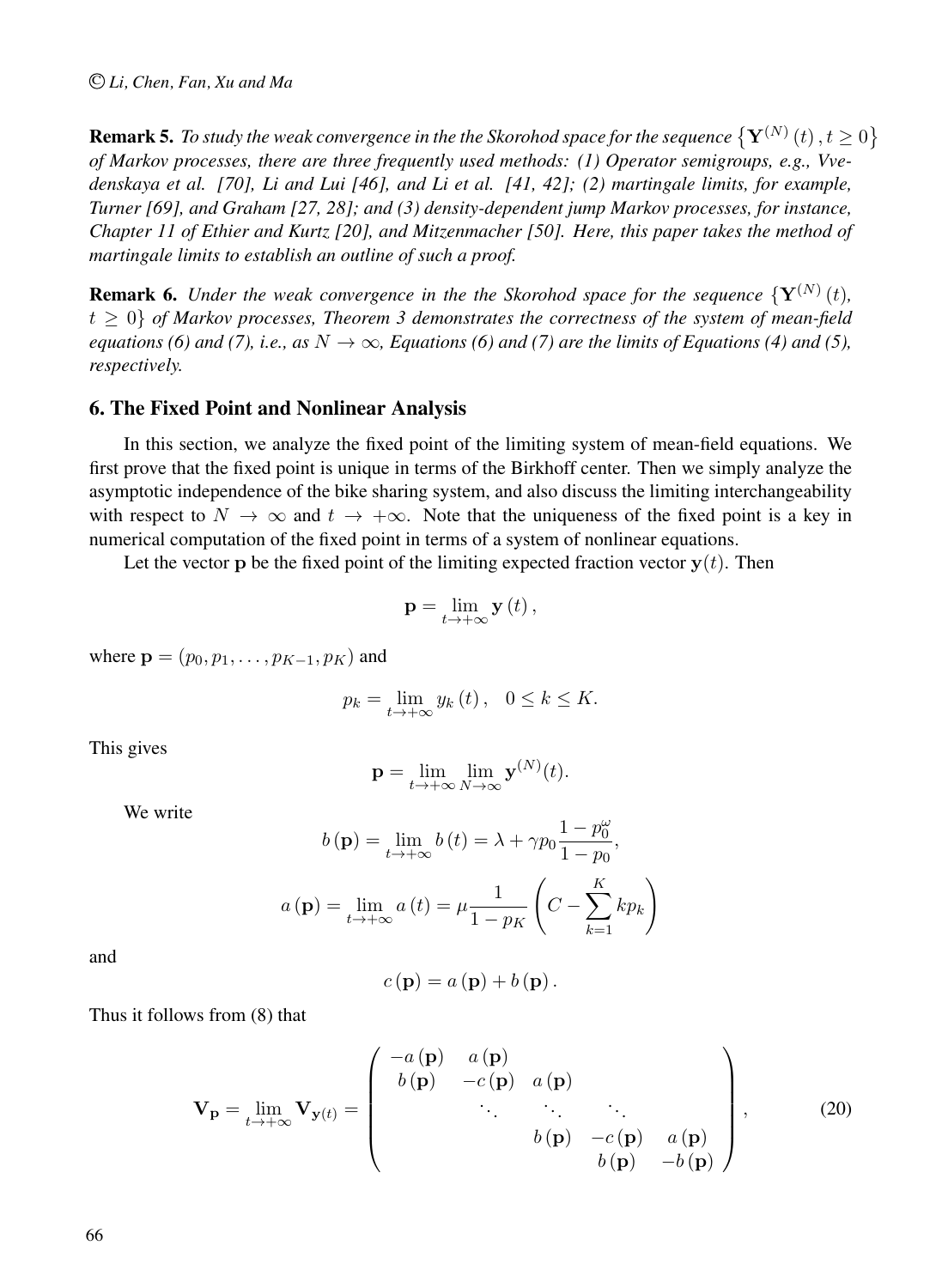**Remark 5.** *To study the weak convergence in the the Skorohod space for the sequence $\left\{\mathbf{Y}^{(N)}(t), t \geq 0\right\}$ of Markov processes, there are three frequently used methods: (1) Operator semigroups, e.g., Vvedenskaya et al. [70], Li and Lui [46], and Li et al. [41, 42]; (2) martingale limits, for example, Turner [69], and Graham [27, 28]; and (3) density-dependent jump Markov processes, for instance, Chapter 11 of Ethier and Kurtz [20], and Mitzenmacher [50]. Here, this paper takes the method of martingale limits to establish an outline of such a proof.*

**Remark 6.** *Under the weak convergence in the the Skorohod space for the sequence $\{\mathbf{Y}^{(N)}(t), t \geq 0\}$ of Markov processes, Theorem 3 demonstrates the correctness of the system of mean-field equations (6) and (7), i.e., as $N \to \infty$, Equations (6) and (7) are the limits of Equations (4) and (5), respectively.*

## 6. The Fixed Point and Nonlinear Analysis

In this section, we analyze the fixed point of the limiting system of mean-field equations. We first prove that the fixed point is unique in terms of the Birkhoff center. Then we simply analyze the asymptotic independence of the bike sharing system, and also discuss the limiting interchangeability with respect to $N \to \infty$ and $t \to +\infty$. Note that the uniqueness of the fixed point is a key in numerical computation of the fixed point in terms of a system of nonlinear equations.

Let the vector $\mathbf{p}$ be the fixed point of the limiting expected fraction vector $\mathbf{y}(t)$. Then

$$\mathbf{p} = \lim_{t \to +\infty} \mathbf{y}(t),$$

where $\mathbf{p} = (p_0, p_1, \ldots, p_{K-1}, p_K)$ and

$$p_k = \lim_{t \to +\infty} y_k(t), \quad 0 \leq k \leq K.$$

This gives

$$\mathbf{p} = \lim_{t \to +\infty} \lim_{N \to \infty} \mathbf{y}^{(N)}(t).$$

We write

$$b(\mathbf{p}) = \lim_{t \to +\infty} b(t) = \lambda + \gamma p_0 \frac{1 - p_0^{\omega}}{1 - p_0},$$

$$a(\mathbf{p}) = \lim_{t \to +\infty} a(t) = \mu \frac{1}{1 - p_K} \left( C - \sum_{k=1}^{K} k p_k \right)$$

and

$$c(\mathbf{p}) = a(\mathbf{p}) + b(\mathbf{p}).$$

Thus it follows from (8) that

$$\mathbf{V}_{\mathbf{p}} = \lim_{t \to +\infty} \mathbf{V}_{\mathbf{y}(t)} = \begin{pmatrix} -a(\mathbf{p}) & a(\mathbf{p}) & & & \\ b(\mathbf{p}) & -c(\mathbf{p}) & a(\mathbf{p}) & & \\ & \ddots & \ddots & \ddots & \\ & & b(\mathbf{p}) & -c(\mathbf{p}) & a(\mathbf{p}) \\ & & & b(\mathbf{p}) & -b(\mathbf{p}) \end{pmatrix}, \tag{20}$$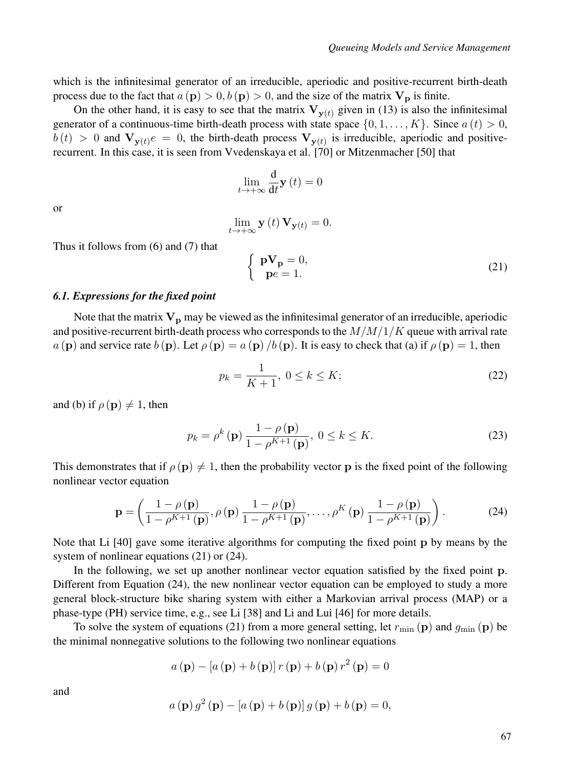which is the infinitesimal generator of an irreducible, aperiodic and positive-recurrent birth-death process due to the fact that $a(\mathbf{p}) > 0, b(\mathbf{p}) > 0$, and the size of the matrix $\mathbf{V}_{\mathbf{p}}$ is finite.

On the other hand, it is easy to see that the matrix $\mathbf{V}_{\mathbf{y}(t)}$ given in (13) is also the infinitesimal generator of a continuous-time birth-death process with state space $\{0, 1, \ldots, K\}$. Since $a(t) > 0$, $b(t) > 0$ and $\mathbf{V}_{\mathbf{y}(t)} e = 0$, the birth-death process $\mathbf{V}_{\mathbf{y}(t)}$ is irreducible, aperiodic and positive-recurrent. In this case, it is seen from Vvedenskaya et al. [70] or Mitzenmacher [50] that

$$\lim_{t \to +\infty} \frac{\mathrm{d}}{\mathrm{d}t} \mathbf{y}(t) = 0$$

or

$$\lim_{t \to +\infty} \mathbf{y}(t) \mathbf{V}_{\mathbf{y}(t)} = 0.$$

Thus it follows from (6) and (7) that

$$\begin{cases} \mathbf{p}\mathbf{V}_{\mathbf{p}} = 0, \\ \mathbf{p}e = 1. \end{cases} \tag{21}$$

### 6.1. Expressions for the fixed point

Note that the matrix $\mathbf{V}_{\mathbf{p}}$ may be viewed as the infinitesimal generator of an irreducible, aperiodic and positive-recurrent birth-death process who corresponds to the $M/M/1/K$ queue with arrival rate $a(\mathbf{p})$ and service rate $b(\mathbf{p})$. Let $\rho(\mathbf{p}) = a(\mathbf{p}) / b(\mathbf{p})$. It is easy to check that (a) if $\rho(\mathbf{p}) = 1$, then

$$p_k = \frac{1}{K+1}, \ 0 \le k \le K; \tag{22}$$

and (b) if $\rho(\mathbf{p}) \neq 1$, then

$$p_k = \rho^k(\mathbf{p}) \frac{1 - \rho(\mathbf{p})}{1 - \rho^{K+1}(\mathbf{p})}, \ 0 \le k \le K. \tag{23}$$

This demonstrates that if $\rho(\mathbf{p}) \neq 1$, then the probability vector $\mathbf{p}$ is the fixed point of the following nonlinear vector equation

$$\mathbf{p} = \left( \frac{1 - \rho(\mathbf{p})}{1 - \rho^{K+1}(\mathbf{p})}, \rho(\mathbf{p}) \frac{1 - \rho(\mathbf{p})}{1 - \rho^{K+1}(\mathbf{p})}, \ldots, \rho^K(\mathbf{p}) \frac{1 - \rho(\mathbf{p})}{1 - \rho^{K+1}(\mathbf{p})} \right). \tag{24}$$

Note that Li [40] gave some iterative algorithms for computing the fixed point $\mathbf{p}$ by means by the system of nonlinear equations (21) or (24).

In the following, we set up another nonlinear vector equation satisfied by the fixed point $\mathbf{p}$. Different from Equation (24), the new nonlinear vector equation can be employed to study a more general block-structure bike sharing system with either a Markovian arrival process (MAP) or a phase-type (PH) service time, e.g., see Li [38] and Li and Lui [46] for more details.

To solve the system of equations (21) from a more general setting, let $r_{\min}(\mathbf{p})$ and $g_{\min}(\mathbf{p})$ be the minimal nonnegative solutions to the following two nonlinear equations

$$a(\mathbf{p}) - [a(\mathbf{p}) + b(\mathbf{p})] r(\mathbf{p}) + b(\mathbf{p}) r^2(\mathbf{p}) = 0$$

and

$$a(\mathbf{p}) g^2(\mathbf{p}) - [a(\mathbf{p}) + b(\mathbf{p})] g(\mathbf{p}) + b(\mathbf{p}) = 0,$$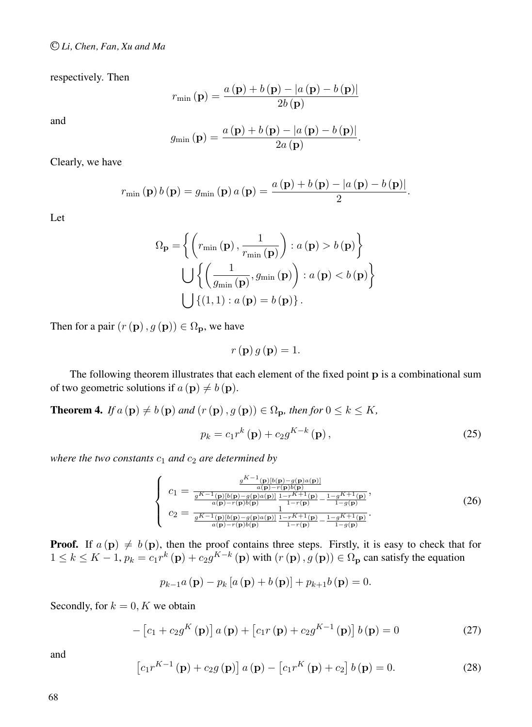respectively. Then

$$r_{\min}(\mathbf{p}) = \frac{a(\mathbf{p}) + b(\mathbf{p}) - |a(\mathbf{p}) - b(\mathbf{p})|}{2b(\mathbf{p})}$$

and

$$g_{\min}(\mathbf{p}) = \frac{a(\mathbf{p}) + b(\mathbf{p}) - |a(\mathbf{p}) - b(\mathbf{p})|}{2a(\mathbf{p})}.$$

Clearly, we have

$$r_{\min}(\mathbf{p})\, b(\mathbf{p}) = g_{\min}(\mathbf{p})\, a(\mathbf{p}) = \frac{a(\mathbf{p}) + b(\mathbf{p}) - |a(\mathbf{p}) - b(\mathbf{p})|}{2}.$$

Let

$$\Omega_{\mathbf{p}} = \left\{ \left( r_{\min}(\mathbf{p}), \frac{1}{r_{\min}(\mathbf{p})} \right) : a(\mathbf{p}) > b(\mathbf{p}) \right\} \bigcup \left\{ \left( \frac{1}{g_{\min}(\mathbf{p})}, g_{\min}(\mathbf{p}) \right) : a(\mathbf{p}) < b(\mathbf{p}) \right\} \bigcup \left\{ (1,1) : a(\mathbf{p}) = b(\mathbf{p}) \right\}.$$

Then for a pair $(r(\mathbf{p}), g(\mathbf{p})) \in \Omega_{\mathbf{p}}$, we have

$$r(\mathbf{p})\, g(\mathbf{p}) = 1.$$

The following theorem illustrates that each element of the fixed point $\mathbf{p}$ is a combinational sum of two geometric solutions if $a(\mathbf{p}) \neq b(\mathbf{p})$.

**Theorem 4.** *If $a(\mathbf{p}) \neq b(\mathbf{p})$ and $(r(\mathbf{p}), g(\mathbf{p})) \in \Omega_{\mathbf{p}}$, then for $0 \le k \le K$,*

$$p_k = c_1 r^k(\mathbf{p}) + c_2 g^{K-k}(\mathbf{p}), \tag{25}$$

*where the two constants $c_1$ and $c_2$ are determined by*

$$\begin{cases} c_1 = \dfrac{\frac{g^{K-1}(\mathbf{p})[b(\mathbf{p}) - g(\mathbf{p})a(\mathbf{p})]}{a(\mathbf{p}) - r(\mathbf{p})b(\mathbf{p})}}{\frac{g^{K-1}(\mathbf{p})[b(\mathbf{p}) - g(\mathbf{p})a(\mathbf{p})]}{a(\mathbf{p}) - r(\mathbf{p})b(\mathbf{p})} \frac{1 - r^{K+1}(\mathbf{p})}{1 - r(\mathbf{p})} - \frac{1 - g^{K+1}(\mathbf{p})}{1 - g(\mathbf{p})}}, \\[2ex] c_2 = \dfrac{1}{\frac{g^{K-1}(\mathbf{p})[b(\mathbf{p}) - g(\mathbf{p})a(\mathbf{p})]}{a(\mathbf{p}) - r(\mathbf{p})b(\mathbf{p})} \frac{1 - r^{K+1}(\mathbf{p})}{1 - r(\mathbf{p})} - \frac{1 - g^{K+1}(\mathbf{p})}{1 - g(\mathbf{p})}}. \end{cases} \tag{26}$$

**Proof.** If $a(\mathbf{p}) \neq b(\mathbf{p})$, then the proof contains three steps. Firstly, it is easy to check that for $1 \le k \le K-1$, $p_k = c_1 r^k(\mathbf{p}) + c_2 g^{K-k}(\mathbf{p})$ with $(r(\mathbf{p}), g(\mathbf{p})) \in \Omega_{\mathbf{p}}$ can satisfy the equation

$$p_{k-1} a(\mathbf{p}) - p_k [a(\mathbf{p}) + b(\mathbf{p})] + p_{k+1} b(\mathbf{p}) = 0.$$

Secondly, for $k = 0, K$ we obtain

$$-\left[c_1 + c_2 g^K(\mathbf{p})\right] a(\mathbf{p}) + \left[c_1 r(\mathbf{p}) + c_2 g^{K-1}(\mathbf{p})\right] b(\mathbf{p}) = 0 \tag{27}$$

and

$$\left[c_1 r^{K-1}(\mathbf{p}) + c_2 g(\mathbf{p})\right] a(\mathbf{p}) - \left[c_1 r^K(\mathbf{p}) + c_2\right] b(\mathbf{p}) = 0. \tag{28}$$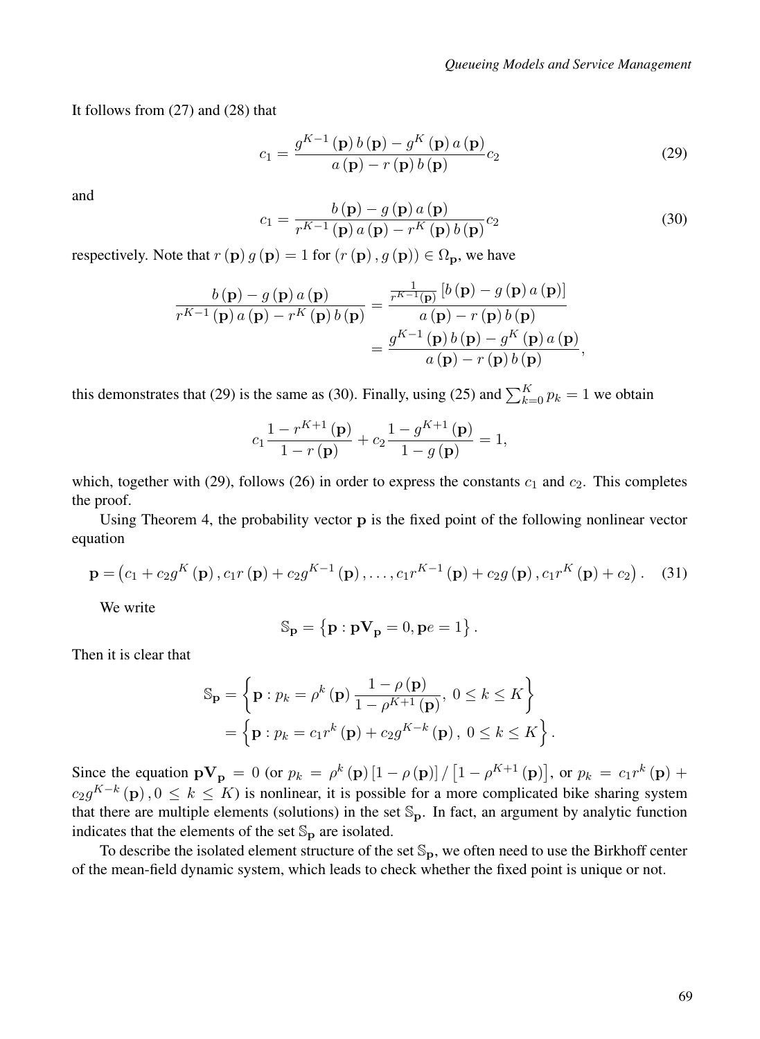It follows from (27) and (28) that

$$c_1 = \frac{g^{K-1}(\mathbf{p})\, b(\mathbf{p}) - g^K(\mathbf{p})\, a(\mathbf{p})}{a(\mathbf{p}) - r(\mathbf{p})\, b(\mathbf{p})} c_2 \tag{29}$$

and

$$c_1 = \frac{b(\mathbf{p}) - g(\mathbf{p})\, a(\mathbf{p})}{r^{K-1}(\mathbf{p})\, a(\mathbf{p}) - r^K(\mathbf{p})\, b(\mathbf{p})} c_2 \tag{30}$$

respectively. Note that $r(\mathbf{p})\, g(\mathbf{p}) = 1$ for $(r(\mathbf{p}), g(\mathbf{p})) \in \Omega_{\mathbf{p}}$, we have

$$\begin{aligned}
\frac{b(\mathbf{p}) - g(\mathbf{p})\, a(\mathbf{p})}{r^{K-1}(\mathbf{p})\, a(\mathbf{p}) - r^K(\mathbf{p})\, b(\mathbf{p})} &= \frac{\frac{1}{r^{K-1}(\mathbf{p})}\left[b(\mathbf{p}) - g(\mathbf{p})\, a(\mathbf{p})\right]}{a(\mathbf{p}) - r(\mathbf{p})\, b(\mathbf{p})} \\
&= \frac{g^{K-1}(\mathbf{p})\, b(\mathbf{p}) - g^K(\mathbf{p})\, a(\mathbf{p})}{a(\mathbf{p}) - r(\mathbf{p})\, b(\mathbf{p})},
\end{aligned}$$

this demonstrates that (29) is the same as (30). Finally, using (25) and $\sum_{k=0}^{K} p_k = 1$ we obtain

$$c_1 \frac{1 - r^{K+1}(\mathbf{p})}{1 - r(\mathbf{p})} + c_2 \frac{1 - g^{K+1}(\mathbf{p})}{1 - g(\mathbf{p})} = 1,$$

which, together with (29), follows (26) in order to express the constants $c_1$ and $c_2$. This completes the proof.

Using Theorem 4, the probability vector $\mathbf{p}$ is the fixed point of the following nonlinear vector equation

$$\mathbf{p} = \left(c_1 + c_2 g^K(\mathbf{p}),\, c_1 r(\mathbf{p}) + c_2 g^{K-1}(\mathbf{p}),\, \ldots,\, c_1 r^{K-1}(\mathbf{p}) + c_2 g(\mathbf{p}),\, c_1 r^K(\mathbf{p}) + c_2\right). \tag{31}$$

We write

$$\mathbb{S}_{\mathbf{p}} = \left\{\mathbf{p} : \mathbf{p}\mathbf{V}_{\mathbf{p}} = 0, \mathbf{p}e = 1\right\}.$$

Then it is clear that

$$\begin{aligned}
\mathbb{S}_{\mathbf{p}} &= \left\{\mathbf{p} : p_k = \rho^k(\mathbf{p}) \frac{1 - \rho(\mathbf{p})}{1 - \rho^{K+1}(\mathbf{p})},\ 0 \le k \le K\right\} \\
&= \left\{\mathbf{p} : p_k = c_1 r^k(\mathbf{p}) + c_2 g^{K-k}(\mathbf{p}),\ 0 \le k \le K\right\}.
\end{aligned}$$

Since the equation $\mathbf{p}\mathbf{V}_{\mathbf{p}} = 0$ (or $p_k = \rho^k(\mathbf{p})\left[1 - \rho(\mathbf{p})\right] / \left[1 - \rho^{K+1}(\mathbf{p})\right]$, or $p_k = c_1 r^k(\mathbf{p}) + c_2 g^{K-k}(\mathbf{p}), 0 \le k \le K$) is nonlinear, it is possible for a more complicated bike sharing system that there are multiple elements (solutions) in the set $\mathbb{S}_{\mathbf{p}}$. In fact, an argument by analytic function indicates that the elements of the set $\mathbb{S}_{\mathbf{p}}$ are isolated.

To describe the isolated element structure of the set $\mathbb{S}_{\mathbf{p}}$, we often need to use the Birkhoff center of the mean-field dynamic system, which leads to check whether the fixed point is unique or not.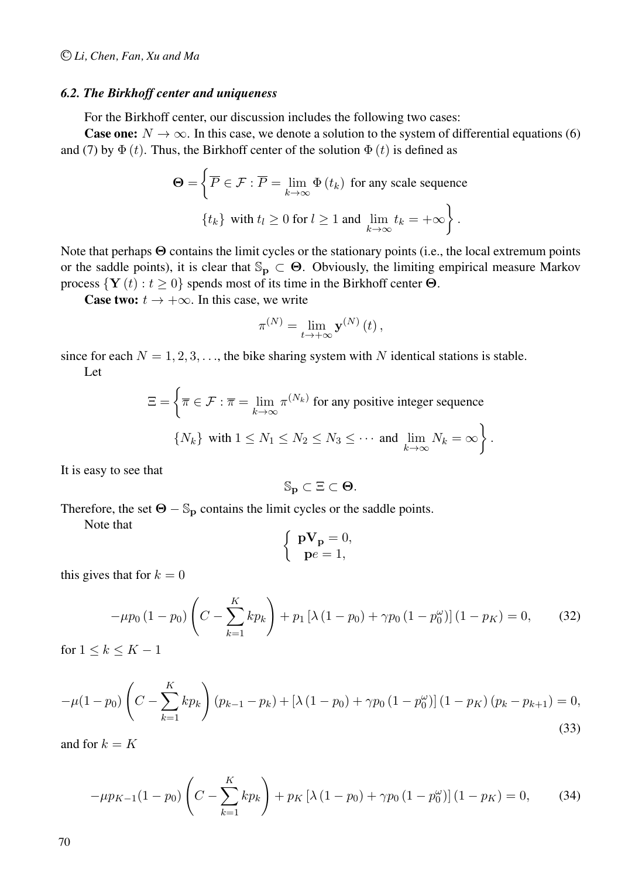### 6.2. The Birkhoff center and uniqueness

For the Birkhoff center, our discussion includes the following two cases:

**Case one:** $N \to \infty$. In this case, we denote a solution to the system of differential equations (6) and (7) by $\Phi(t)$. Thus, the Birkhoff center of the solution $\Phi(t)$ is defined as

$$\mathbf{\Theta} = \left\{ \overline{P} \in \mathcal{F} : \overline{P} = \lim_{k \to \infty} \Phi(t_k) \text{ for any scale sequence } \{t_k\} \text{ with } t_l \geq 0 \text{ for } l \geq 1 \text{ and } \lim_{k \to \infty} t_k = +\infty \right\}.$$

Note that perhaps $\mathbf{\Theta}$ contains the limit cycles or the stationary points (i.e., the local extremum points or the saddle points), it is clear that $\mathbb{S}_{\mathbf{p}} \subset \mathbf{\Theta}$. Obviously, the limiting empirical measure Markov process $\{\mathbf{Y}(t) : t \geq 0\}$ spends most of its time in the Birkhoff center $\mathbf{\Theta}$.

**Case two:** $t \to +\infty$. In this case, we write

$$\pi^{(N)} = \lim_{t \to +\infty} \mathbf{y}^{(N)}(t),$$

since for each $N = 1, 2, 3, \ldots$, the bike sharing system with $N$ identical stations is stable.

Let

$$\Xi = \left\{ \overline{\pi} \in \mathcal{F} : \overline{\pi} = \lim_{k \to \infty} \pi^{(N_k)} \text{ for any positive integer sequence } \{N_k\} \text{ with } 1 \leq N_1 \leq N_2 \leq N_3 \leq \cdots \text{ and } \lim_{k \to \infty} N_k = \infty \right\}.$$

It is easy to see that

$$\mathbb{S}_{\mathbf{p}} \subset \Xi \subset \mathbf{\Theta}.$$

Therefore, the set $\mathbf{\Theta} - \mathbb{S}_{\mathbf{p}}$ contains the limit cycles or the saddle points.

Note that

$$\begin{cases} \mathbf{p}\mathbf{V}_{\mathbf{p}} = 0, \\ \mathbf{p}e = 1, \end{cases}$$

this gives that for $k = 0$

$$-\mu p_0 (1 - p_0) \left( C - \sum_{k=1}^{K} k p_k \right) + p_1 \left[ \lambda (1 - p_0) + \gamma p_0 \left(1 - p_0^{\omega}\right) \right] (1 - p_K) = 0, \tag{32}$$

for $1 \leq k \leq K - 1$

$$-\mu(1 - p_0) \left( C - \sum_{k=1}^{K} k p_k \right) (p_{k-1} - p_k) + \left[ \lambda (1 - p_0) + \gamma p_0 \left(1 - p_0^{\omega}\right) \right] (1 - p_K) (p_k - p_{k+1}) = 0, \tag{33}$$

and for $k = K$

$$-\mu p_{K-1}(1 - p_0) \left( C - \sum_{k=1}^{K} k p_k \right) + p_K \left[ \lambda (1 - p_0) + \gamma p_0 \left(1 - p_0^{\omega}\right) \right] (1 - p_K) = 0, \tag{34}$$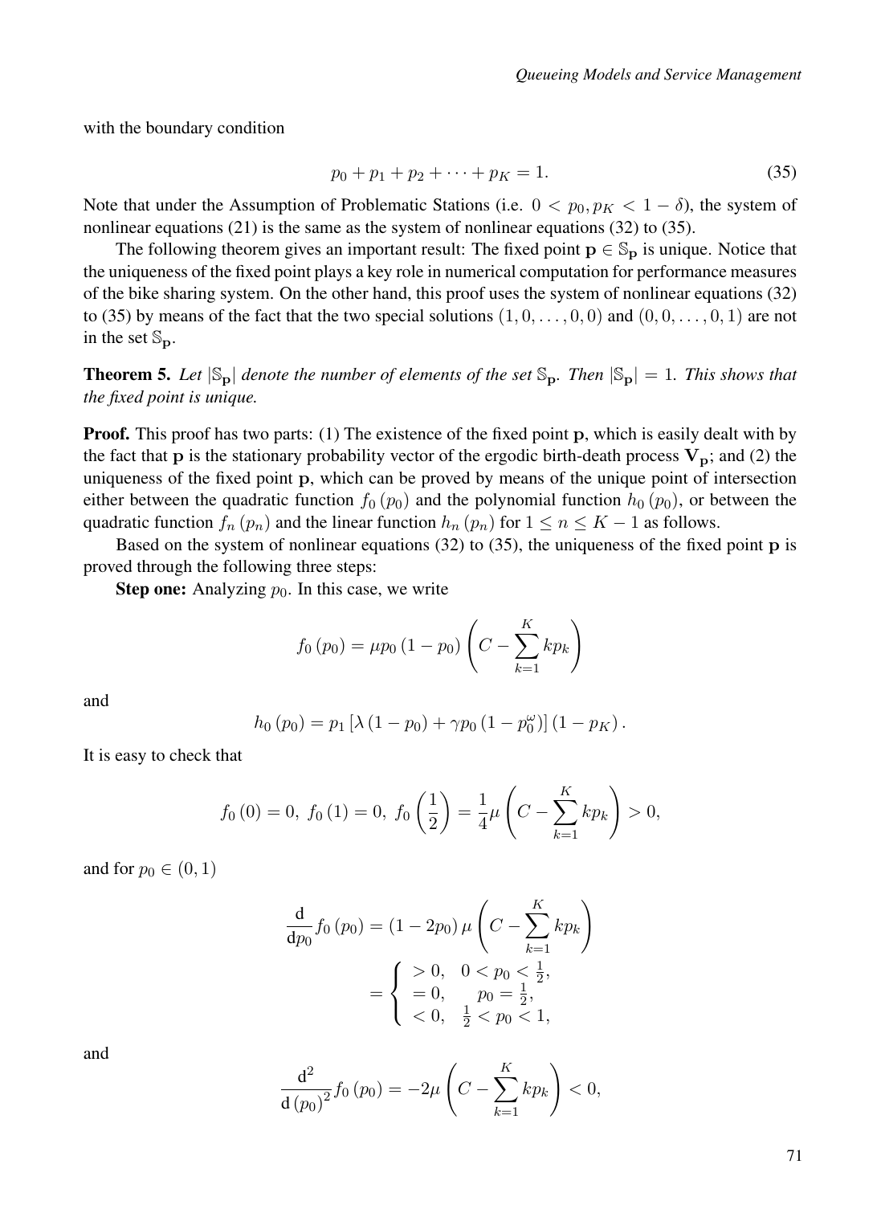with the boundary condition

$$p_0 + p_1 + p_2 + \cdots + p_K = 1. \tag{35}$$

Note that under the Assumption of Problematic Stations (i.e. $0 < p_0, p_K < 1 - \delta$), the system of nonlinear equations (21) is the same as the system of nonlinear equations (32) to (35).

The following theorem gives an important result: The fixed point $\mathbf{p} \in \mathbb{S}_\mathbf{p}$ is unique. Notice that the uniqueness of the fixed point plays a key role in numerical computation for performance measures of the bike sharing system. On the other hand, this proof uses the system of nonlinear equations (32) to (35) by means of the fact that the two special solutions $(1, 0, \ldots, 0, 0)$ and $(0, 0, \ldots, 0, 1)$ are not in the set $\mathbb{S}_\mathbf{p}$.

**Theorem 5.** *Let $|\mathbb{S}_\mathbf{p}|$ denote the number of elements of the set $\mathbb{S}_\mathbf{p}$. Then $|\mathbb{S}_\mathbf{p}| = 1$. This shows that the fixed point is unique.*

**Proof.** This proof has two parts: (1) The existence of the fixed point $\mathbf{p}$, which is easily dealt with by the fact that $\mathbf{p}$ is the stationary probability vector of the ergodic birth-death process $\mathbf{V}_\mathbf{p}$; and (2) the uniqueness of the fixed point $\mathbf{p}$, which can be proved by means of the unique point of intersection either between the quadratic function $f_0(p_0)$ and the polynomial function $h_0(p_0)$, or between the quadratic function $f_n(p_n)$ and the linear function $h_n(p_n)$ for $1 \leq n \leq K-1$ as follows.

Based on the system of nonlinear equations (32) to (35), the uniqueness of the fixed point $\mathbf{p}$ is proved through the following three steps:

**Step one:** Analyzing $p_0$. In this case, we write

$$f_0(p_0) = \mu p_0 (1 - p_0) \left( C - \sum_{k=1}^{K} k p_k \right)$$

and

$$h_0(p_0) = p_1 \left[ \lambda (1 - p_0) + \gamma p_0 (1 - p_0^{\omega}) \right] (1 - p_K).$$

It is easy to check that

$$f_0(0) = 0,\ f_0(1) = 0,\ f_0\left(\frac{1}{2}\right) = \frac{1}{4}\mu \left( C - \sum_{k=1}^{K} k p_k \right) > 0,$$

and for $p_0 \in (0, 1)$

$$\begin{aligned}
\frac{\mathrm{d}}{\mathrm{d}p_0} f_0(p_0) &= (1 - 2p_0)\, \mu \left( C - \sum_{k=1}^{K} k p_k \right) \\
&= \begin{cases} > 0, & 0 < p_0 < \frac{1}{2}, \\ = 0, & \quad p_0 = \frac{1}{2}, \\ < 0, & \frac{1}{2} < p_0 < 1, \end{cases}
\end{aligned}$$

and

$$\frac{\mathrm{d}^2}{\mathrm{d}(p_0)^2} f_0(p_0) = -2\mu \left( C - \sum_{k=1}^{K} k p_k \right) < 0,$$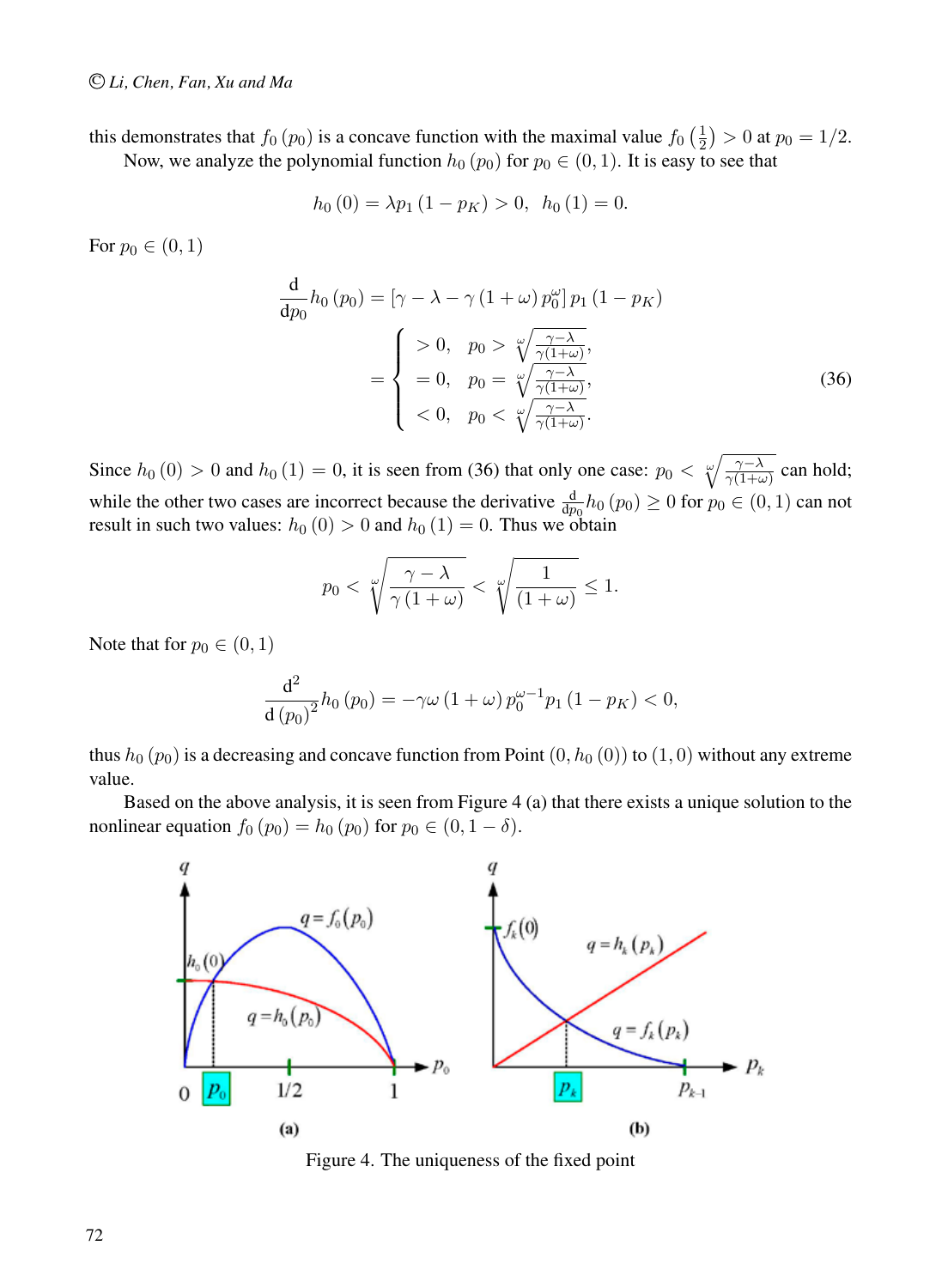this demonstrates that $f_0(p_0)$ is a concave function with the maximal value $f_0\left(\frac{1}{2}\right) > 0$ at $p_0 = 1/2$.

Now, we analyze the polynomial function $h_0(p_0)$ for $p_0 \in (0,1)$. It is easy to see that

$$h_0(0) = \lambda p_1 (1 - p_K) > 0, \quad h_0(1) = 0.$$

For $p_0 \in (0,1)$

$$\frac{\mathrm{d}}{\mathrm{d}p_0} h_0(p_0) = \left[\gamma - \lambda - \gamma(1+\omega) p_0^{\omega}\right] p_1 (1 - p_K)$$
$$= \begin{cases} > 0, & p_0 > \sqrt[\omega]{\frac{\gamma-\lambda}{\gamma(1+\omega)}}, \\ = 0, & p_0 = \sqrt[\omega]{\frac{\gamma-\lambda}{\gamma(1+\omega)}}, \\ < 0, & p_0 < \sqrt[\omega]{\frac{\gamma-\lambda}{\gamma(1+\omega)}}. \end{cases} \tag{36}$$

Since $h_0(0) > 0$ and $h_0(1) = 0$, it is seen from (36) that only one case: $p_0 < \sqrt[\omega]{\frac{\gamma-\lambda}{\gamma(1+\omega)}}$ can hold; while the other two cases are incorrect because the derivative $\frac{\mathrm{d}}{\mathrm{d}p_0} h_0(p_0) \geq 0$ for $p_0 \in (0,1)$ can not result in such two values: $h_0(0) > 0$ and $h_0(1) = 0$. Thus we obtain

$$p_0 < \sqrt[\omega]{\frac{\gamma-\lambda}{\gamma(1+\omega)}} < \sqrt[\omega]{\frac{1}{(1+\omega)}} \leq 1.$$

Note that for $p_0 \in (0,1)$

$$\frac{\mathrm{d}^2}{\mathrm{d}(p_0)^2} h_0(p_0) = -\gamma\omega(1+\omega) p_0^{\omega-1} p_1 (1 - p_K) < 0,$$

thus $h_0(p_0)$ is a decreasing and concave function from Point $(0, h_0(0))$ to $(1, 0)$ without any extreme value.

Based on the above analysis, it is seen from Figure 4 (a) that there exists a unique solution to the nonlinear equation $f_0(p_0) = h_0(p_0)$ for $p_0 \in (0, 1-\delta)$.

Figure 4. The uniqueness of the fixed point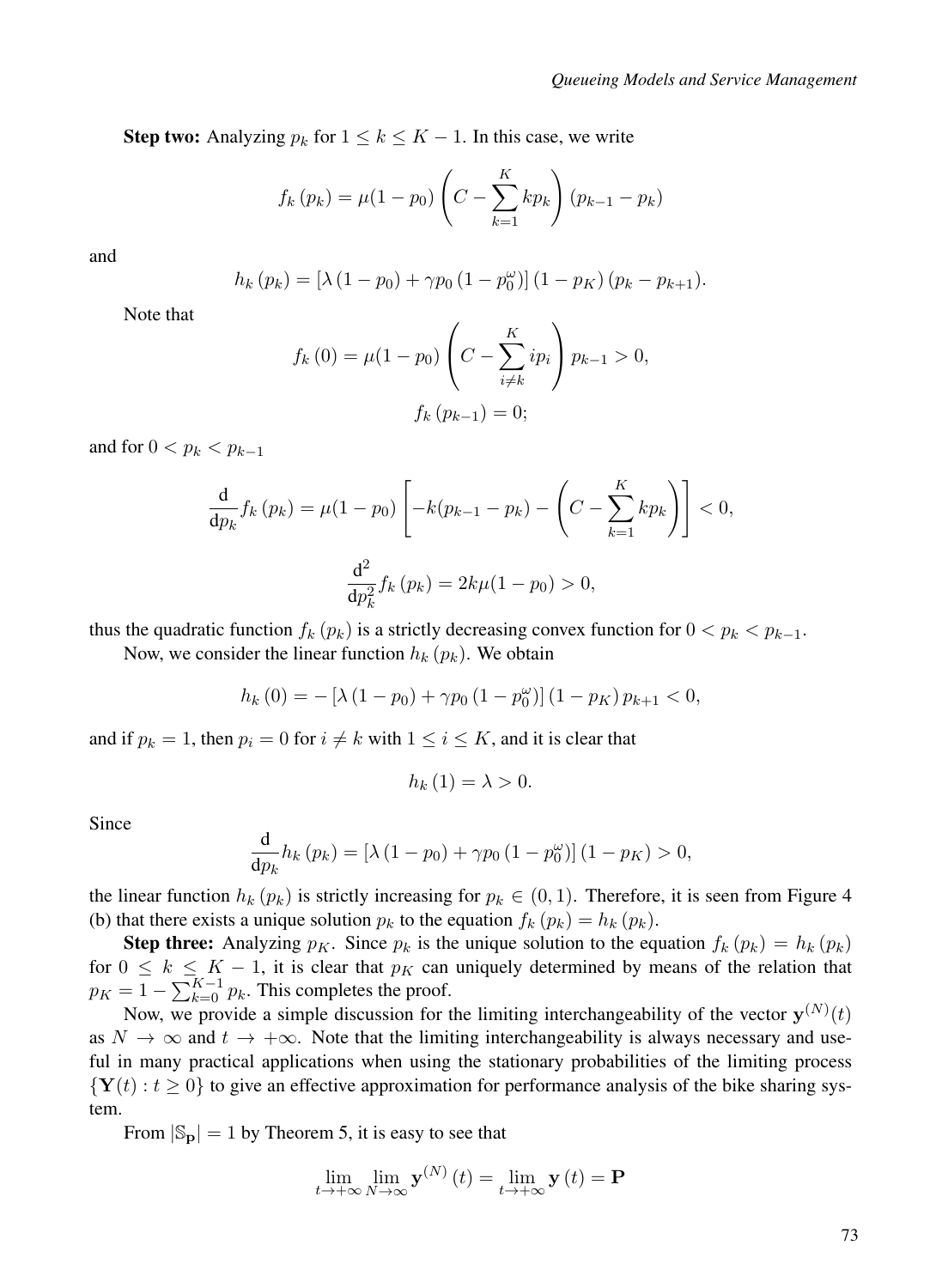**Step two:** Analyzing $p_k$ for $1 \leq k \leq K-1$. In this case, we write

$$f_k\left(p_k\right) = \mu(1-p_0)\left(C - \sum_{k=1}^{K} kp_k\right)\left(p_{k-1} - p_k\right)$$

and

$$h_k\left(p_k\right) = \left[\lambda\left(1-p_0\right) + \gamma p_0\left(1-p_0^{\omega}\right)\right]\left(1-p_K\right)\left(p_k - p_{k+1}\right).$$

Note that

$$f_k\left(0\right) = \mu(1-p_0)\left(C - \sum_{i \neq k}^{K} ip_i\right)p_{k-1} > 0,$$

$$f_k\left(p_{k-1}\right) = 0;$$

and for $0 < p_k < p_{k-1}$

$$\frac{\mathrm{d}}{\mathrm{d}p_k}f_k\left(p_k\right) = \mu(1-p_0)\left[-k(p_{k-1}-p_k) - \left(C - \sum_{k=1}^{K} kp_k\right)\right] < 0,$$

$$\frac{\mathrm{d}^2}{\mathrm{d}p_k^2}f_k\left(p_k\right) = 2k\mu(1-p_0) > 0,$$

thus the quadratic function $f_k\left(p_k\right)$ is a strictly decreasing convex function for $0 < p_k < p_{k-1}$.

Now, we consider the linear function $h_k\left(p_k\right)$. We obtain

$$h_k\left(0\right) = -\left[\lambda\left(1-p_0\right) + \gamma p_0\left(1-p_0^{\omega}\right)\right]\left(1-p_K\right)p_{k+1} < 0,$$

and if $p_k = 1$, then $p_i = 0$ for $i \neq k$ with $1 \leq i \leq K$, and it is clear that

$$h_k\left(1\right) = \lambda > 0.$$

Since

$$\frac{\mathrm{d}}{\mathrm{d}p_k}h_k\left(p_k\right) = \left[\lambda\left(1-p_0\right) + \gamma p_0\left(1-p_0^{\omega}\right)\right]\left(1-p_K\right) > 0,$$

the linear function $h_k\left(p_k\right)$ is strictly increasing for $p_k \in (0,1)$. Therefore, it is seen from Figure 4 (b) that there exists a unique solution $p_k$ to the equation $f_k\left(p_k\right) = h_k\left(p_k\right)$.

**Step three:** Analyzing $p_K$. Since $p_k$ is the unique solution to the equation $f_k\left(p_k\right) = h_k\left(p_k\right)$ for $0 \leq k \leq K-1$, it is clear that $p_K$ can uniquely determined by means of the relation that $p_K = 1 - \sum_{k=0}^{K-1} p_k$. This completes the proof.

Now, we provide a simple discussion for the limiting interchangeability of the vector $\mathbf{y}^{(N)}(t)$ as $N \to \infty$ and $t \to +\infty$. Note that the limiting interchangeability is always necessary and useful in many practical applications when using the stationary probabilities of the limiting process $\{\mathbf{Y}(t) : t \geq 0\}$ to give an effective approximation for performance analysis of the bike sharing system.

From $|\mathbb{S}_{\mathbf{p}}| = 1$ by Theorem 5, it is easy to see that

$$\lim_{t \to +\infty} \lim_{N \to \infty} \mathbf{y}^{(N)}\left(t\right) = \lim_{t \to +\infty} \mathbf{y}\left(t\right) = \mathbf{P}$$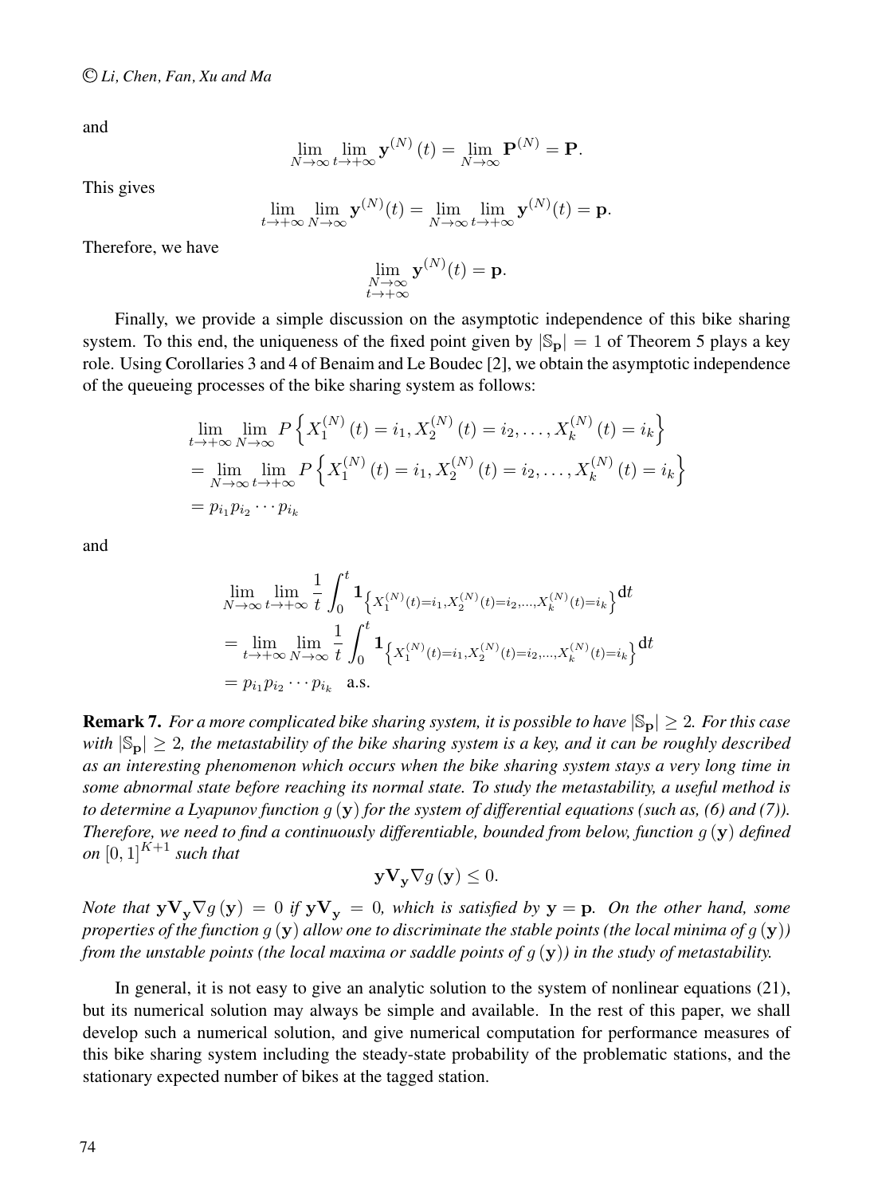and

$$\lim_{N\to\infty}\lim_{t\to+\infty}\mathbf{y}^{(N)}(t)=\lim_{N\to\infty}\mathbf{P}^{(N)}=\mathbf{P}.$$

This gives

$$\lim_{t\to+\infty}\lim_{N\to\infty}\mathbf{y}^{(N)}(t)=\lim_{N\to\infty}\lim_{t\to+\infty}\mathbf{y}^{(N)}(t)=\mathbf{p}.$$

Therefore, we have

$$\lim_{\substack{N\to\infty\\ t\to+\infty}}\mathbf{y}^{(N)}(t)=\mathbf{p}.$$

Finally, we provide a simple discussion on the asymptotic independence of this bike sharing system. To this end, the uniqueness of the fixed point given by $|\mathbb{S}_{\mathbf{p}}|=1$ of Theorem 5 plays a key role. Using Corollaries 3 and 4 of Benaim and Le Boudec [2], we obtain the asymptotic independence of the queueing processes of the bike sharing system as follows:

$$\begin{aligned}
&\lim_{t\to+\infty}\lim_{N\to\infty}P\left\{X_1^{(N)}(t)=i_1,X_2^{(N)}(t)=i_2,\ldots,X_k^{(N)}(t)=i_k\right\}\\
&=\lim_{N\to\infty}\lim_{t\to+\infty}P\left\{X_1^{(N)}(t)=i_1,X_2^{(N)}(t)=i_2,\ldots,X_k^{(N)}(t)=i_k\right\}\\
&=p_{i_1}p_{i_2}\cdots p_{i_k}
\end{aligned}$$

and

$$\begin{aligned}
&\lim_{N\to\infty}\lim_{t\to+\infty}\frac{1}{t}\int_0^t\mathbf{1}_{\left\{X_1^{(N)}(t)=i_1,X_2^{(N)}(t)=i_2,\ldots,X_k^{(N)}(t)=i_k\right\}}\mathrm{d}t\\
&=\lim_{t\to+\infty}\lim_{N\to\infty}\frac{1}{t}\int_0^t\mathbf{1}_{\left\{X_1^{(N)}(t)=i_1,X_2^{(N)}(t)=i_2,\ldots,X_k^{(N)}(t)=i_k\right\}}\mathrm{d}t\\
&=p_{i_1}p_{i_2}\cdots p_{i_k}\quad\text{a.s.}
\end{aligned}$$

**Remark 7.** *For a more complicated bike sharing system, it is possible to have $|\mathbb{S}_{\mathbf{p}}|\geq 2$. For this case with $|\mathbb{S}_{\mathbf{p}}|\geq 2$, the metastability of the bike sharing system is a key, and it can be roughly described as an interesting phenomenon which occurs when the bike sharing system stays a very long time in some abnormal state before reaching its normal state. To study the metastability, a useful method is to determine a Lyapunov function $g(\mathbf{y})$ for the system of differential equations (such as, (6) and (7)). Therefore, we need to find a continuously differentiable, bounded from below, function $g(\mathbf{y})$ defined on $[0,1]^{K+1}$ such that*

$$\mathbf{y}\mathbf{V}_{\mathbf{y}}\nabla g(\mathbf{y})\leq 0.$$

*Note that $\mathbf{y}\mathbf{V}_{\mathbf{y}}\nabla g(\mathbf{y})=0$ if $\mathbf{y}\mathbf{V}_{\mathbf{y}}=0$, which is satisfied by $\mathbf{y}=\mathbf{p}$. On the other hand, some properties of the function $g(\mathbf{y})$ allow one to discriminate the stable points (the local minima of $g(\mathbf{y})$) from the unstable points (the local maxima or saddle points of $g(\mathbf{y})$) in the study of metastability.*

In general, it is not easy to give an analytic solution to the system of nonlinear equations (21), but its numerical solution may always be simple and available. In the rest of this paper, we shall develop such a numerical solution, and give numerical computation for performance measures of this bike sharing system including the steady-state probability of the problematic stations, and the stationary expected number of bikes at the tagged station.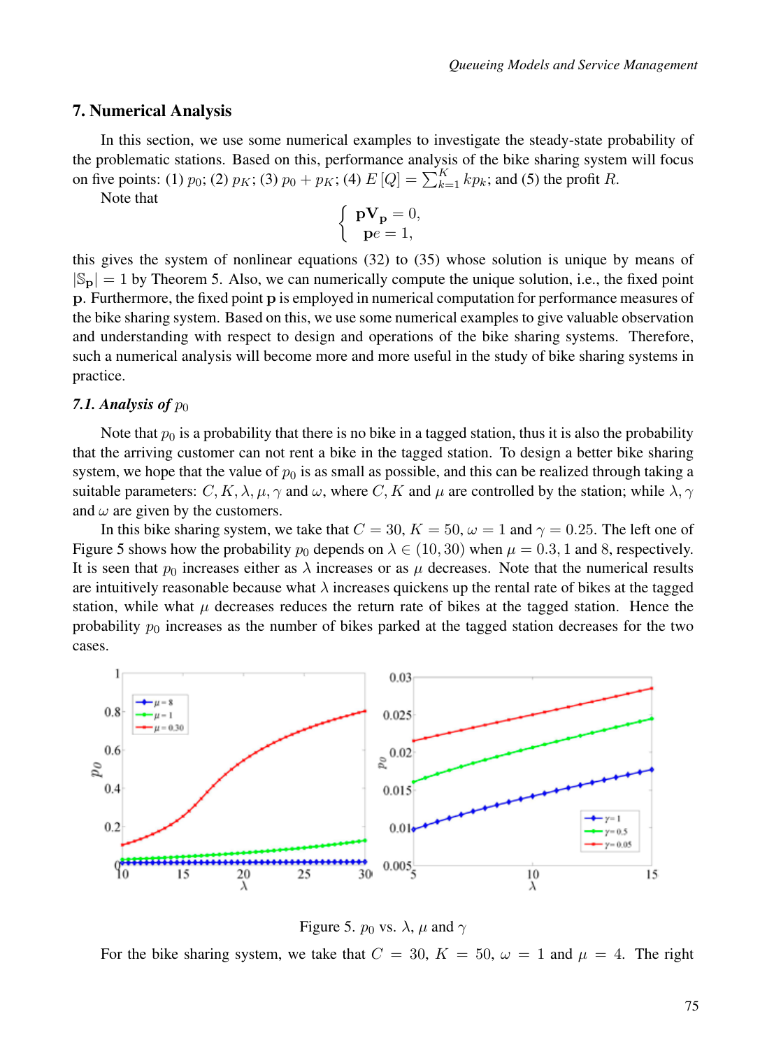## 7. Numerical Analysis

In this section, we use some numerical examples to investigate the steady-state probability of the problematic stations. Based on this, performance analysis of the bike sharing system will focus on five points: (1) $p_0$; (2) $p_K$; (3) $p_0 + p_K$; (4) $E[Q] = \sum_{k=1}^{K} kp_k$; and (5) the profit $R$.

Note that

$$\begin{cases} \mathbf{p}\mathbf{V}_{\mathbf{p}} = 0, \\ \mathbf{p}e = 1, \end{cases}$$

this gives the system of nonlinear equations (32) to (35) whose solution is unique by means of $|\mathbb{S}_{\mathbf{p}}| = 1$ by Theorem 5. Also, we can numerically compute the unique solution, i.e., the fixed point $\mathbf{p}$. Furthermore, the fixed point $\mathbf{p}$ is employed in numerical computation for performance measures of the bike sharing system. Based on this, we use some numerical examples to give valuable observation and understanding with respect to design and operations of the bike sharing systems. Therefore, such a numerical analysis will become more and more useful in the study of bike sharing systems in practice.

### *7.1. Analysis of* $p_0$

Note that $p_0$ is a probability that there is no bike in a tagged station, thus it is also the probability that the arriving customer can not rent a bike in the tagged station. To design a better bike sharing system, we hope that the value of $p_0$ is as small as possible, and this can be realized through taking a suitable parameters: $C, K, \lambda, \mu, \gamma$ and $\omega$, where $C$, $K$ and $\mu$ are controlled by the station; while $\lambda, \gamma$ and $\omega$ are given by the customers.

In this bike sharing system, we take that $C = 30$, $K = 50$, $\omega = 1$ and $\gamma = 0.25$. The left one of Figure 5 shows how the probability $p_0$ depends on $\lambda \in (10, 30)$ when $\mu = 0.3, 1$ and $8$, respectively. It is seen that $p_0$ increases either as $\lambda$ increases or as $\mu$ decreases. Note that the numerical results are intuitively reasonable because what $\lambda$ increases quickens up the rental rate of bikes at the tagged station, while what $\mu$ decreases reduces the return rate of bikes at the tagged station. Hence the probability $p_0$ increases as the number of bikes parked at the tagged station decreases for the two cases.

Figure 5. $p_0$ vs. $\lambda$, $\mu$ and $\gamma$

For the bike sharing system, we take that $C = 30$, $K = 50$, $\omega = 1$ and $\mu = 4$. The right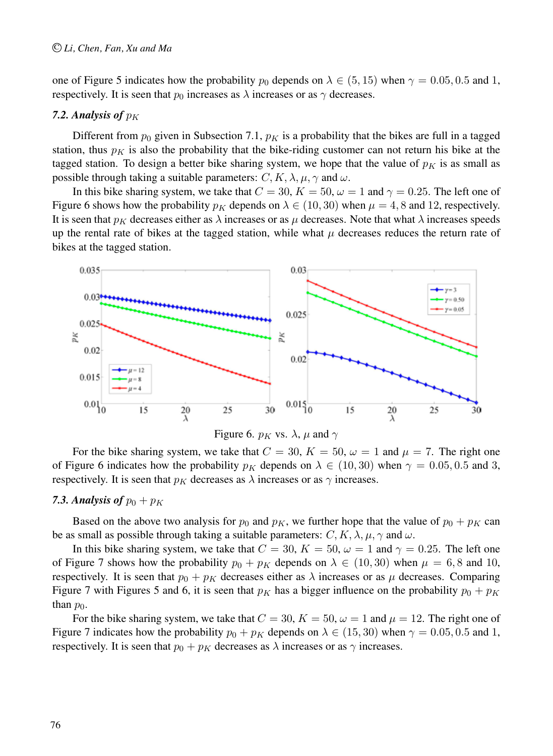one of Figure 5 indicates how the probability $p_0$ depends on $\lambda \in (5, 15)$ when $\gamma = 0.05, 0.5$ and 1, respectively. It is seen that $p_0$ increases as $\lambda$ increases or as $\gamma$ decreases.

### *7.2. Analysis of* $p_K$

Different from $p_0$ given in Subsection 7.1, $p_K$ is a probability that the bikes are full in a tagged station, thus $p_K$ is also the probability that the bike-riding customer can not return his bike at the tagged station. To design a better bike sharing system, we hope that the value of $p_K$ is as small as possible through taking a suitable parameters: $C, K, \lambda, \mu, \gamma$ and $\omega$.

In this bike sharing system, we take that $C = 30$, $K = 50$, $\omega = 1$ and $\gamma = 0.25$. The left one of Figure 6 shows how the probability $p_K$ depends on $\lambda \in (10, 30)$ when $\mu = 4, 8$ and 12, respectively. It is seen that $p_K$ decreases either as $\lambda$ increases or as $\mu$ decreases. Note that what $\lambda$ increases speeds up the rental rate of bikes at the tagged station, while what $\mu$ decreases reduces the return rate of bikes at the tagged station.

Figure 6. $p_K$ vs. $\lambda$, $\mu$ and $\gamma$

For the bike sharing system, we take that $C = 30$, $K = 50$, $\omega = 1$ and $\mu = 7$. The right one of Figure 6 indicates how the probability $p_K$ depends on $\lambda \in (10, 30)$ when $\gamma = 0.05, 0.5$ and 3, respectively. It is seen that $p_K$ decreases as $\lambda$ increases or as $\gamma$ increases.

### *7.3. Analysis of* $p_0 + p_K$

Based on the above two analysis for $p_0$ and $p_K$, we further hope that the value of $p_0 + p_K$ can be as small as possible through taking a suitable parameters: $C, K, \lambda, \mu, \gamma$ and $\omega$.

In this bike sharing system, we take that $C = 30$, $K = 50$, $\omega = 1$ and $\gamma = 0.25$. The left one of Figure 7 shows how the probability $p_0 + p_K$ depends on $\lambda \in (10, 30)$ when $\mu = 6, 8$ and 10, respectively. It is seen that $p_0 + p_K$ decreases either as $\lambda$ increases or as $\mu$ decreases. Comparing Figure 7 with Figures 5 and 6, it is seen that $p_K$ has a bigger influence on the probability $p_0 + p_K$ than $p_0$.

For the bike sharing system, we take that $C = 30$, $K = 50$, $\omega = 1$ and $\mu = 12$. The right one of Figure 7 indicates how the probability $p_0 + p_K$ depends on $\lambda \in (15, 30)$ when $\gamma = 0.05, 0.5$ and 1, respectively. It is seen that $p_0 + p_K$ decreases as $\lambda$ increases or as $\gamma$ increases.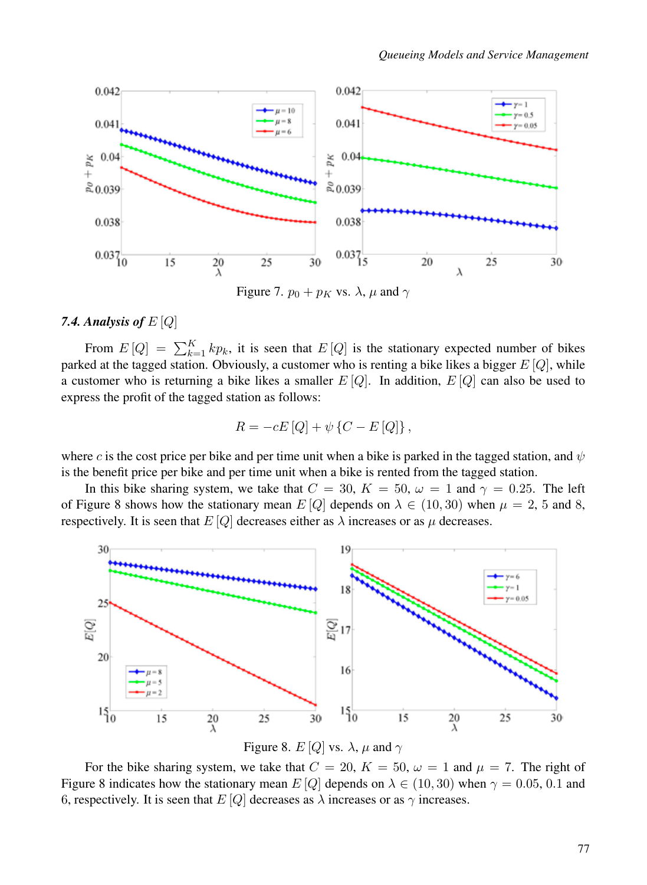Figure 7. $p_0 + p_K$ vs. $\lambda$, $\mu$ and $\gamma$

### *7.4. Analysis of* $E[Q]$

From $E[Q] = \sum_{k=1}^{K} kp_k$, it is seen that $E[Q]$ is the stationary expected number of bikes parked at the tagged station. Obviously, a customer who is renting a bike likes a bigger $E[Q]$, while a customer who is returning a bike likes a smaller $E[Q]$. In addition, $E[Q]$ can also be used to express the profit of the tagged station as follows:

$$R = -cE[Q] + \psi\{C - E[Q]\},$$

where $c$ is the cost price per bike and per time unit when a bike is parked in the tagged station, and $\psi$ is the benefit price per bike and per time unit when a bike is rented from the tagged station.

In this bike sharing system, we take that $C = 30$, $K = 50$, $\omega = 1$ and $\gamma = 0.25$. The left of Figure 8 shows how the stationary mean $E[Q]$ depends on $\lambda \in (10, 30)$ when $\mu = 2$, 5 and 8, respectively. It is seen that $E[Q]$ decreases either as $\lambda$ increases or as $\mu$ decreases.

Figure 8. $E[Q]$ vs. $\lambda$, $\mu$ and $\gamma$

For the bike sharing system, we take that $C = 20$, $K = 50$, $\omega = 1$ and $\mu = 7$. The right of Figure 8 indicates how the stationary mean $E[Q]$ depends on $\lambda \in (10, 30)$ when $\gamma = 0.05$, 0.1 and 6, respectively. It is seen that $E[Q]$ decreases as $\lambda$ increases or as $\gamma$ increases.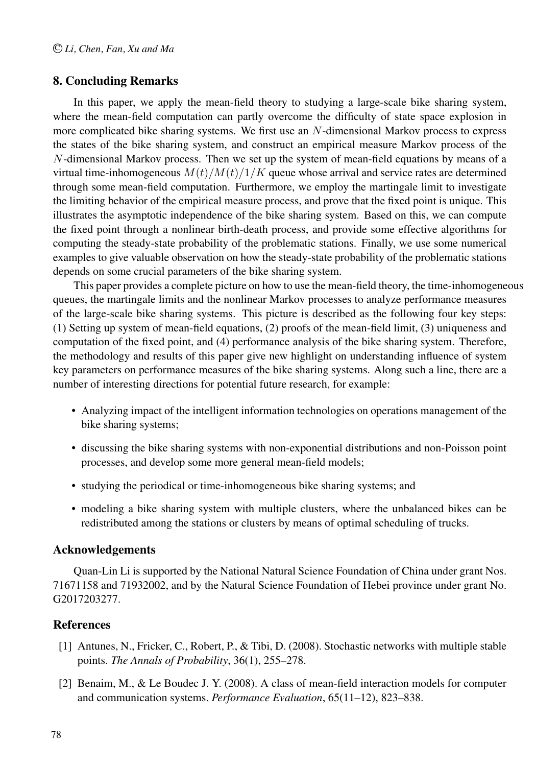## 8. Concluding Remarks

In this paper, we apply the mean-field theory to studying a large-scale bike sharing system, where the mean-field computation can partly overcome the difficulty of state space explosion in more complicated bike sharing systems. We first use an $N$-dimensional Markov process to express the states of the bike sharing system, and construct an empirical measure Markov process of the $N$-dimensional Markov process. Then we set up the system of mean-field equations by means of a virtual time-inhomogeneous $M(t)/M(t)/1/K$ queue whose arrival and service rates are determined through some mean-field computation. Furthermore, we employ the martingale limit to investigate the limiting behavior of the empirical measure process, and prove that the fixed point is unique. This illustrates the asymptotic independence of the bike sharing system. Based on this, we can compute the fixed point through a nonlinear birth-death process, and provide some effective algorithms for computing the steady-state probability of the problematic stations. Finally, we use some numerical examples to give valuable observation on how the steady-state probability of the problematic stations depends on some crucial parameters of the bike sharing system.

This paper provides a complete picture on how to use the mean-field theory, the time-inhomogeneous queues, the martingale limits and the nonlinear Markov processes to analyze performance measures of the large-scale bike sharing systems. This picture is described as the following four key steps: (1) Setting up system of mean-field equations, (2) proofs of the mean-field limit, (3) uniqueness and computation of the fixed point, and (4) performance analysis of the bike sharing system. Therefore, the methodology and results of this paper give new highlight on understanding influence of system key parameters on performance measures of the bike sharing systems. Along such a line, there are a number of interesting directions for potential future research, for example:

- Analyzing impact of the intelligent information technologies on operations management of the bike sharing systems;
- discussing the bike sharing systems with non-exponential distributions and non-Poisson point processes, and develop some more general mean-field models;
- studying the periodical or time-inhomogeneous bike sharing systems; and
- modeling a bike sharing system with multiple clusters, where the unbalanced bikes can be redistributed among the stations or clusters by means of optimal scheduling of trucks.

## Acknowledgements

Quan-Lin Li is supported by the National Natural Science Foundation of China under grant Nos. 71671158 and 71932002, and by the Natural Science Foundation of Hebei province under grant No. G2017203277.

## References

[1] Antunes, N., Fricker, C., Robert, P., & Tibi, D. (2008). Stochastic networks with multiple stable points. *The Annals of Probability*, 36(1), 255–278.

[2] Benaim, M., & Le Boudec J. Y. (2008). A class of mean-field interaction models for computer and communication systems. *Performance Evaluation*, 65(11–12), 823–838.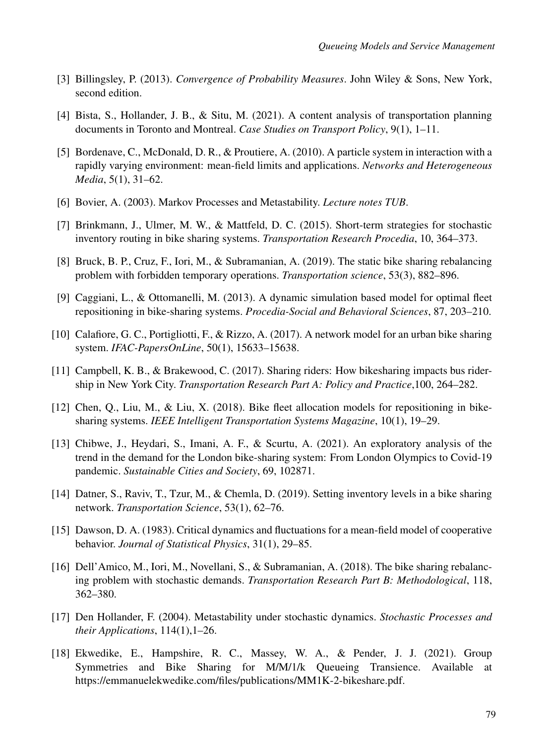[3] Billingsley, P. (2013). *Convergence of Probability Measures*. John Wiley & Sons, New York, second edition.

[4] Bista, S., Hollander, J. B., & Situ, M. (2021). A content analysis of transportation planning documents in Toronto and Montreal. *Case Studies on Transport Policy*, 9(1), 1–11.

[5] Bordenave, C., McDonald, D. R., & Proutiere, A. (2010). A particle system in interaction with a rapidly varying environment: mean-field limits and applications. *Networks and Heterogeneous Media*, 5(1), 31–62.

[6] Bovier, A. (2003). Markov Processes and Metastability. *Lecture notes TUB*.

[7] Brinkmann, J., Ulmer, M. W., & Mattfeld, D. C. (2015). Short-term strategies for stochastic inventory routing in bike sharing systems. *Transportation Research Procedia*, 10, 364–373.

[8] Bruck, B. P., Cruz, F., Iori, M., & Subramanian, A. (2019). The static bike sharing rebalancing problem with forbidden temporary operations. *Transportation science*, 53(3), 882–896.

[9] Caggiani, L., & Ottomanelli, M. (2013). A dynamic simulation based model for optimal fleet repositioning in bike-sharing systems. *Procedia-Social and Behavioral Sciences*, 87, 203–210.

[10] Calafiore, G. C., Portigliotti, F., & Rizzo, A. (2017). A network model for an urban bike sharing system. *IFAC-PapersOnLine*, 50(1), 15633–15638.

[11] Campbell, K. B., & Brakewood, C. (2017). Sharing riders: How bikesharing impacts bus ridership in New York City. *Transportation Research Part A: Policy and Practice*,100, 264–282.

[12] Chen, Q., Liu, M., & Liu, X. (2018). Bike fleet allocation models for repositioning in bike-sharing systems. *IEEE Intelligent Transportation Systems Magazine*, 10(1), 19–29.

[13] Chibwe, J., Heydari, S., Imani, A. F., & Scurtu, A. (2021). An exploratory analysis of the trend in the demand for the London bike-sharing system: From London Olympics to Covid-19 pandemic. *Sustainable Cities and Society*, 69, 102871.

[14] Datner, S., Raviv, T., Tzur, M., & Chemla, D. (2019). Setting inventory levels in a bike sharing network. *Transportation Science*, 53(1), 62–76.

[15] Dawson, D. A. (1983). Critical dynamics and fluctuations for a mean-field model of cooperative behavior. *Journal of Statistical Physics*, 31(1), 29–85.

[16] Dell'Amico, M., Iori, M., Novellani, S., & Subramanian, A. (2018). The bike sharing rebalancing problem with stochastic demands. *Transportation Research Part B: Methodological*, 118, 362–380.

[17] Den Hollander, F. (2004). Metastability under stochastic dynamics. *Stochastic Processes and their Applications*, 114(1),1–26.

[18] Ekwedike, E., Hampshire, R. C., Massey, W. A., & Pender, J. J. (2021). Group Symmetries and Bike Sharing for M/M/1/k Queueing Transience. Available at https://emmanuelekwedike.com/files/publications/MM1K-2-bikeshare.pdf.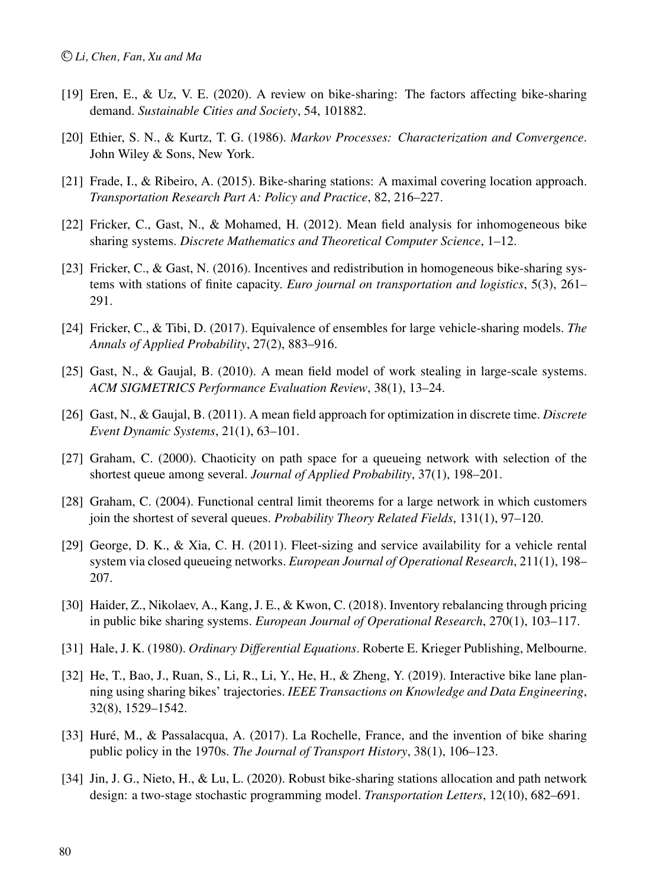[19] Eren, E., & Uz, V. E. (2020). A review on bike-sharing: The factors affecting bike-sharing demand. *Sustainable Cities and Society*, 54, 101882.

[20] Ethier, S. N., & Kurtz, T. G. (1986). *Markov Processes: Characterization and Convergence*. John Wiley & Sons, New York.

[21] Frade, I., & Ribeiro, A. (2015). Bike-sharing stations: A maximal covering location approach. *Transportation Research Part A: Policy and Practice*, 82, 216–227.

[22] Fricker, C., Gast, N., & Mohamed, H. (2012). Mean field analysis for inhomogeneous bike sharing systems. *Discrete Mathematics and Theoretical Computer Science*, 1–12.

[23] Fricker, C., & Gast, N. (2016). Incentives and redistribution in homogeneous bike-sharing systems with stations of finite capacity. *Euro journal on transportation and logistics*, 5(3), 261–291.

[24] Fricker, C., & Tibi, D. (2017). Equivalence of ensembles for large vehicle-sharing models. *The Annals of Applied Probability*, 27(2), 883–916.

[25] Gast, N., & Gaujal, B. (2010). A mean field model of work stealing in large-scale systems. *ACM SIGMETRICS Performance Evaluation Review*, 38(1), 13–24.

[26] Gast, N., & Gaujal, B. (2011). A mean field approach for optimization in discrete time. *Discrete Event Dynamic Systems*, 21(1), 63–101.

[27] Graham, C. (2000). Chaoticity on path space for a queueing network with selection of the shortest queue among several. *Journal of Applied Probability*, 37(1), 198–201.

[28] Graham, C. (2004). Functional central limit theorems for a large network in which customers join the shortest of several queues. *Probability Theory Related Fields*, 131(1), 97–120.

[29] George, D. K., & Xia, C. H. (2011). Fleet-sizing and service availability for a vehicle rental system via closed queueing networks. *European Journal of Operational Research*, 211(1), 198–207.

[30] Haider, Z., Nikolaev, A., Kang, J. E., & Kwon, C. (2018). Inventory rebalancing through pricing in public bike sharing systems. *European Journal of Operational Research*, 270(1), 103–117.

[31] Hale, J. K. (1980). *Ordinary Differential Equations*. Roberte E. Krieger Publishing, Melbourne.

[32] He, T., Bao, J., Ruan, S., Li, R., Li, Y., He, H., & Zheng, Y. (2019). Interactive bike lane planning using sharing bikes' trajectories. *IEEE Transactions on Knowledge and Data Engineering*, 32(8), 1529–1542.

[33] Huré, M., & Passalacqua, A. (2017). La Rochelle, France, and the invention of bike sharing public policy in the 1970s. *The Journal of Transport History*, 38(1), 106–123.

[34] Jin, J. G., Nieto, H., & Lu, L. (2020). Robust bike-sharing stations allocation and path network design: a two-stage stochastic programming model. *Transportation Letters*, 12(10), 682–691.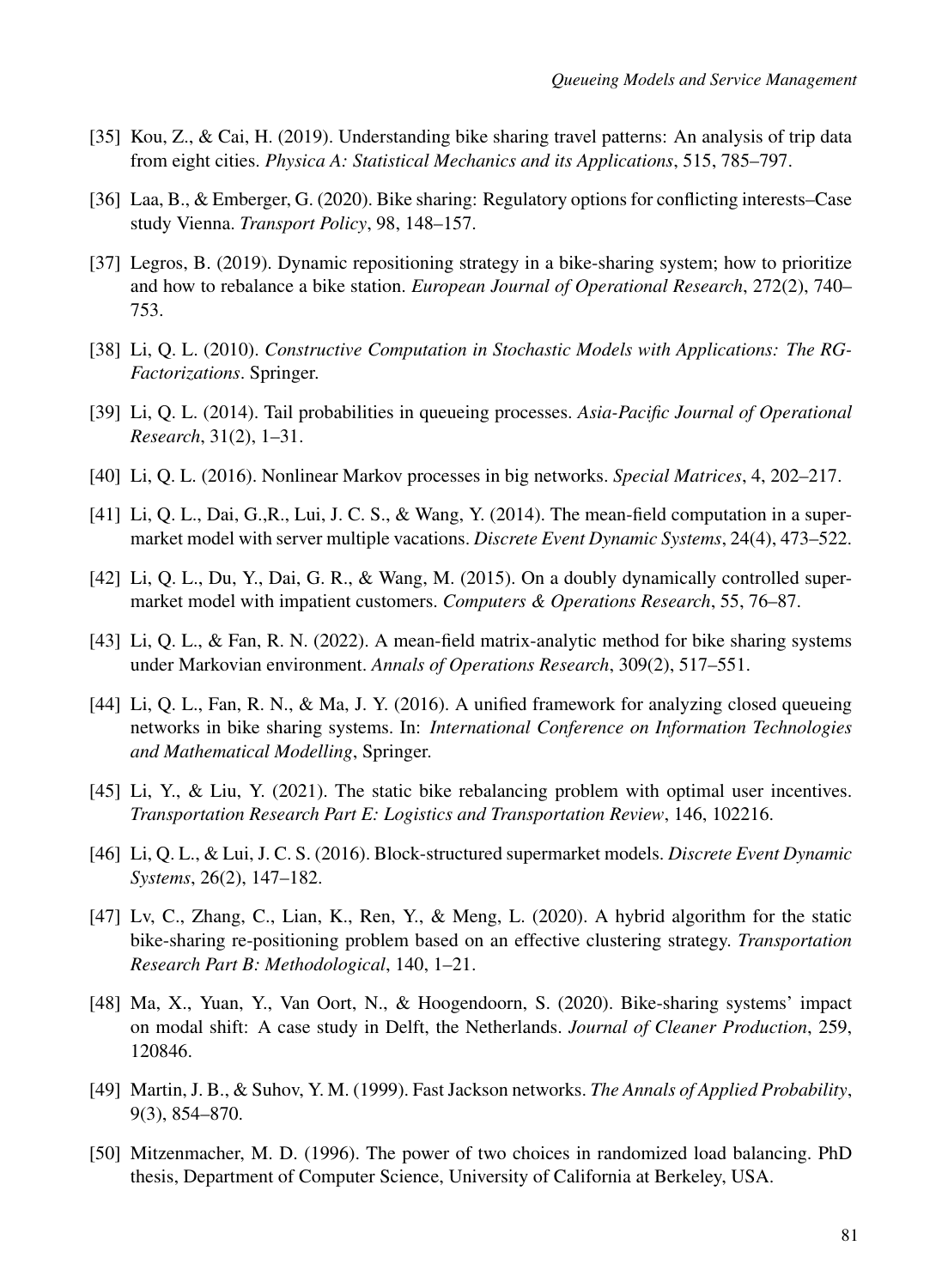[35] Kou, Z., & Cai, H. (2019). Understanding bike sharing travel patterns: An analysis of trip data from eight cities. *Physica A: Statistical Mechanics and its Applications*, 515, 785–797.

[36] Laa, B., & Emberger, G. (2020). Bike sharing: Regulatory options for conflicting interests–Case study Vienna. *Transport Policy*, 98, 148–157.

[37] Legros, B. (2019). Dynamic repositioning strategy in a bike-sharing system; how to prioritize and how to rebalance a bike station. *European Journal of Operational Research*, 272(2), 740–753.

[38] Li, Q. L. (2010). *Constructive Computation in Stochastic Models with Applications: The RG-Factorizations*. Springer.

[39] Li, Q. L. (2014). Tail probabilities in queueing processes. *Asia-Pacific Journal of Operational Research*, 31(2), 1–31.

[40] Li, Q. L. (2016). Nonlinear Markov processes in big networks. *Special Matrices*, 4, 202–217.

[41] Li, Q. L., Dai, G.,R., Lui, J. C. S., & Wang, Y. (2014). The mean-field computation in a supermarket model with server multiple vacations. *Discrete Event Dynamic Systems*, 24(4), 473–522.

[42] Li, Q. L., Du, Y., Dai, G. R., & Wang, M. (2015). On a doubly dynamically controlled supermarket model with impatient customers. *Computers & Operations Research*, 55, 76–87.

[43] Li, Q. L., & Fan, R. N. (2022). A mean-field matrix-analytic method for bike sharing systems under Markovian environment. *Annals of Operations Research*, 309(2), 517–551.

[44] Li, Q. L., Fan, R. N., & Ma, J. Y. (2016). A unified framework for analyzing closed queueing networks in bike sharing systems. In: *International Conference on Information Technologies and Mathematical Modelling*, Springer.

[45] Li, Y., & Liu, Y. (2021). The static bike rebalancing problem with optimal user incentives. *Transportation Research Part E: Logistics and Transportation Review*, 146, 102216.

[46] Li, Q. L., & Lui, J. C. S. (2016). Block-structured supermarket models. *Discrete Event Dynamic Systems*, 26(2), 147–182.

[47] Lv, C., Zhang, C., Lian, K., Ren, Y., & Meng, L. (2020). A hybrid algorithm for the static bike-sharing re-positioning problem based on an effective clustering strategy. *Transportation Research Part B: Methodological*, 140, 1–21.

[48] Ma, X., Yuan, Y., Van Oort, N., & Hoogendoorn, S. (2020). Bike-sharing systems' impact on modal shift: A case study in Delft, the Netherlands. *Journal of Cleaner Production*, 259, 120846.

[49] Martin, J. B., & Suhov, Y. M. (1999). Fast Jackson networks. *The Annals of Applied Probability*, 9(3), 854–870.

[50] Mitzenmacher, M. D. (1996). The power of two choices in randomized load balancing. PhD thesis, Department of Computer Science, University of California at Berkeley, USA.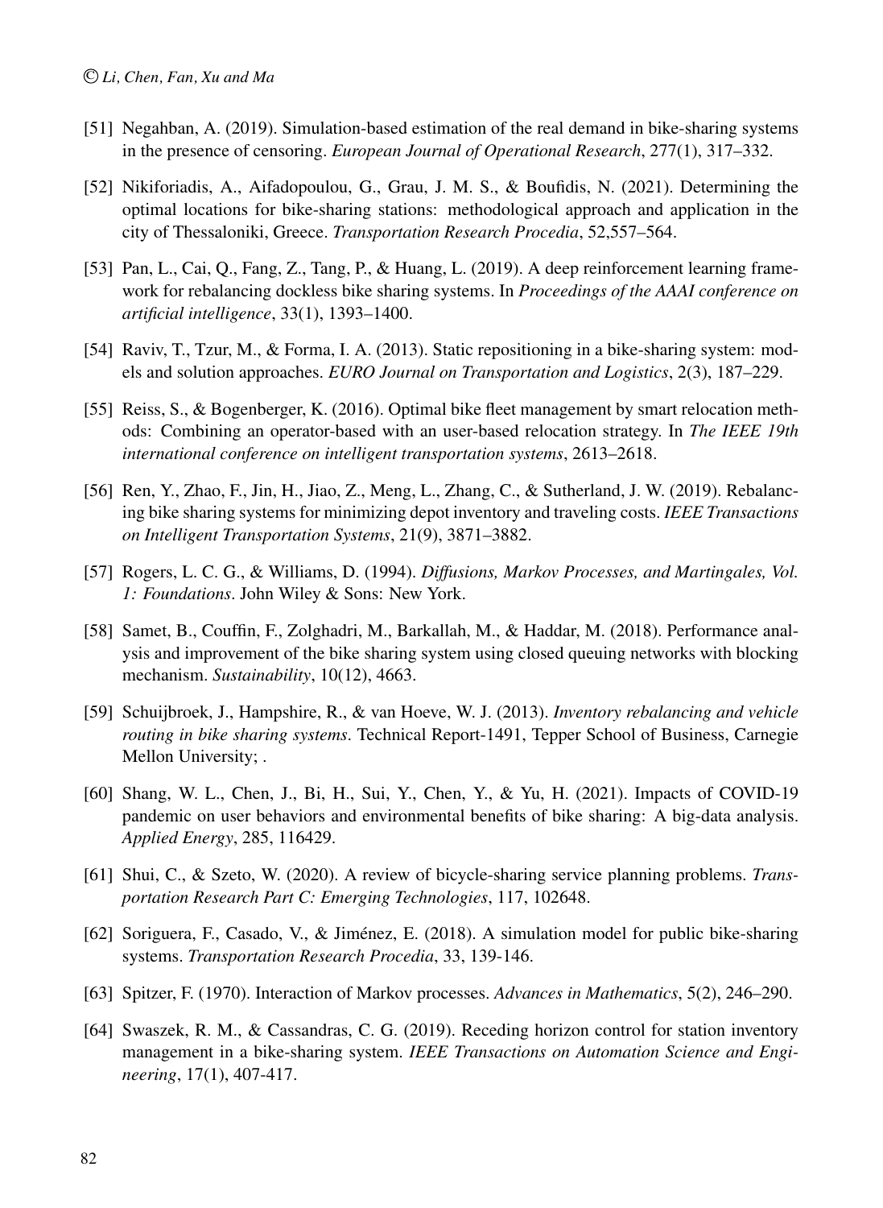[51] Negahban, A. (2019). Simulation-based estimation of the real demand in bike-sharing systems in the presence of censoring. *European Journal of Operational Research*, 277(1), 317–332.

[52] Nikiforiadis, A., Aifadopoulou, G., Grau, J. M. S., & Boufidis, N. (2021). Determining the optimal locations for bike-sharing stations: methodological approach and application in the city of Thessaloniki, Greece. *Transportation Research Procedia*, 52,557–564.

[53] Pan, L., Cai, Q., Fang, Z., Tang, P., & Huang, L. (2019). A deep reinforcement learning framework for rebalancing dockless bike sharing systems. In *Proceedings of the AAAI conference on artificial intelligence*, 33(1), 1393–1400.

[54] Raviv, T., Tzur, M., & Forma, I. A. (2013). Static repositioning in a bike-sharing system: models and solution approaches. *EURO Journal on Transportation and Logistics*, 2(3), 187–229.

[55] Reiss, S., & Bogenberger, K. (2016). Optimal bike fleet management by smart relocation methods: Combining an operator-based with an user-based relocation strategy. In *The IEEE 19th international conference on intelligent transportation systems*, 2613–2618.

[56] Ren, Y., Zhao, F., Jin, H., Jiao, Z., Meng, L., Zhang, C., & Sutherland, J. W. (2019). Rebalancing bike sharing systems for minimizing depot inventory and traveling costs. *IEEE Transactions on Intelligent Transportation Systems*, 21(9), 3871–3882.

[57] Rogers, L. C. G., & Williams, D. (1994). *Diffusions, Markov Processes, and Martingales, Vol. 1: Foundations*. John Wiley & Sons: New York.

[58] Samet, B., Couffin, F., Zolghadri, M., Barkallah, M., & Haddar, M. (2018). Performance analysis and improvement of the bike sharing system using closed queuing networks with blocking mechanism. *Sustainability*, 10(12), 4663.

[59] Schuijbroek, J., Hampshire, R., & van Hoeve, W. J. (2013). *Inventory rebalancing and vehicle routing in bike sharing systems*. Technical Report-1491, Tepper School of Business, Carnegie Mellon University; .

[60] Shang, W. L., Chen, J., Bi, H., Sui, Y., Chen, Y., & Yu, H. (2021). Impacts of COVID-19 pandemic on user behaviors and environmental benefits of bike sharing: A big-data analysis. *Applied Energy*, 285, 116429.

[61] Shui, C., & Szeto, W. (2020). A review of bicycle-sharing service planning problems. *Transportation Research Part C: Emerging Technologies*, 117, 102648.

[62] Soriguera, F., Casado, V., & Jiménez, E. (2018). A simulation model for public bike-sharing systems. *Transportation Research Procedia*, 33, 139-146.

[63] Spitzer, F. (1970). Interaction of Markov processes. *Advances in Mathematics*, 5(2), 246–290.

[64] Swaszek, R. M., & Cassandras, C. G. (2019). Receding horizon control for station inventory management in a bike-sharing system. *IEEE Transactions on Automation Science and Engineering*, 17(1), 407-417.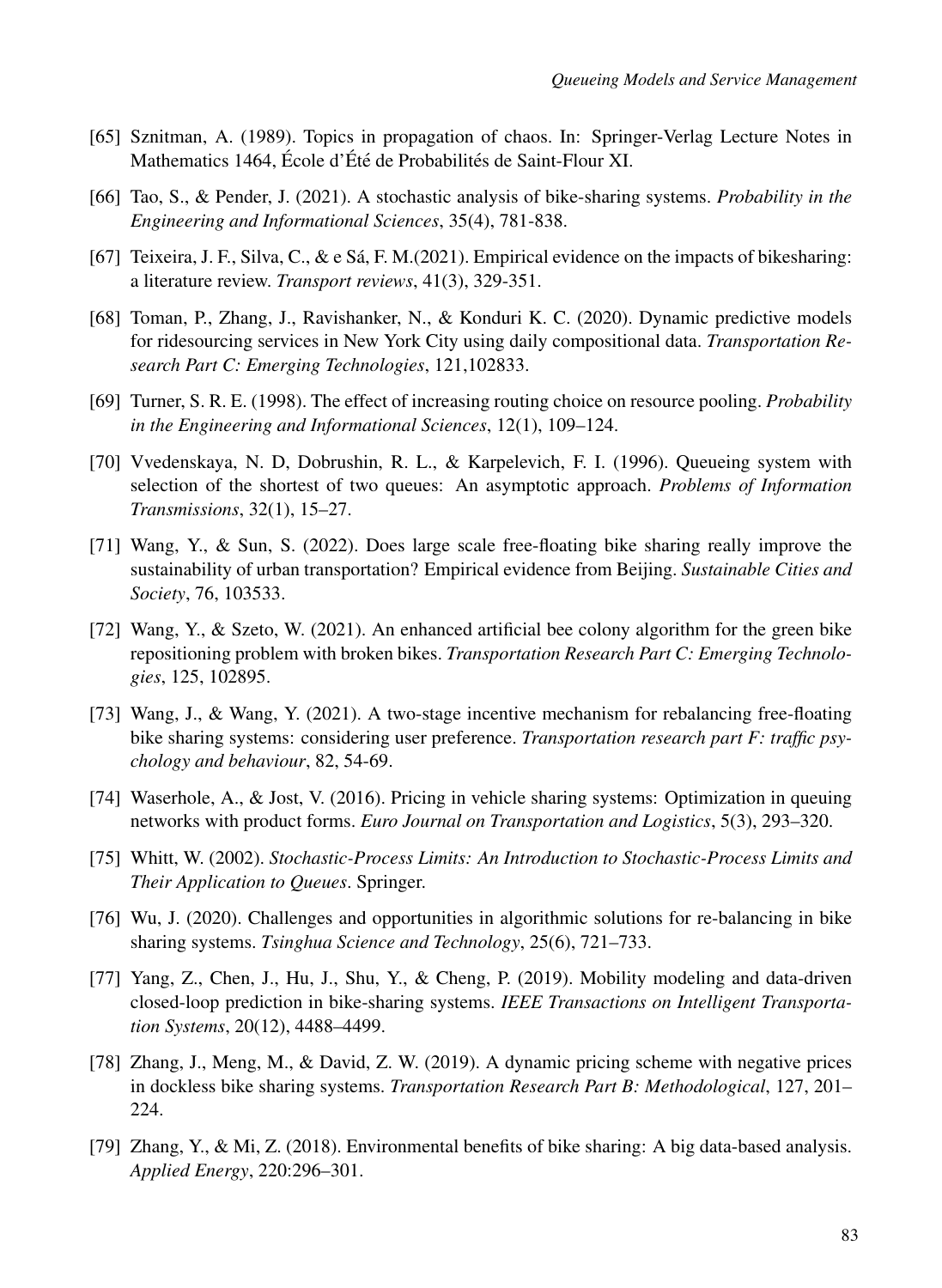[65] Sznitman, A. (1989). Topics in propagation of chaos. In: Springer-Verlag Lecture Notes in Mathematics 1464, École d'Été de Probabilités de Saint-Flour XI.

[66] Tao, S., & Pender, J. (2021). A stochastic analysis of bike-sharing systems. *Probability in the Engineering and Informational Sciences*, 35(4), 781-838.

[67] Teixeira, J. F., Silva, C., & e Sá, F. M.(2021). Empirical evidence on the impacts of bikesharing: a literature review. *Transport reviews*, 41(3), 329-351.

[68] Toman, P., Zhang, J., Ravishanker, N., & Konduri K. C. (2020). Dynamic predictive models for ridesourcing services in New York City using daily compositional data. *Transportation Research Part C: Emerging Technologies*, 121,102833.

[69] Turner, S. R. E. (1998). The effect of increasing routing choice on resource pooling. *Probability in the Engineering and Informational Sciences*, 12(1), 109–124.

[70] Vvedenskaya, N. D, Dobrushin, R. L., & Karpelevich, F. I. (1996). Queueing system with selection of the shortest of two queues: An asymptotic approach. *Problems of Information Transmissions*, 32(1), 15–27.

[71] Wang, Y., & Sun, S. (2022). Does large scale free-floating bike sharing really improve the sustainability of urban transportation? Empirical evidence from Beijing. *Sustainable Cities and Society*, 76, 103533.

[72] Wang, Y., & Szeto, W. (2021). An enhanced artificial bee colony algorithm for the green bike repositioning problem with broken bikes. *Transportation Research Part C: Emerging Technologies*, 125, 102895.

[73] Wang, J., & Wang, Y. (2021). A two-stage incentive mechanism for rebalancing free-floating bike sharing systems: considering user preference. *Transportation research part F: traffic psychology and behaviour*, 82, 54-69.

[74] Waserhole, A., & Jost, V. (2016). Pricing in vehicle sharing systems: Optimization in queuing networks with product forms. *Euro Journal on Transportation and Logistics*, 5(3), 293–320.

[75] Whitt, W. (2002). *Stochastic-Process Limits: An Introduction to Stochastic-Process Limits and Their Application to Queues*. Springer.

[76] Wu, J. (2020). Challenges and opportunities in algorithmic solutions for re-balancing in bike sharing systems. *Tsinghua Science and Technology*, 25(6), 721–733.

[77] Yang, Z., Chen, J., Hu, J., Shu, Y., & Cheng, P. (2019). Mobility modeling and data-driven closed-loop prediction in bike-sharing systems. *IEEE Transactions on Intelligent Transportation Systems*, 20(12), 4488–4499.

[78] Zhang, J., Meng, M., & David, Z. W. (2019). A dynamic pricing scheme with negative prices in dockless bike sharing systems. *Transportation Research Part B: Methodological*, 127, 201–224.

[79] Zhang, Y., & Mi, Z. (2018). Environmental benefits of bike sharing: A big data-based analysis. *Applied Energy*, 220:296–301.